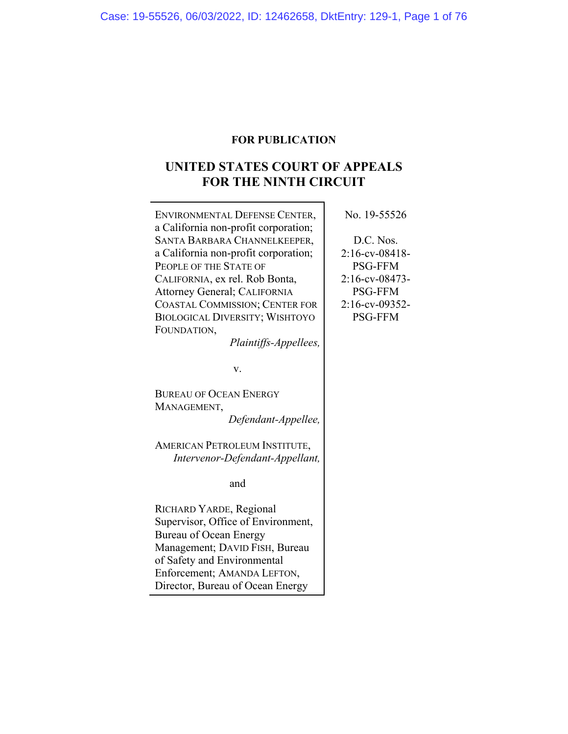**FOR PUBLICATION**

# UNITED STATES COURT OF APPEALS FOR THE NINTH CIRCUIT

ENVIRONMENTAL DEFENSE CENTER, a California non-profit corporation; SANTA BARBARA CHANNELKEEPER, a California non-profit corporation; PEOPLE OF THE STATE OF CALIFORNIA, ex rel. Rob Bonta, Attorney General; CALIFORNIA COASTAL COMMISSION; CENTER FOR BIOLOGICAL DIVERSITY; WISHTOYO FOUNDATION,

*Plaintiffs-Appellees,*

v.

BUREAU OF OCEAN ENERGY MANAGEMENT,

*Defendant-Appellee,*

AMERICAN PETROLEUM INSTITUTE,

*Intervenor-Defendant-Appellant,*

and

RICHARD YARDE, Regional Supervisor, Office of Environment, Bureau of Ocean Energy Management; DAVID FISH, Bureau of Safety and Environmental Enforcement; AMANDA LEFTON, Director, Bureau of Ocean Energy

No. 19-55526

D.C. Nos.
2:16-cv-08418-PSG-FFM
2:16-cv-08473-PSG-FFM
2:16-cv-09352-PSG-FFM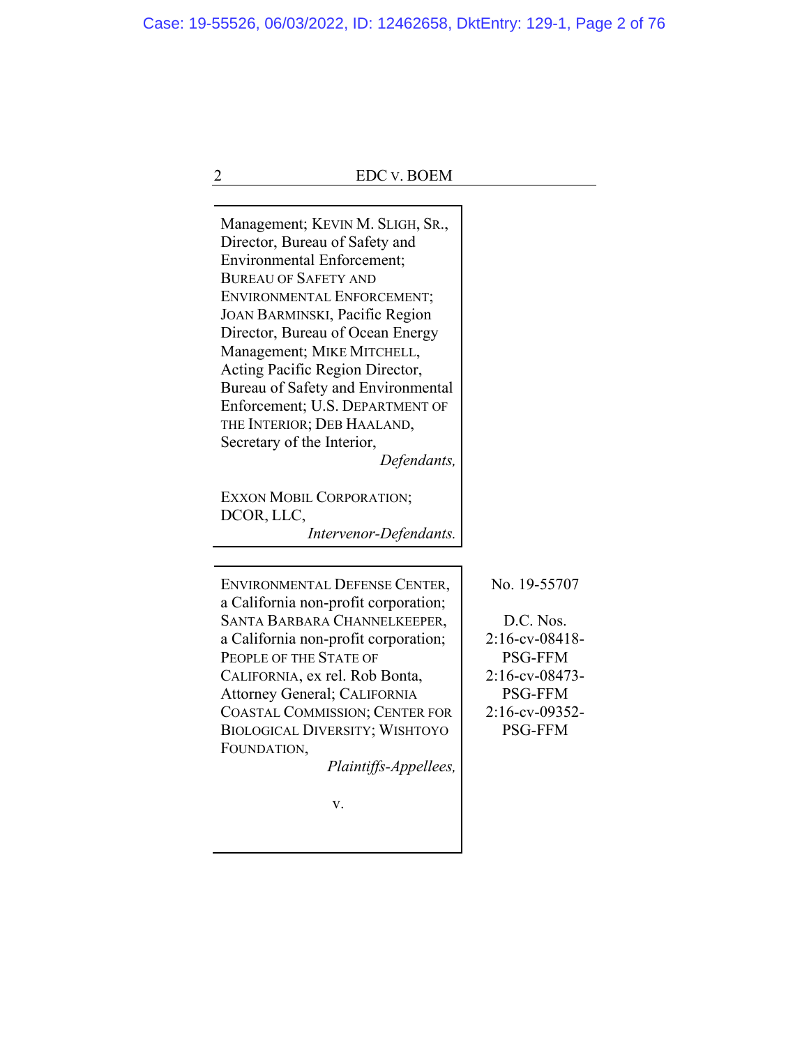Management; KEVIN M. SLIGH, SR., Director, Bureau of Safety and Environmental Enforcement; BUREAU OF SAFETY AND ENVIRONMENTAL ENFORCEMENT; JOAN BARMINSKI, Pacific Region Director, Bureau of Ocean Energy Management; MIKE MITCHELL, Acting Pacific Region Director, Bureau of Safety and Environmental Enforcement; U.S. DEPARTMENT OF THE INTERIOR; DEB HAALAND, Secretary of the Interior,

*Defendants,*

EXXON MOBIL CORPORATION; DCOR, LLC,

*Intervenor-Defendants.*

---

ENVIRONMENTAL DEFENSE CENTER, a California non-profit corporation; SANTA BARBARA CHANNELKEEPER, a California non-profit corporation; PEOPLE OF THE STATE OF CALIFORNIA, ex rel. Rob Bonta, Attorney General; CALIFORNIA COASTAL COMMISSION; CENTER FOR BIOLOGICAL DIVERSITY; WISHTOYO FOUNDATION,

*Plaintiffs-Appellees,*

v.

No. 19-55707

D.C. Nos.
2:16-cv-08418-PSG-FFM
2:16-cv-08473-PSG-FFM
2:16-cv-09352-PSG-FFM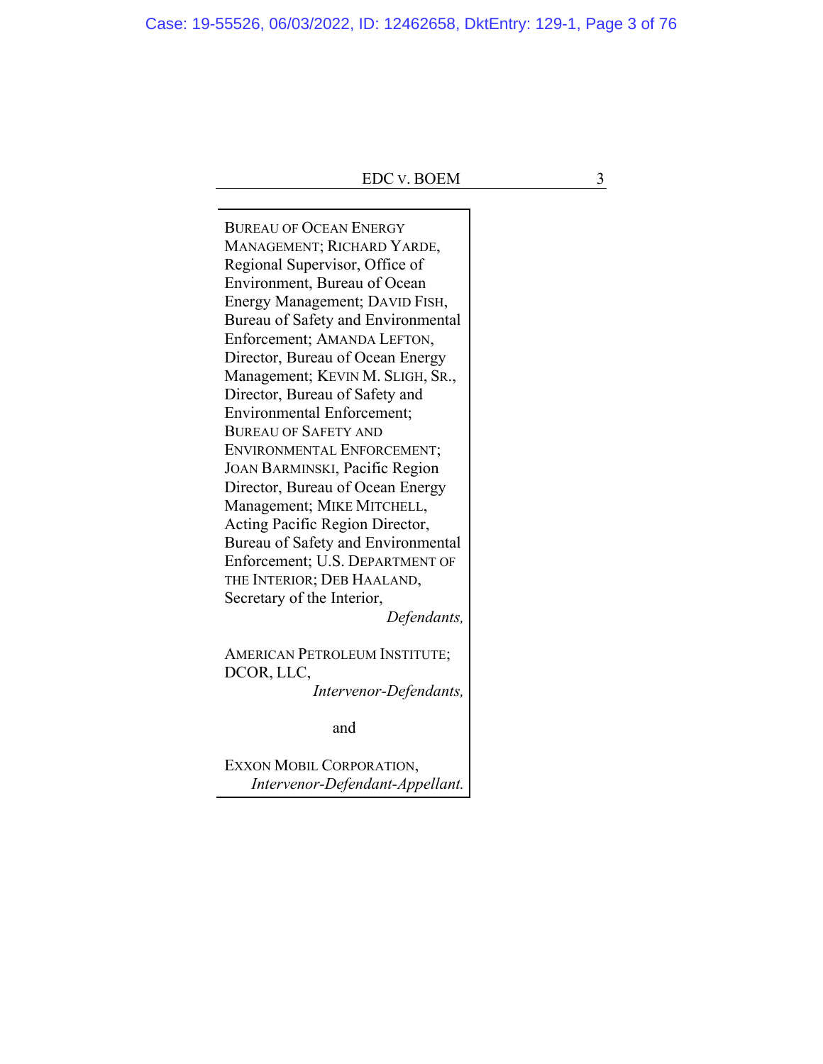BUREAU OF OCEAN ENERGY MANAGEMENT; RICHARD YARDE, Regional Supervisor, Office of Environment, Bureau of Ocean Energy Management; DAVID FISH, Bureau of Safety and Environmental Enforcement; AMANDA LEFTON, Director, Bureau of Ocean Energy Management; KEVIN M. SLIGH, SR., Director, Bureau of Safety and Environmental Enforcement; BUREAU OF SAFETY AND ENVIRONMENTAL ENFORCEMENT; JOAN BARMINSKI, Pacific Region Director, Bureau of Ocean Energy Management; MIKE MITCHELL, Acting Pacific Region Director, Bureau of Safety and Environmental Enforcement; U.S. DEPARTMENT OF THE INTERIOR; DEB HAALAND, Secretary of the Interior,
*Defendants,*

AMERICAN PETROLEUM INSTITUTE; DCOR, LLC,
*Intervenor-Defendants,*

and

EXXON MOBIL CORPORATION,
*Intervenor-Defendant-Appellant.*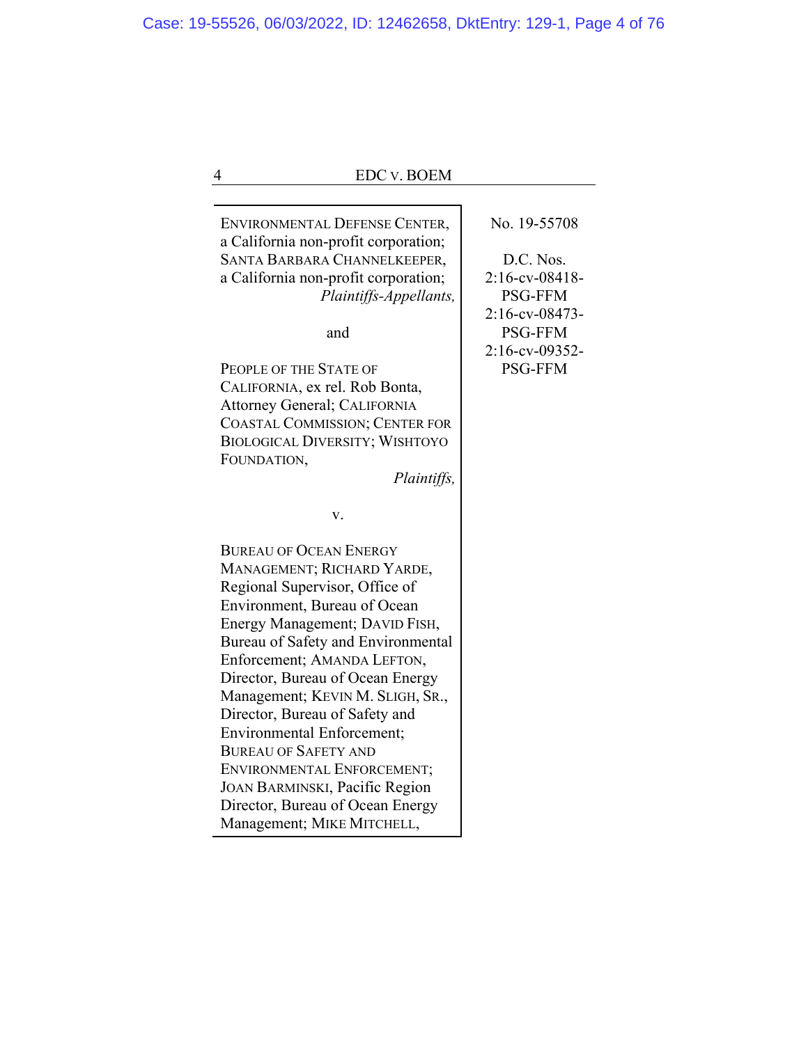ENVIRONMENTAL DEFENSE CENTER, a California non-profit corporation; SANTA BARBARA CHANNELKEEPER, a California non-profit corporation;
*Plaintiffs-Appellants,*

and

PEOPLE OF THE STATE OF CALIFORNIA, ex rel. Rob Bonta, Attorney General; CALIFORNIA COASTAL COMMISSION; CENTER FOR BIOLOGICAL DIVERSITY; WISHTOYO FOUNDATION,
*Plaintiffs,*

v.

BUREAU OF OCEAN ENERGY MANAGEMENT; RICHARD YARDE, Regional Supervisor, Office of Environment, Bureau of Ocean Energy Management; DAVID FISH, Bureau of Safety and Environmental Enforcement; AMANDA LEFTON, Director, Bureau of Ocean Energy Management; KEVIN M. SLIGH, SR., Director, Bureau of Safety and Environmental Enforcement; BUREAU OF SAFETY AND ENVIRONMENTAL ENFORCEMENT; JOAN BARMINSKI, Pacific Region Director, Bureau of Ocean Energy Management; MIKE MITCHELL,

No. 19-55708

D.C. Nos.
2:16-cv-08418-PSG-FFM
2:16-cv-08473-PSG-FFM
2:16-cv-09352-PSG-FFM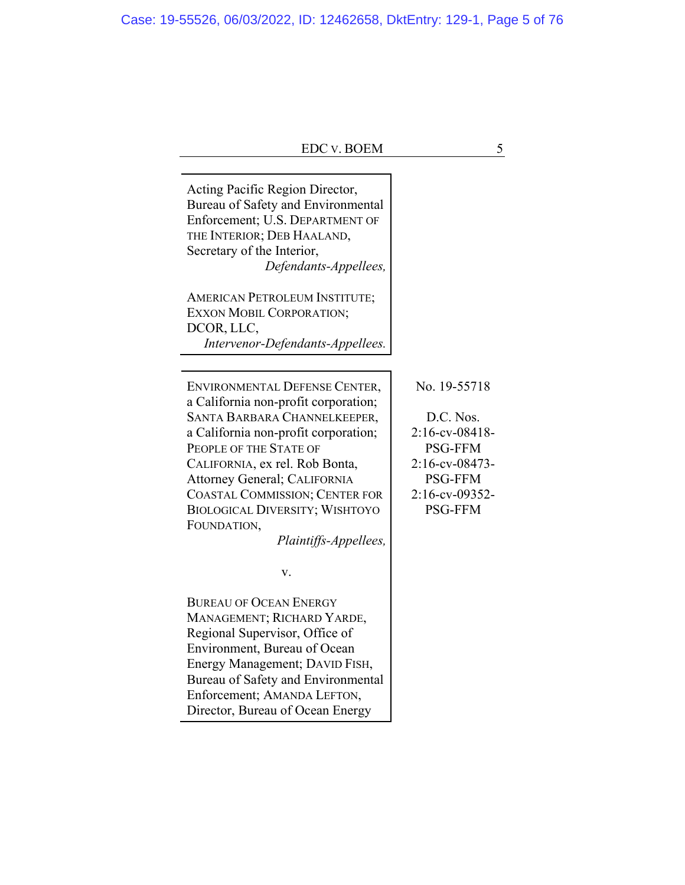Acting Pacific Region Director, Bureau of Safety and Environmental Enforcement; U.S. DEPARTMENT OF THE INTERIOR; DEB HAALAND, Secretary of the Interior,
*Defendants-Appellees,*

AMERICAN PETROLEUM INSTITUTE; EXXON MOBIL CORPORATION; DCOR, LLC,
*Intervenor-Defendants-Appellees.*

---

| | |
|---|---|
| ENVIRONMENTAL DEFENSE CENTER, a California non-profit corporation; SANTA BARBARA CHANNELKEEPER, a California non-profit corporation; PEOPLE OF THE STATE OF CALIFORNIA, ex rel. Rob Bonta, Attorney General; CALIFORNIA COASTAL COMMISSION; CENTER FOR BIOLOGICAL DIVERSITY; WISHTOYO FOUNDATION, *Plaintiffs-Appellees,* | No. 19-55718 |
| v. | D.C. Nos. 2:16-cv-08418-PSG-FFM 2:16-cv-08473-PSG-FFM 2:16-cv-09352-PSG-FFM |
| BUREAU OF OCEAN ENERGY MANAGEMENT; RICHARD YARDE, Regional Supervisor, Office of Environment, Bureau of Ocean Energy Management; DAVID FISH, Bureau of Safety and Environmental Enforcement; AMANDA LEFTON, Director, Bureau of Ocean Energy | |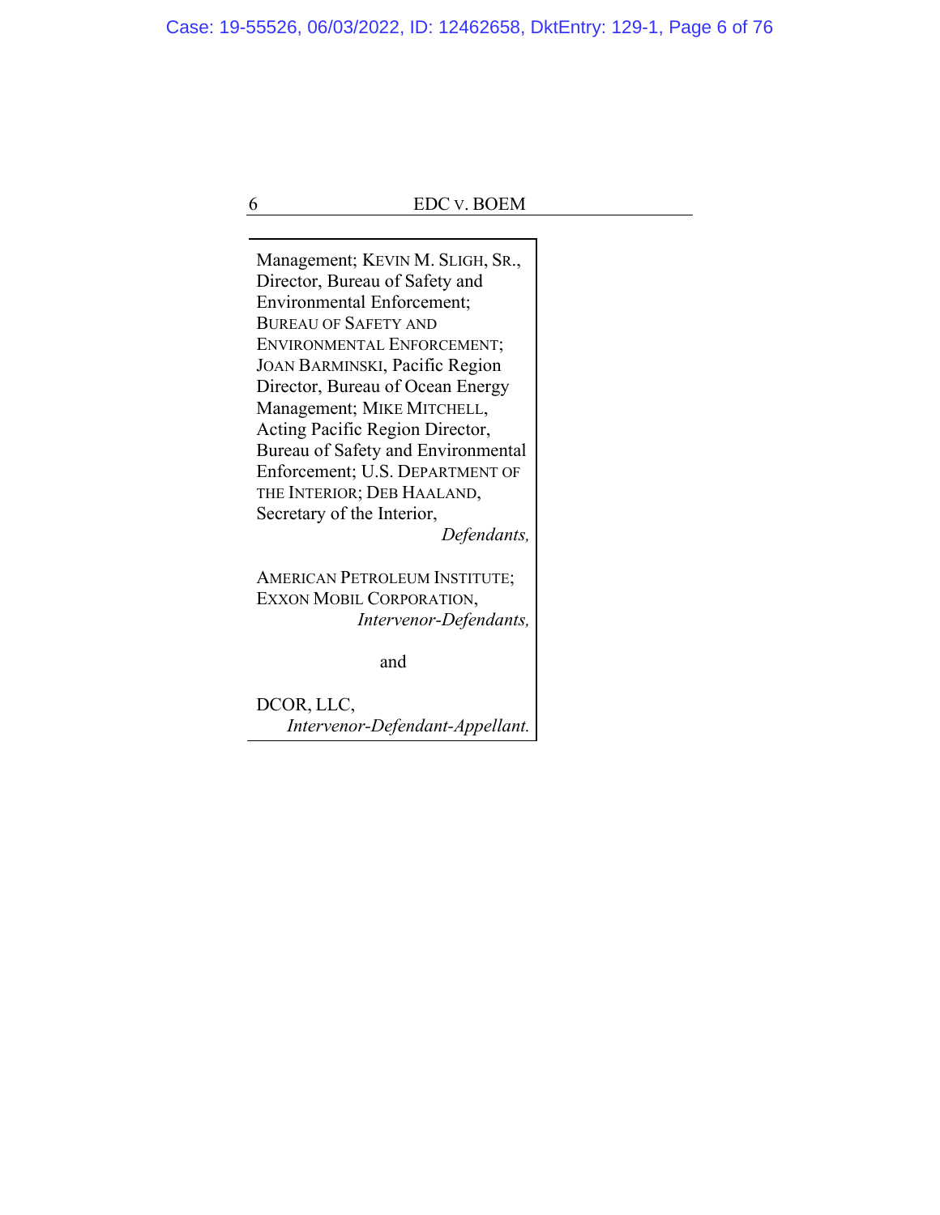Management; KEVIN M. SLIGH, SR., Director, Bureau of Safety and Environmental Enforcement; BUREAU OF SAFETY AND ENVIRONMENTAL ENFORCEMENT; JOAN BARMINSKI, Pacific Region Director, Bureau of Ocean Energy Management; MIKE MITCHELL, Acting Pacific Region Director, Bureau of Safety and Environmental Enforcement; U.S. DEPARTMENT OF THE INTERIOR; DEB HAALAND, Secretary of the Interior,

*Defendants,*

AMERICAN PETROLEUM INSTITUTE; EXXON MOBIL CORPORATION,

*Intervenor-Defendants,*

and

DCOR, LLC,

*Intervenor-Defendant-Appellant.*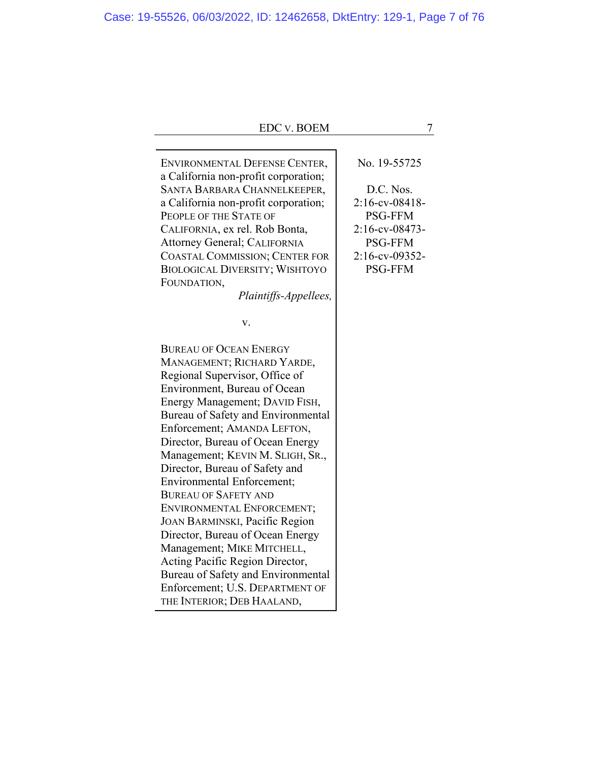| | |
|---|---|
| ENVIRONMENTAL DEFENSE CENTER, a California non-profit corporation; SANTA BARBARA CHANNELKEEPER, a California non-profit corporation; PEOPLE OF THE STATE OF CALIFORNIA, ex rel. Rob Bonta, Attorney General; CALIFORNIA COASTAL COMMISSION; CENTER FOR BIOLOGICAL DIVERSITY; WISHTOYO FOUNDATION,<br>*Plaintiffs-Appellees,*<br><br>v.<br><br>BUREAU OF OCEAN ENERGY MANAGEMENT; RICHARD YARDE, Regional Supervisor, Office of Environment, Bureau of Ocean Energy Management; DAVID FISH, Bureau of Safety and Environmental Enforcement; AMANDA LEFTON, Director, Bureau of Ocean Energy Management; KEVIN M. SLIGH, SR., Director, Bureau of Safety and Environmental Enforcement; BUREAU OF SAFETY AND ENVIRONMENTAL ENFORCEMENT; JOAN BARMINSKI, Pacific Region Director, Bureau of Ocean Energy Management; MIKE MITCHELL, Acting Pacific Region Director, Bureau of Safety and Environmental Enforcement; U.S. DEPARTMENT OF THE INTERIOR; DEB HAALAND, | No. 19-55725<br><br>D.C. Nos.<br>2:16-cv-08418-PSG-FFM<br>2:16-cv-08473-PSG-FFM<br>2:16-cv-09352-PSG-FFM |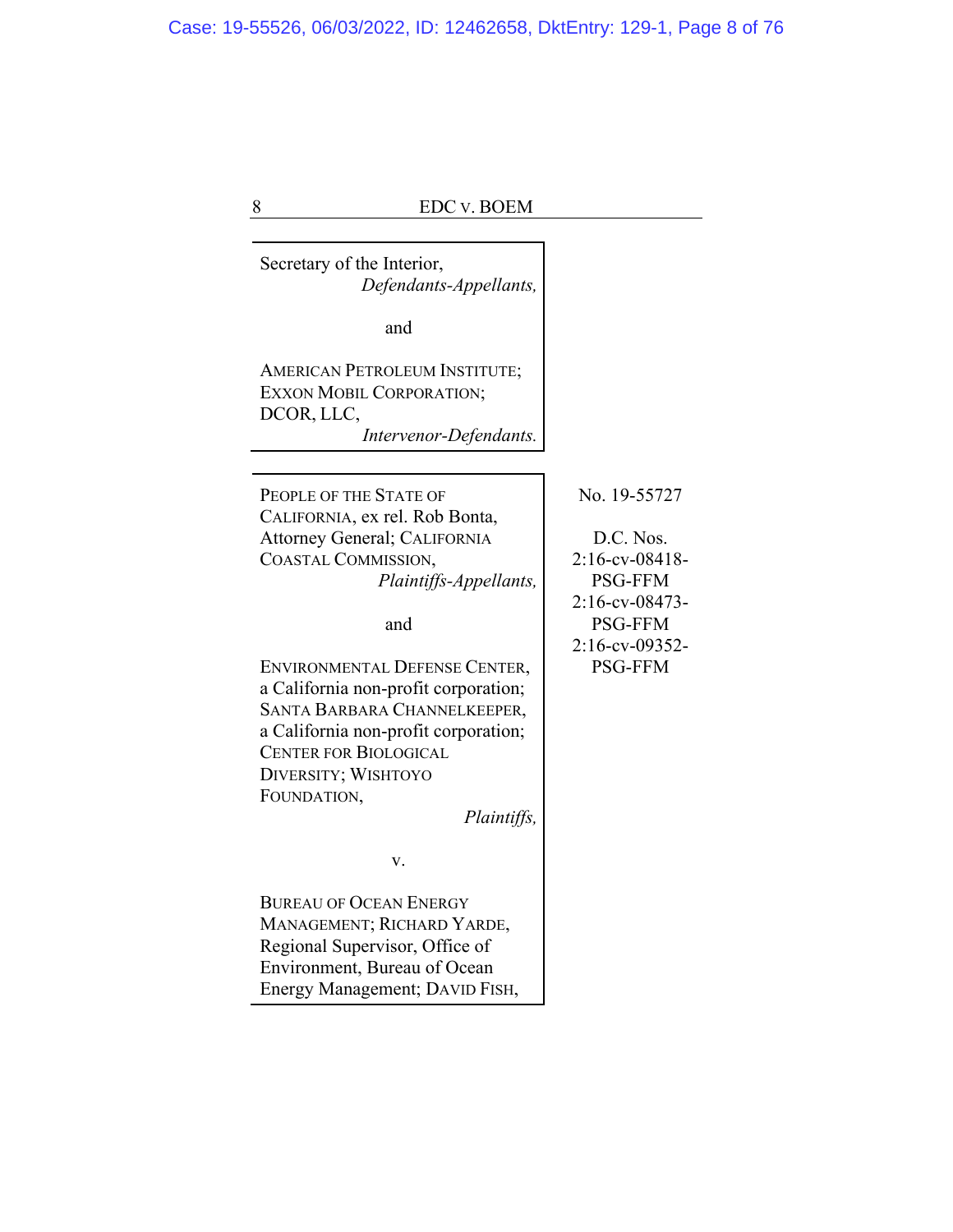Secretary of the Interior,
*Defendants-Appellants,*

and

AMERICAN PETROLEUM INSTITUTE; EXXON MOBIL CORPORATION; DCOR, LLC,
*Intervenor-Defendants.*

---

PEOPLE OF THE STATE OF CALIFORNIA, ex rel. Rob Bonta, Attorney General; CALIFORNIA COASTAL COMMISSION,
*Plaintiffs-Appellants,*

and

ENVIRONMENTAL DEFENSE CENTER, a California non-profit corporation; SANTA BARBARA CHANNELKEEPER, a California non-profit corporation; CENTER FOR BIOLOGICAL DIVERSITY; WISHTOYO FOUNDATION,
*Plaintiffs,*

v.

BUREAU OF OCEAN ENERGY MANAGEMENT; RICHARD YARDE, Regional Supervisor, Office of Environment, Bureau of Ocean Energy Management; DAVID FISH,

No. 19-55727

D.C. Nos.
2:16-cv-08418-PSG-FFM
2:16-cv-08473-PSG-FFM
2:16-cv-09352-PSG-FFM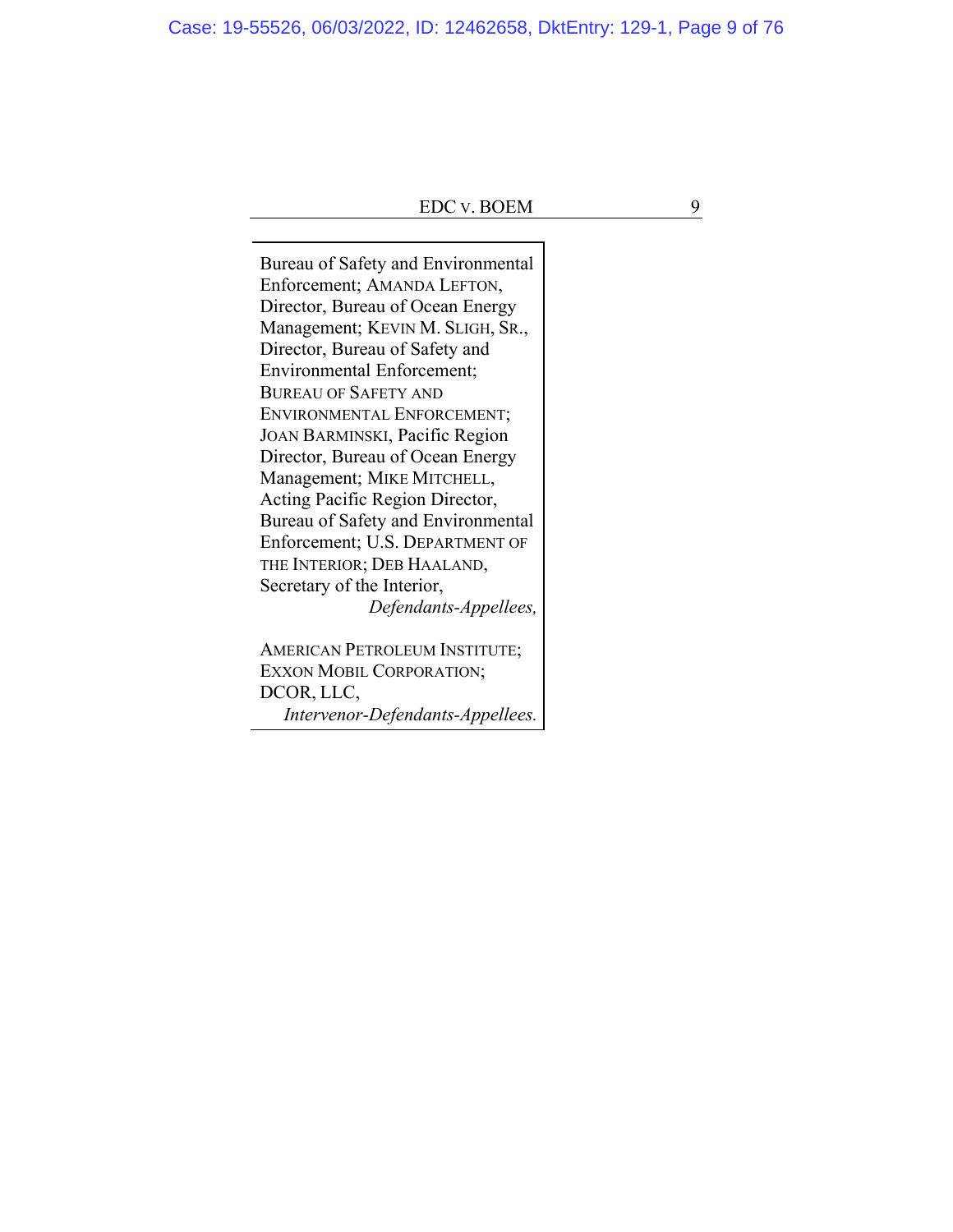Bureau of Safety and Environmental Enforcement; AMANDA LEFTON, Director, Bureau of Ocean Energy Management; KEVIN M. SLIGH, SR., Director, Bureau of Safety and Environmental Enforcement; BUREAU OF SAFETY AND ENVIRONMENTAL ENFORCEMENT; JOAN BARMINSKI, Pacific Region Director, Bureau of Ocean Energy Management; MIKE MITCHELL, Acting Pacific Region Director, Bureau of Safety and Environmental Enforcement; U.S. DEPARTMENT OF THE INTERIOR; DEB HAALAND, Secretary of the Interior,
*Defendants-Appellees,*

AMERICAN PETROLEUM INSTITUTE; EXXON MOBIL CORPORATION; DCOR, LLC,
*Intervenor-Defendants-Appellees.*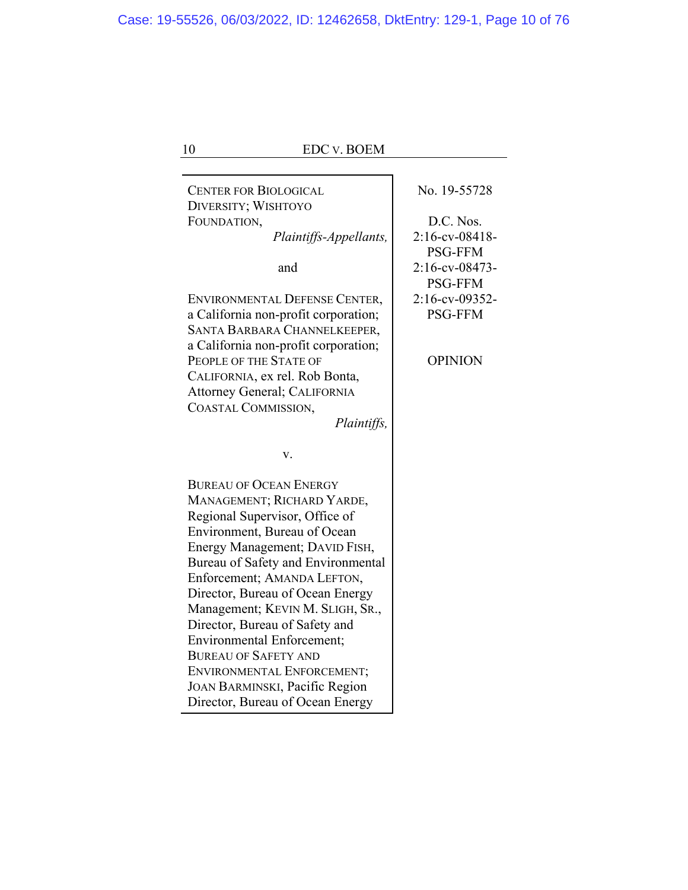CENTER FOR BIOLOGICAL DIVERSITY; WISHTOYO FOUNDATION,
*Plaintiffs-Appellants,*

and

ENVIRONMENTAL DEFENSE CENTER, a California non-profit corporation; SANTA BARBARA CHANNELKEEPER, a California non-profit corporation; PEOPLE OF THE STATE OF CALIFORNIA, ex rel. Rob Bonta, Attorney General; CALIFORNIA COASTAL COMMISSION,
*Plaintiffs,*

v.

BUREAU OF OCEAN ENERGY MANAGEMENT; RICHARD YARDE, Regional Supervisor, Office of Environment, Bureau of Ocean Energy Management; DAVID FISH, Bureau of Safety and Environmental Enforcement; AMANDA LEFTON, Director, Bureau of Ocean Energy Management; KEVIN M. SLIGH, SR., Director, Bureau of Safety and Environmental Enforcement; BUREAU OF SAFETY AND ENVIRONMENTAL ENFORCEMENT; JOAN BARMINSKI, Pacific Region Director, Bureau of Ocean Energy

No. 19-55728

D.C. Nos.
2:16-cv-08418-PSG-FFM
2:16-cv-08473-PSG-FFM
2:16-cv-09352-PSG-FFM

OPINION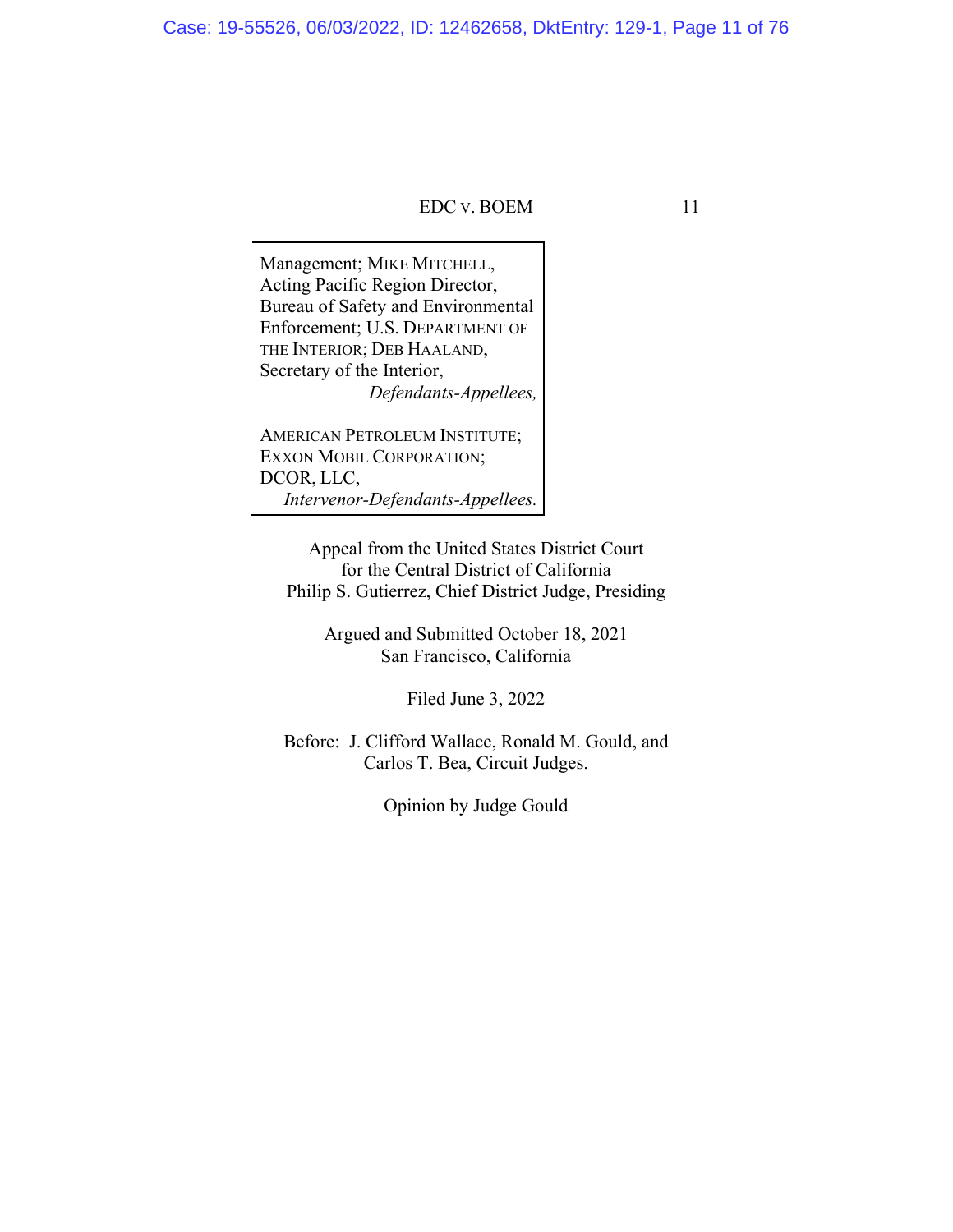Management; MIKE MITCHELL, Acting Pacific Region Director, Bureau of Safety and Environmental Enforcement; U.S. DEPARTMENT OF THE INTERIOR; DEB HAALAND, Secretary of the Interior,
*Defendants-Appellees,*

AMERICAN PETROLEUM INSTITUTE; EXXON MOBIL CORPORATION; DCOR, LLC,
*Intervenor-Defendants-Appellees.*

Appeal from the United States District Court
for the Central District of California
Philip S. Gutierrez, Chief District Judge, Presiding

Argued and Submitted October 18, 2021
San Francisco, California

Filed June 3, 2022

Before: J. Clifford Wallace, Ronald M. Gould, and
Carlos T. Bea, Circuit Judges.

Opinion by Judge Gould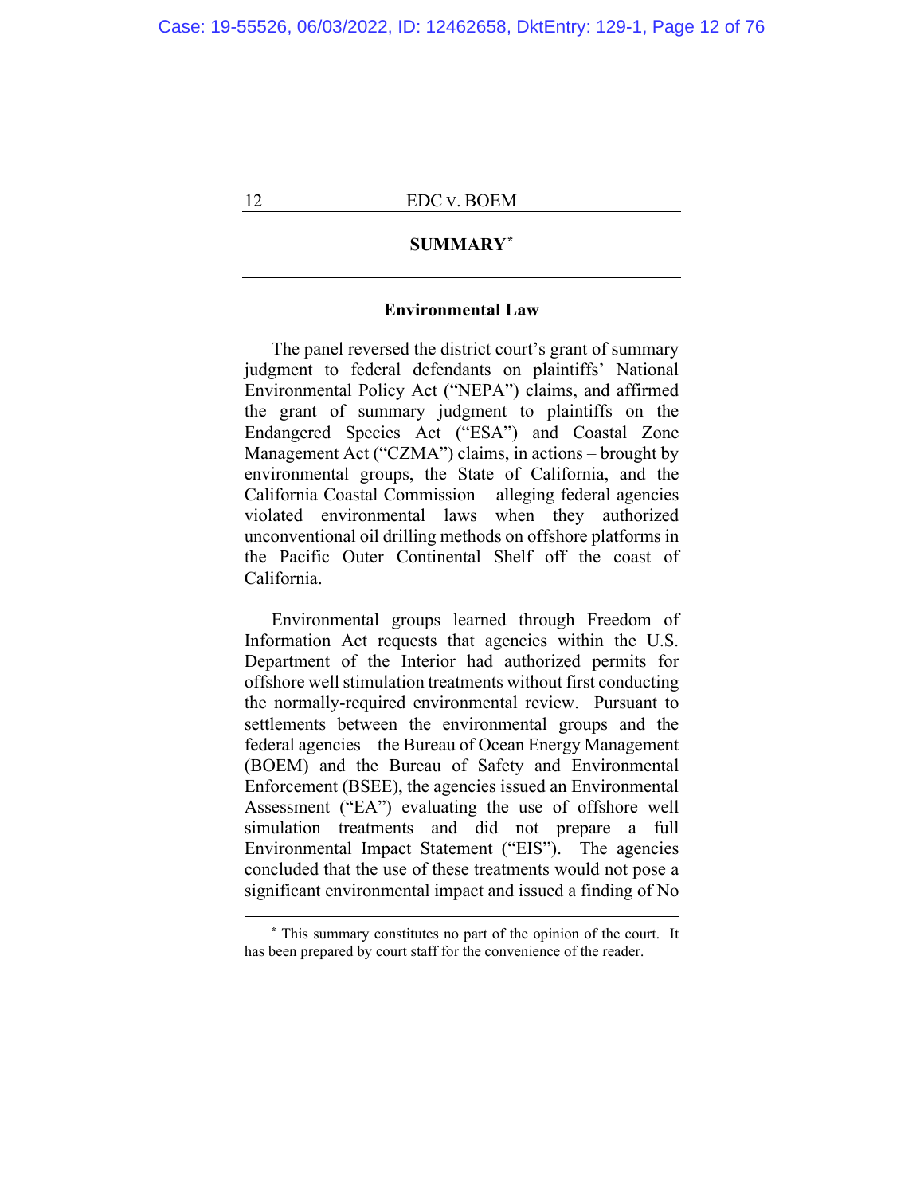## SUMMARY[*]

### Environmental Law

The panel reversed the district court's grant of summary judgment to federal defendants on plaintiffs' National Environmental Policy Act ("NEPA") claims, and affirmed the grant of summary judgment to plaintiffs on the Endangered Species Act ("ESA") and Coastal Zone Management Act ("CZMA") claims, in actions – brought by environmental groups, the State of California, and the California Coastal Commission – alleging federal agencies violated environmental laws when they authorized unconventional oil drilling methods on offshore platforms in the Pacific Outer Continental Shelf off the coast of California.

Environmental groups learned through Freedom of Information Act requests that agencies within the U.S. Department of the Interior had authorized permits for offshore well stimulation treatments without first conducting the normally-required environmental review. Pursuant to settlements between the environmental groups and the federal agencies – the Bureau of Ocean Energy Management (BOEM) and the Bureau of Safety and Environmental Enforcement (BSEE), the agencies issued an Environmental Assessment ("EA") evaluating the use of offshore well simulation treatments and did not prepare a full Environmental Impact Statement ("EIS"). The agencies concluded that the use of these treatments would not pose a significant environmental impact and issued a finding of No

---

[*] This summary constitutes no part of the opinion of the court. It has been prepared by court staff for the convenience of the reader.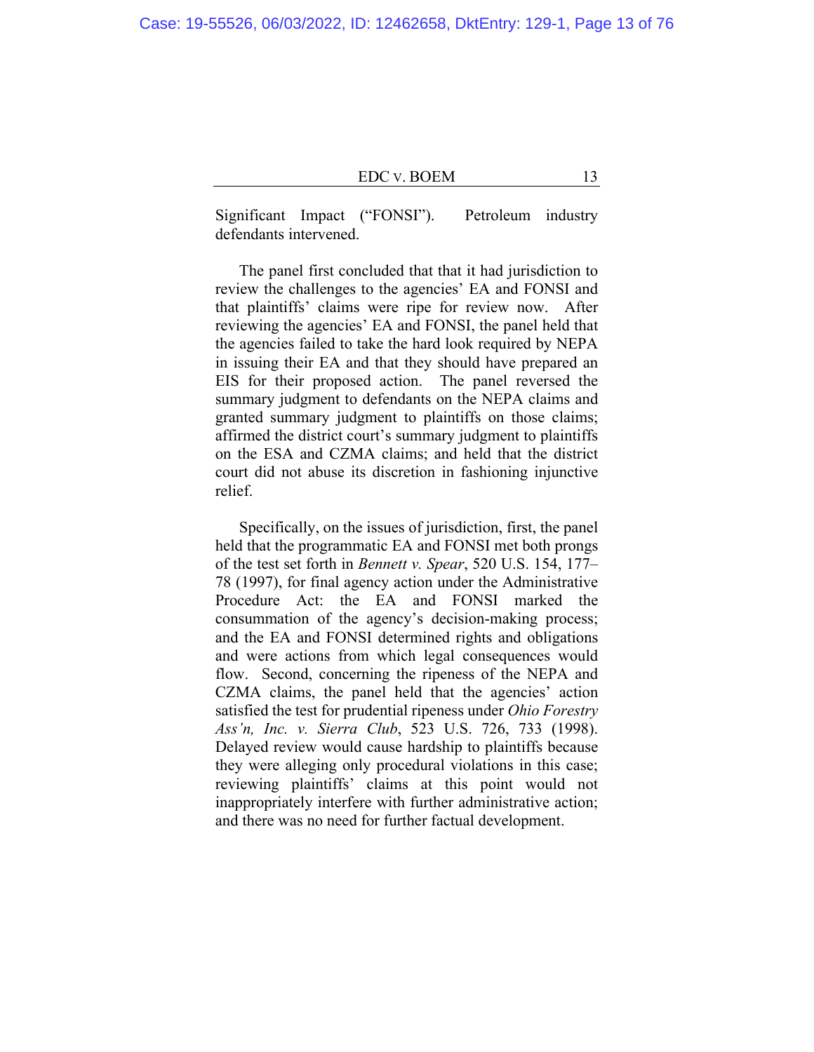Significant Impact ("FONSI"). Petroleum industry defendants intervened.

The panel first concluded that that it had jurisdiction to review the challenges to the agencies' EA and FONSI and that plaintiffs' claims were ripe for review now. After reviewing the agencies' EA and FONSI, the panel held that the agencies failed to take the hard look required by NEPA in issuing their EA and that they should have prepared an EIS for their proposed action. The panel reversed the summary judgment to defendants on the NEPA claims and granted summary judgment to plaintiffs on those claims; affirmed the district court's summary judgment to plaintiffs on the ESA and CZMA claims; and held that the district court did not abuse its discretion in fashioning injunctive relief.

Specifically, on the issues of jurisdiction, first, the panel held that the programmatic EA and FONSI met both prongs of the test set forth in *Bennett v. Spear*, 520 U.S. 154, 177–78 (1997), for final agency action under the Administrative Procedure Act: the EA and FONSI marked the consummation of the agency's decision-making process; and the EA and FONSI determined rights and obligations and were actions from which legal consequences would flow. Second, concerning the ripeness of the NEPA and CZMA claims, the panel held that the agencies' action satisfied the test for prudential ripeness under *Ohio Forestry Ass'n, Inc. v. Sierra Club*, 523 U.S. 726, 733 (1998). Delayed review would cause hardship to plaintiffs because they were alleging only procedural violations in this case; reviewing plaintiffs' claims at this point would not inappropriately interfere with further administrative action; and there was no need for further factual development.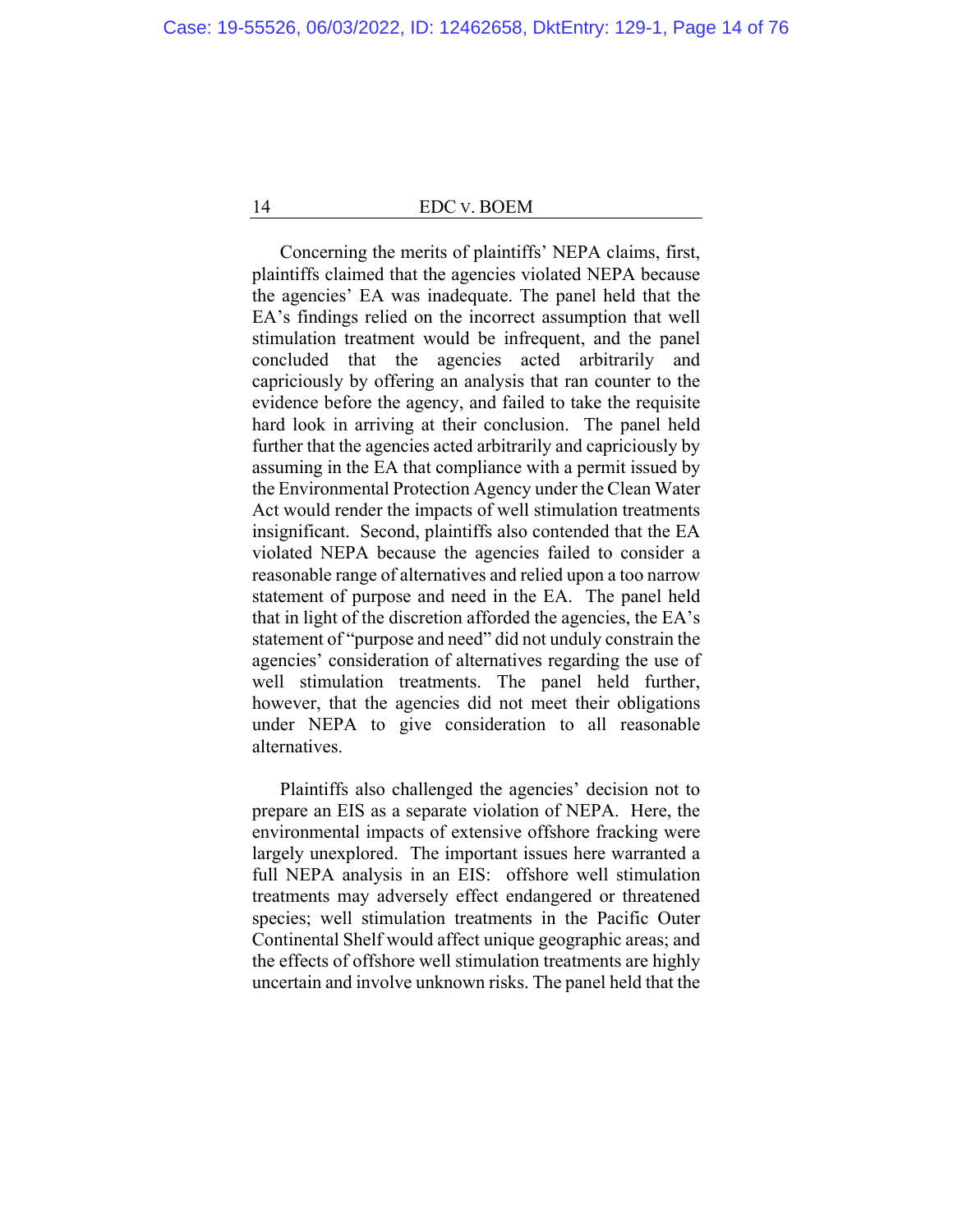Concerning the merits of plaintiffs' NEPA claims, first, plaintiffs claimed that the agencies violated NEPA because the agencies' EA was inadequate. The panel held that the EA's findings relied on the incorrect assumption that well stimulation treatment would be infrequent, and the panel concluded that the agencies acted arbitrarily and capriciously by offering an analysis that ran counter to the evidence before the agency, and failed to take the requisite hard look in arriving at their conclusion. The panel held further that the agencies acted arbitrarily and capriciously by assuming in the EA that compliance with a permit issued by the Environmental Protection Agency under the Clean Water Act would render the impacts of well stimulation treatments insignificant. Second, plaintiffs also contended that the EA violated NEPA because the agencies failed to consider a reasonable range of alternatives and relied upon a too narrow statement of purpose and need in the EA. The panel held that in light of the discretion afforded the agencies, the EA's statement of "purpose and need" did not unduly constrain the agencies' consideration of alternatives regarding the use of well stimulation treatments. The panel held further, however, that the agencies did not meet their obligations under NEPA to give consideration to all reasonable alternatives.

Plaintiffs also challenged the agencies' decision not to prepare an EIS as a separate violation of NEPA. Here, the environmental impacts of extensive offshore fracking were largely unexplored. The important issues here warranted a full NEPA analysis in an EIS: offshore well stimulation treatments may adversely effect endangered or threatened species; well stimulation treatments in the Pacific Outer Continental Shelf would affect unique geographic areas; and the effects of offshore well stimulation treatments are highly uncertain and involve unknown risks. The panel held that the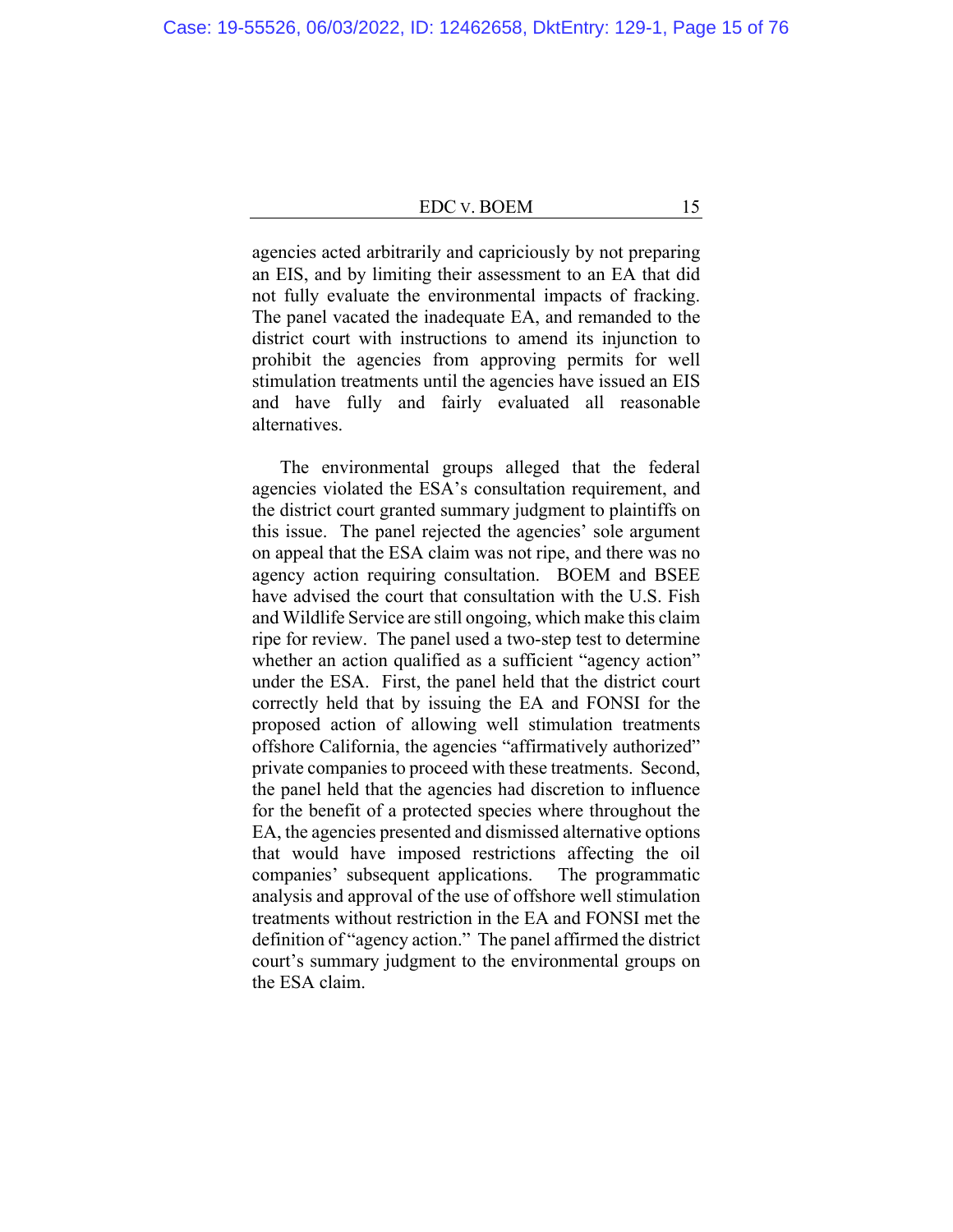agencies acted arbitrarily and capriciously by not preparing an EIS, and by limiting their assessment to an EA that did not fully evaluate the environmental impacts of fracking. The panel vacated the inadequate EA, and remanded to the district court with instructions to amend its injunction to prohibit the agencies from approving permits for well stimulation treatments until the agencies have issued an EIS and have fully and fairly evaluated all reasonable alternatives.

The environmental groups alleged that the federal agencies violated the ESA's consultation requirement, and the district court granted summary judgment to plaintiffs on this issue. The panel rejected the agencies' sole argument on appeal that the ESA claim was not ripe, and there was no agency action requiring consultation. BOEM and BSEE have advised the court that consultation with the U.S. Fish and Wildlife Service are still ongoing, which make this claim ripe for review. The panel used a two-step test to determine whether an action qualified as a sufficient "agency action" under the ESA. First, the panel held that the district court correctly held that by issuing the EA and FONSI for the proposed action of allowing well stimulation treatments offshore California, the agencies "affirmatively authorized" private companies to proceed with these treatments. Second, the panel held that the agencies had discretion to influence for the benefit of a protected species where throughout the EA, the agencies presented and dismissed alternative options that would have imposed restrictions affecting the oil companies' subsequent applications. The programmatic analysis and approval of the use of offshore well stimulation treatments without restriction in the EA and FONSI met the definition of "agency action." The panel affirmed the district court's summary judgment to the environmental groups on the ESA claim.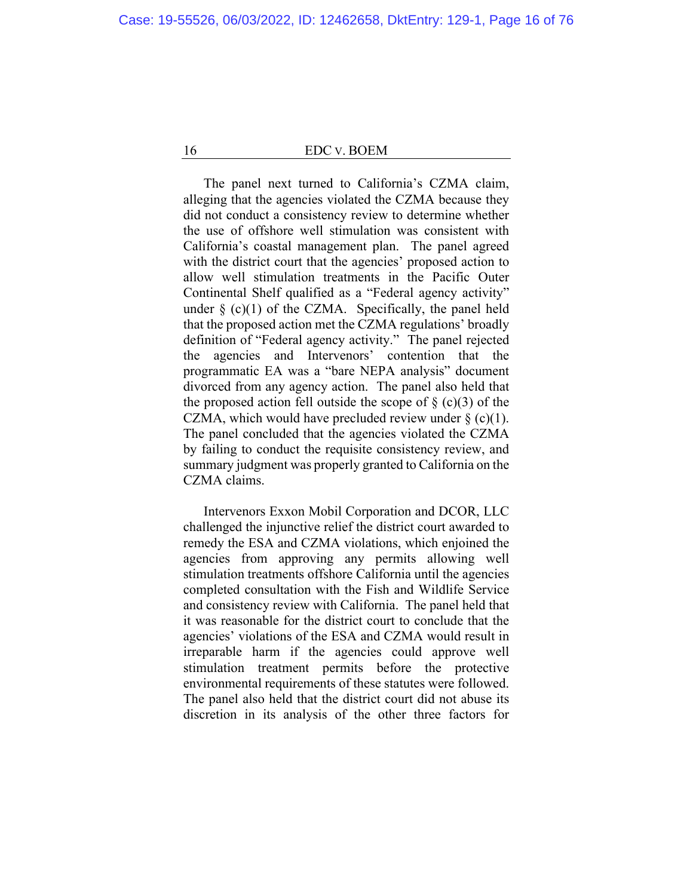The panel next turned to California's CZMA claim, alleging that the agencies violated the CZMA because they did not conduct a consistency review to determine whether the use of offshore well stimulation was consistent with California's coastal management plan. The panel agreed with the district court that the agencies' proposed action to allow well stimulation treatments in the Pacific Outer Continental Shelf qualified as a "Federal agency activity" under § (c)(1) of the CZMA. Specifically, the panel held that the proposed action met the CZMA regulations' broadly definition of "Federal agency activity." The panel rejected the agencies and Intervenors' contention that the programmatic EA was a "bare NEPA analysis" document divorced from any agency action. The panel also held that the proposed action fell outside the scope of § (c)(3) of the CZMA, which would have precluded review under § (c)(1). The panel concluded that the agencies violated the CZMA by failing to conduct the requisite consistency review, and summary judgment was properly granted to California on the CZMA claims.

Intervenors Exxon Mobil Corporation and DCOR, LLC challenged the injunctive relief the district court awarded to remedy the ESA and CZMA violations, which enjoined the agencies from approving any permits allowing well stimulation treatments offshore California until the agencies completed consultation with the Fish and Wildlife Service and consistency review with California. The panel held that it was reasonable for the district court to conclude that the agencies' violations of the ESA and CZMA would result in irreparable harm if the agencies could approve well stimulation treatment permits before the protective environmental requirements of these statutes were followed. The panel also held that the district court did not abuse its discretion in its analysis of the other three factors for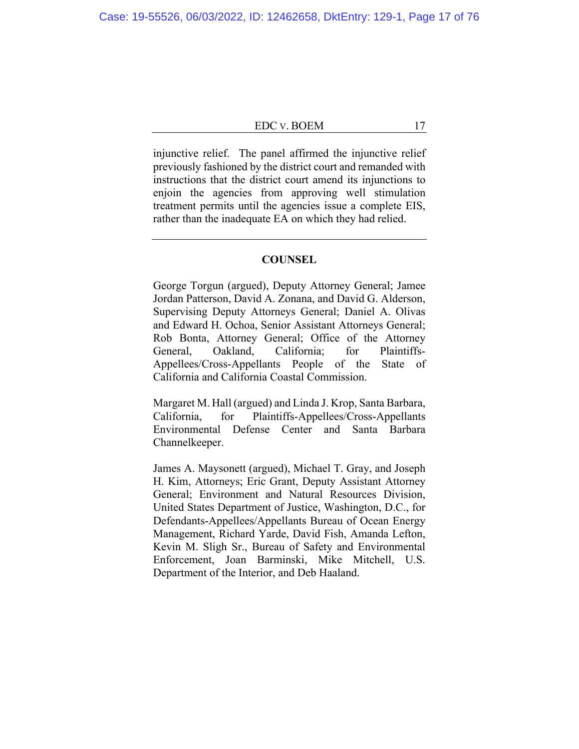injunctive relief. The panel affirmed the injunctive relief previously fashioned by the district court and remanded with instructions that the district court amend its injunctions to enjoin the agencies from approving well stimulation treatment permits until the agencies issue a complete EIS, rather than the inadequate EA on which they had relied.

---

## COUNSEL

George Torgun (argued), Deputy Attorney General; Jamee Jordan Patterson, David A. Zonana, and David G. Alderson, Supervising Deputy Attorneys General; Daniel A. Olivas and Edward H. Ochoa, Senior Assistant Attorneys General; Rob Bonta, Attorney General; Office of the Attorney General, Oakland, California; for Plaintiffs-Appellees/Cross-Appellants People of the State of California and California Coastal Commission.

Margaret M. Hall (argued) and Linda J. Krop, Santa Barbara, California, for Plaintiffs-Appellees/Cross-Appellants Environmental Defense Center and Santa Barbara Channelkeeper.

James A. Maysonett (argued), Michael T. Gray, and Joseph H. Kim, Attorneys; Eric Grant, Deputy Assistant Attorney General; Environment and Natural Resources Division, United States Department of Justice, Washington, D.C., for Defendants-Appellees/Appellants Bureau of Ocean Energy Management, Richard Yarde, David Fish, Amanda Lefton, Kevin M. Sligh Sr., Bureau of Safety and Environmental Enforcement, Joan Barminski, Mike Mitchell, U.S. Department of the Interior, and Deb Haaland.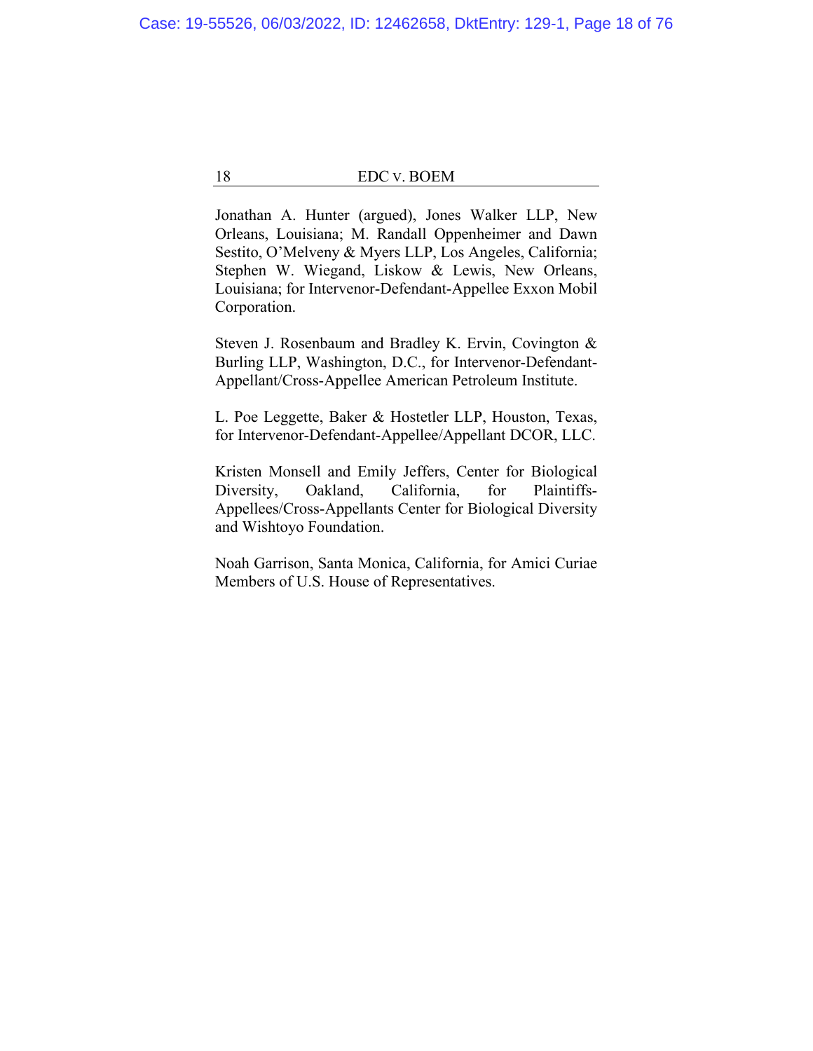Jonathan A. Hunter (argued), Jones Walker LLP, New Orleans, Louisiana; M. Randall Oppenheimer and Dawn Sestito, O'Melveny & Myers LLP, Los Angeles, California; Stephen W. Wiegand, Liskow & Lewis, New Orleans, Louisiana; for Intervenor-Defendant-Appellee Exxon Mobil Corporation.

Steven J. Rosenbaum and Bradley K. Ervin, Covington & Burling LLP, Washington, D.C., for Intervenor-Defendant-Appellant/Cross-Appellee American Petroleum Institute.

L. Poe Leggette, Baker & Hostetler LLP, Houston, Texas, for Intervenor-Defendant-Appellee/Appellant DCOR, LLC.

Kristen Monsell and Emily Jeffers, Center for Biological Diversity, Oakland, California, for Plaintiffs-Appellees/Cross-Appellants Center for Biological Diversity and Wishtoyo Foundation.

Noah Garrison, Santa Monica, California, for Amici Curiae Members of U.S. House of Representatives.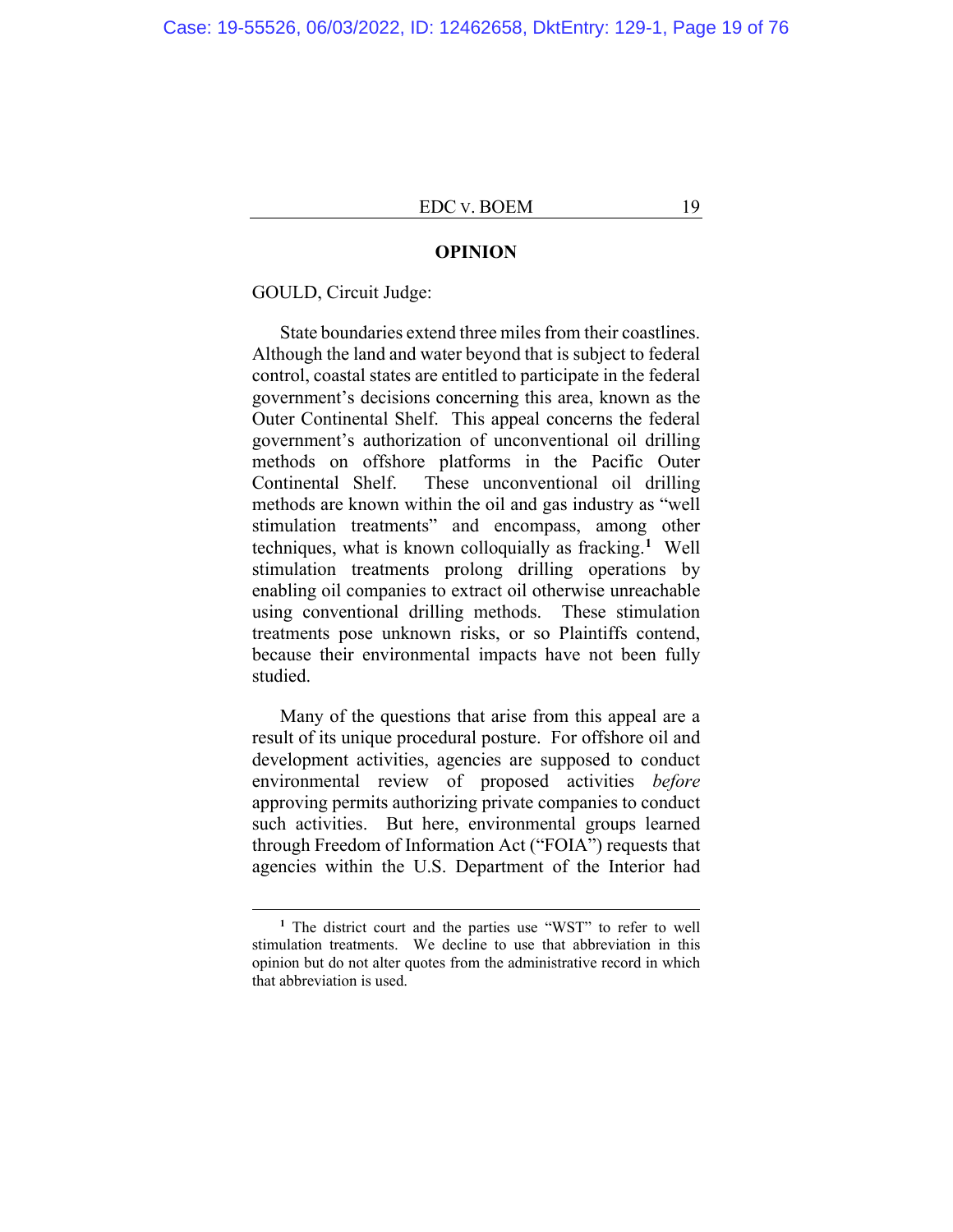## OPINION

GOULD, Circuit Judge:

State boundaries extend three miles from their coastlines. Although the land and water beyond that is subject to federal control, coastal states are entitled to participate in the federal government's decisions concerning this area, known as the Outer Continental Shelf. This appeal concerns the federal government's authorization of unconventional oil drilling methods on offshore platforms in the Pacific Outer Continental Shelf. These unconventional oil drilling methods are known within the oil and gas industry as "well stimulation treatments" and encompass, among other techniques, what is known colloquially as fracking.[1] Well stimulation treatments prolong drilling operations by enabling oil companies to extract oil otherwise unreachable using conventional drilling methods. These stimulation treatments pose unknown risks, or so Plaintiffs contend, because their environmental impacts have not been fully studied.

Many of the questions that arise from this appeal are a result of its unique procedural posture. For offshore oil and development activities, agencies are supposed to conduct environmental review of proposed activities *before* approving permits authorizing private companies to conduct such activities. But here, environmental groups learned through Freedom of Information Act ("FOIA") requests that agencies within the U.S. Department of the Interior had

[1] The district court and the parties use "WST" to refer to well stimulation treatments. We decline to use that abbreviation in this opinion but do not alter quotes from the administrative record in which that abbreviation is used.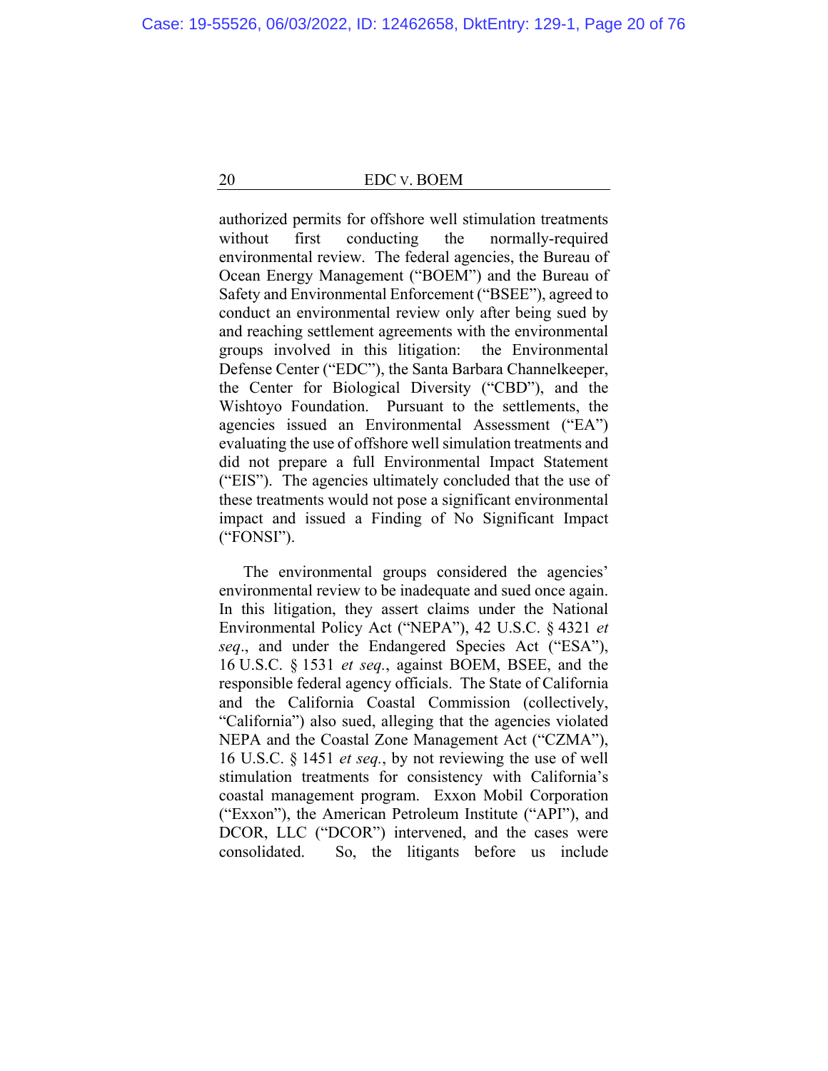authorized permits for offshore well stimulation treatments without first conducting the normally-required environmental review. The federal agencies, the Bureau of Ocean Energy Management ("BOEM") and the Bureau of Safety and Environmental Enforcement ("BSEE"), agreed to conduct an environmental review only after being sued by and reaching settlement agreements with the environmental groups involved in this litigation: the Environmental Defense Center ("EDC"), the Santa Barbara Channelkeeper, the Center for Biological Diversity ("CBD"), and the Wishtoyo Foundation. Pursuant to the settlements, the agencies issued an Environmental Assessment ("EA") evaluating the use of offshore well simulation treatments and did not prepare a full Environmental Impact Statement ("EIS"). The agencies ultimately concluded that the use of these treatments would not pose a significant environmental impact and issued a Finding of No Significant Impact ("FONSI").

The environmental groups considered the agencies' environmental review to be inadequate and sued once again. In this litigation, they assert claims under the National Environmental Policy Act ("NEPA"), 42 U.S.C. § 4321 *et seq*., and under the Endangered Species Act ("ESA"), 16 U.S.C. § 1531 *et seq.*, against BOEM, BSEE, and the responsible federal agency officials. The State of California and the California Coastal Commission (collectively, "California") also sued, alleging that the agencies violated NEPA and the Coastal Zone Management Act ("CZMA"), 16 U.S.C. § 1451 *et seq.*, by not reviewing the use of well stimulation treatments for consistency with California's coastal management program. Exxon Mobil Corporation ("Exxon"), the American Petroleum Institute ("API"), and DCOR, LLC ("DCOR") intervened, and the cases were consolidated. So, the litigants before us include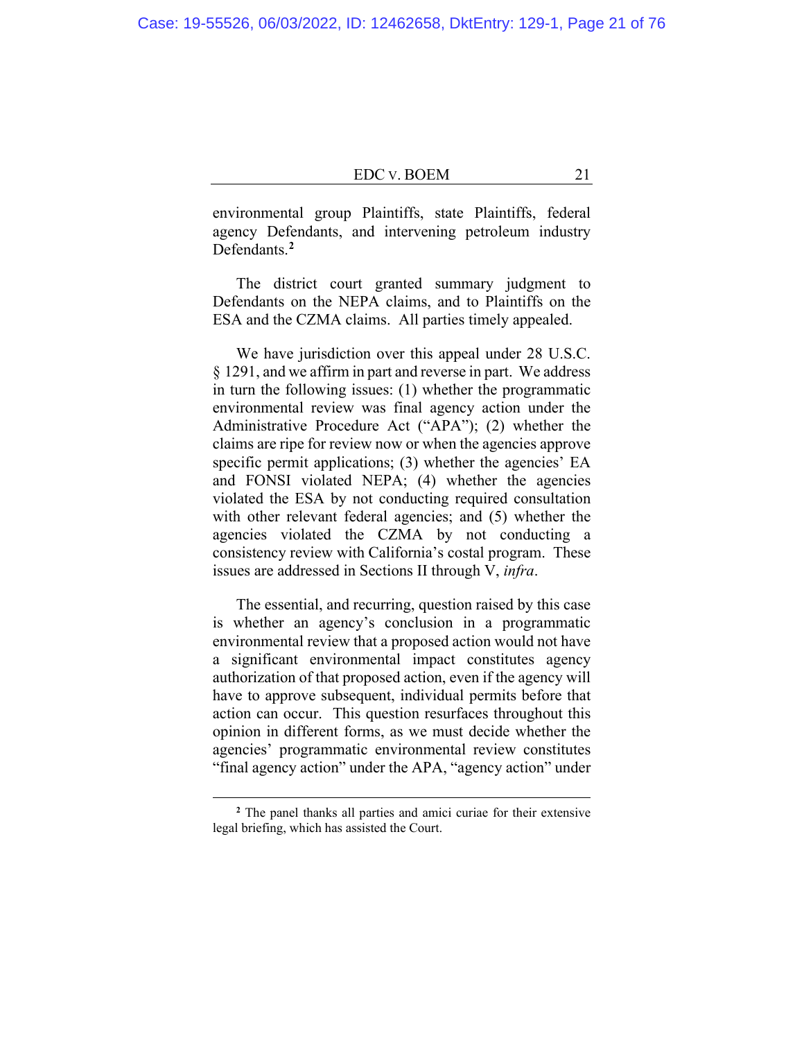environmental group Plaintiffs, state Plaintiffs, federal agency Defendants, and intervening petroleum industry Defendants.[2]

The district court granted summary judgment to Defendants on the NEPA claims, and to Plaintiffs on the ESA and the CZMA claims. All parties timely appealed.

We have jurisdiction over this appeal under 28 U.S.C. § 1291, and we affirm in part and reverse in part. We address in turn the following issues: (1) whether the programmatic environmental review was final agency action under the Administrative Procedure Act ("APA"); (2) whether the claims are ripe for review now or when the agencies approve specific permit applications; (3) whether the agencies' EA and FONSI violated NEPA; (4) whether the agencies violated the ESA by not conducting required consultation with other relevant federal agencies; and (5) whether the agencies violated the CZMA by not conducting a consistency review with California's costal program. These issues are addressed in Sections II through V, *infra*.

The essential, and recurring, question raised by this case is whether an agency's conclusion in a programmatic environmental review that a proposed action would not have a significant environmental impact constitutes agency authorization of that proposed action, even if the agency will have to approve subsequent, individual permits before that action can occur. This question resurfaces throughout this opinion in different forms, as we must decide whether the agencies' programmatic environmental review constitutes "final agency action" under the APA, "agency action" under

---

[2] The panel thanks all parties and amici curiae for their extensive legal briefing, which has assisted the Court.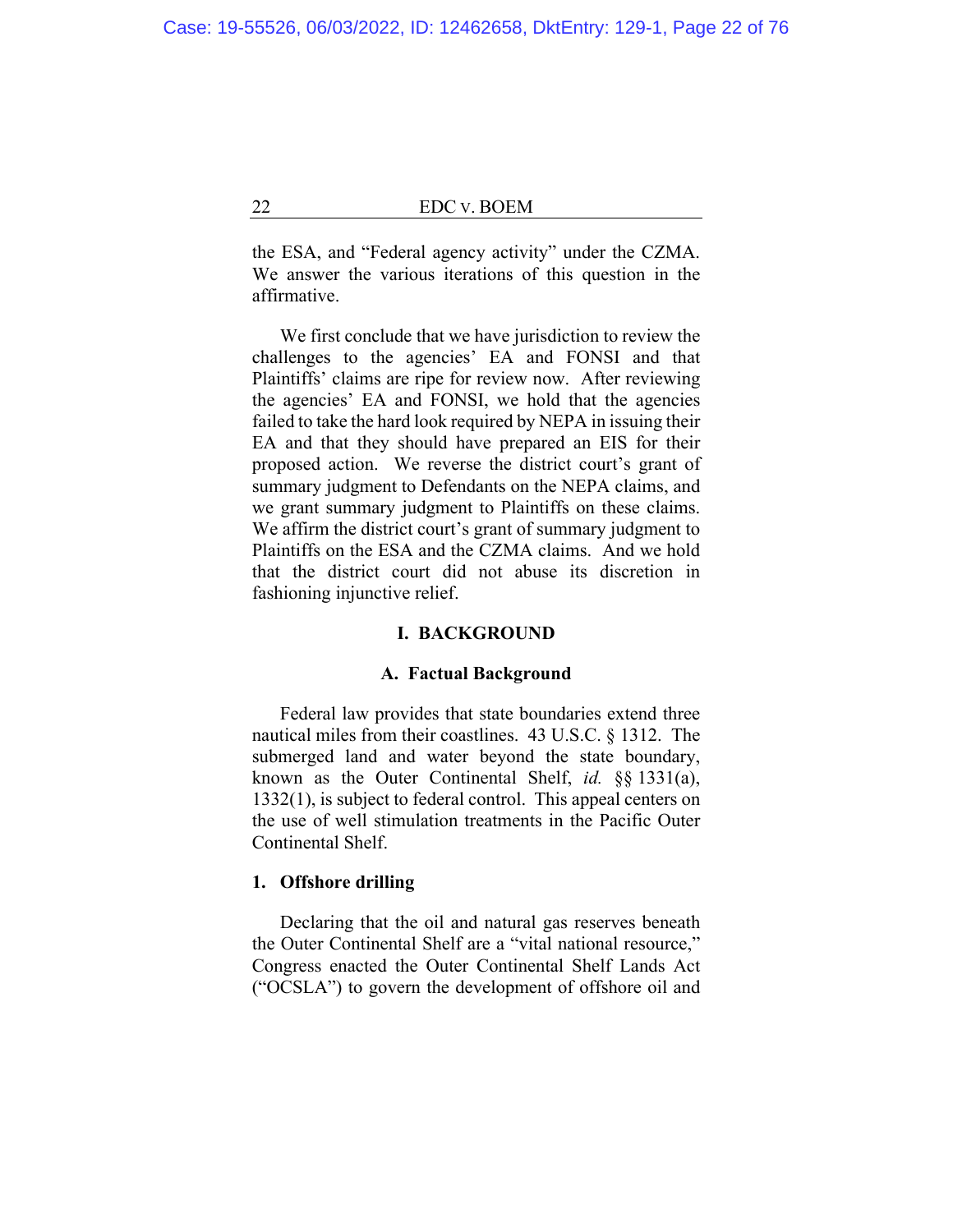the ESA, and "Federal agency activity" under the CZMA. We answer the various iterations of this question in the affirmative.

We first conclude that we have jurisdiction to review the challenges to the agencies' EA and FONSI and that Plaintiffs' claims are ripe for review now. After reviewing the agencies' EA and FONSI, we hold that the agencies failed to take the hard look required by NEPA in issuing their EA and that they should have prepared an EIS for their proposed action. We reverse the district court's grant of summary judgment to Defendants on the NEPA claims, and we grant summary judgment to Plaintiffs on these claims. We affirm the district court's grant of summary judgment to Plaintiffs on the ESA and the CZMA claims. And we hold that the district court did not abuse its discretion in fashioning injunctive relief.

## I. BACKGROUND

### A. Factual Background

Federal law provides that state boundaries extend three nautical miles from their coastlines. 43 U.S.C. § 1312. The submerged land and water beyond the state boundary, known as the Outer Continental Shelf, *id.* §§ 1331(a), 1332(1), is subject to federal control. This appeal centers on the use of well stimulation treatments in the Pacific Outer Continental Shelf.

#### 1. Offshore drilling

Declaring that the oil and natural gas reserves beneath the Outer Continental Shelf are a "vital national resource," Congress enacted the Outer Continental Shelf Lands Act ("OCSLA") to govern the development of offshore oil and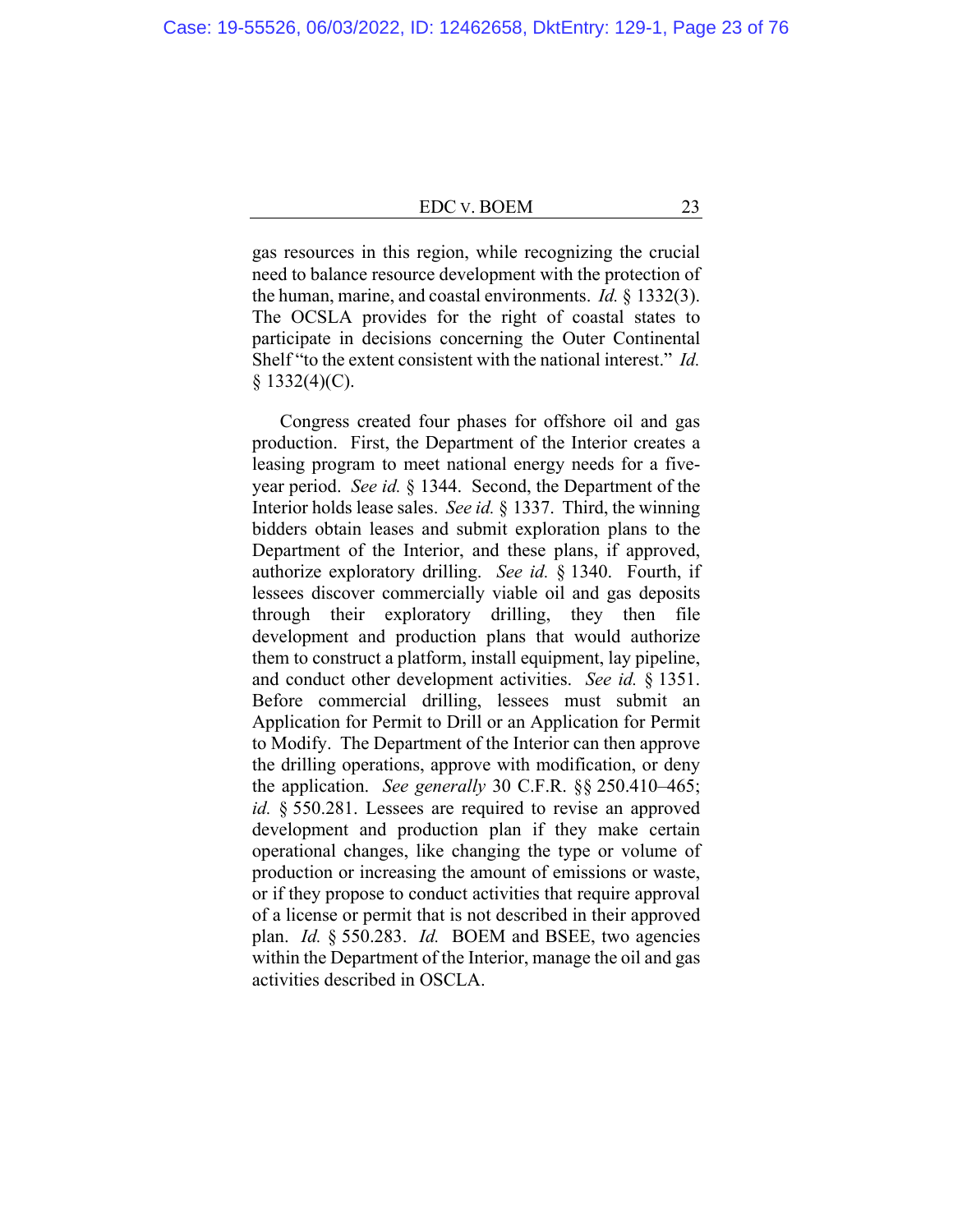gas resources in this region, while recognizing the crucial need to balance resource development with the protection of the human, marine, and coastal environments. *Id.* § 1332(3). The OCSLA provides for the right of coastal states to participate in decisions concerning the Outer Continental Shelf "to the extent consistent with the national interest." *Id.* § 1332(4)(C).

Congress created four phases for offshore oil and gas production. First, the Department of the Interior creates a leasing program to meet national energy needs for a five-year period. *See id.* § 1344. Second, the Department of the Interior holds lease sales. *See id.* § 1337. Third, the winning bidders obtain leases and submit exploration plans to the Department of the Interior, and these plans, if approved, authorize exploratory drilling. *See id.* § 1340. Fourth, if lessees discover commercially viable oil and gas deposits through their exploratory drilling, they then file development and production plans that would authorize them to construct a platform, install equipment, lay pipeline, and conduct other development activities. *See id.* § 1351. Before commercial drilling, lessees must submit an Application for Permit to Drill or an Application for Permit to Modify. The Department of the Interior can then approve the drilling operations, approve with modification, or deny the application. *See generally* 30 C.F.R. §§ 250.410–465; *id.* § 550.281. Lessees are required to revise an approved development and production plan if they make certain operational changes, like changing the type or volume of production or increasing the amount of emissions or waste, or if they propose to conduct activities that require approval of a license or permit that is not described in their approved plan. *Id.* § 550.283. *Id.* BOEM and BSEE, two agencies within the Department of the Interior, manage the oil and gas activities described in OSCLA.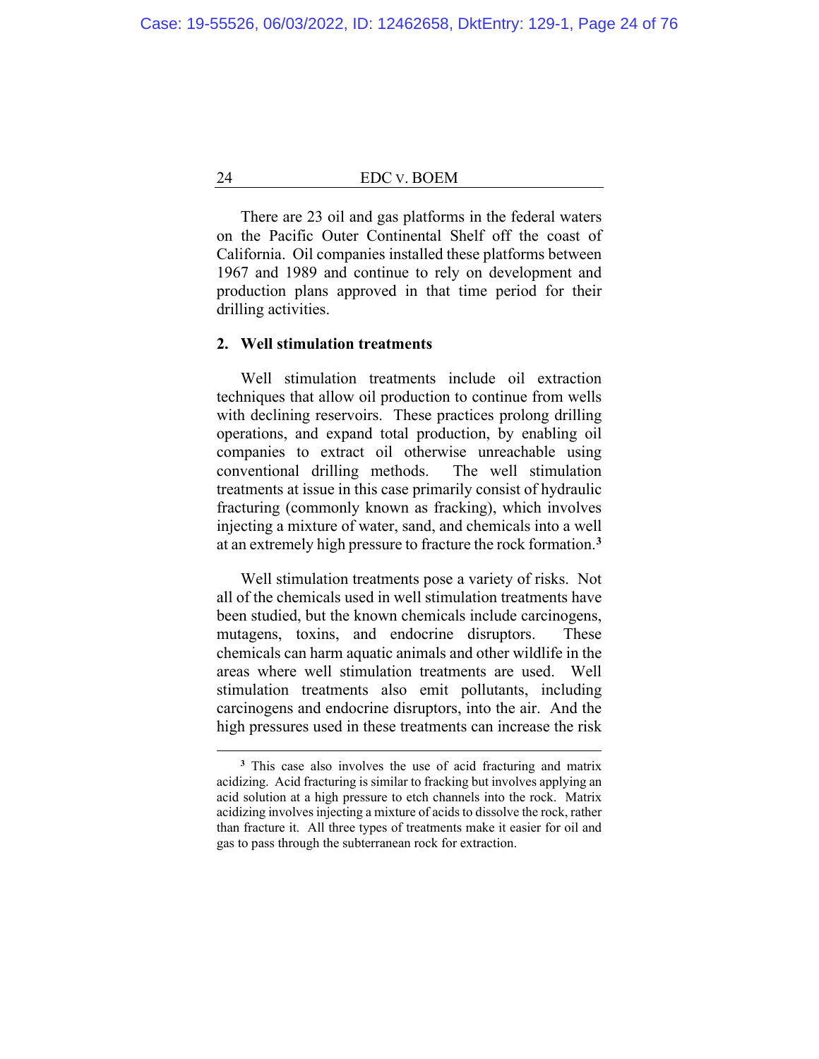There are 23 oil and gas platforms in the federal waters on the Pacific Outer Continental Shelf off the coast of California. Oil companies installed these platforms between 1967 and 1989 and continue to rely on development and production plans approved in that time period for their drilling activities.

**2. Well stimulation treatments**

Well stimulation treatments include oil extraction techniques that allow oil production to continue from wells with declining reservoirs. These practices prolong drilling operations, and expand total production, by enabling oil companies to extract oil otherwise unreachable using conventional drilling methods. The well stimulation treatments at issue in this case primarily consist of hydraulic fracturing (commonly known as fracking), which involves injecting a mixture of water, sand, and chemicals into a well at an extremely high pressure to fracture the rock formation.[3]

Well stimulation treatments pose a variety of risks. Not all of the chemicals used in well stimulation treatments have been studied, but the known chemicals include carcinogens, mutagens, toxins, and endocrine disruptors. These chemicals can harm aquatic animals and other wildlife in the areas where well stimulation treatments are used. Well stimulation treatments also emit pollutants, including carcinogens and endocrine disruptors, into the air. And the high pressures used in these treatments can increase the risk

---

[3] This case also involves the use of acid fracturing and matrix acidizing. Acid fracturing is similar to fracking but involves applying an acid solution at a high pressure to etch channels into the rock. Matrix acidizing involves injecting a mixture of acids to dissolve the rock, rather than fracture it. All three types of treatments make it easier for oil and gas to pass through the subterranean rock for extraction.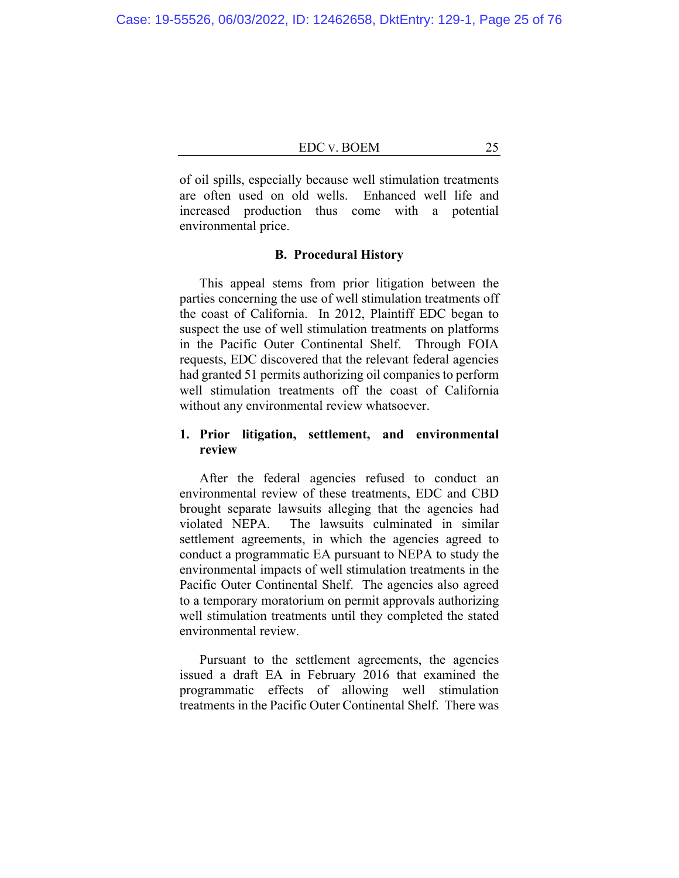of oil spills, especially because well stimulation treatments are often used on old wells. Enhanced well life and increased production thus come with a potential environmental price.

### B. Procedural History

This appeal stems from prior litigation between the parties concerning the use of well stimulation treatments off the coast of California. In 2012, Plaintiff EDC began to suspect the use of well stimulation treatments on platforms in the Pacific Outer Continental Shelf. Through FOIA requests, EDC discovered that the relevant federal agencies had granted 51 permits authorizing oil companies to perform well stimulation treatments off the coast of California without any environmental review whatsoever.

#### 1. Prior litigation, settlement, and environmental review

After the federal agencies refused to conduct an environmental review of these treatments, EDC and CBD brought separate lawsuits alleging that the agencies had violated NEPA. The lawsuits culminated in similar settlement agreements, in which the agencies agreed to conduct a programmatic EA pursuant to NEPA to study the environmental impacts of well stimulation treatments in the Pacific Outer Continental Shelf. The agencies also agreed to a temporary moratorium on permit approvals authorizing well stimulation treatments until they completed the stated environmental review.

Pursuant to the settlement agreements, the agencies issued a draft EA in February 2016 that examined the programmatic effects of allowing well stimulation treatments in the Pacific Outer Continental Shelf. There was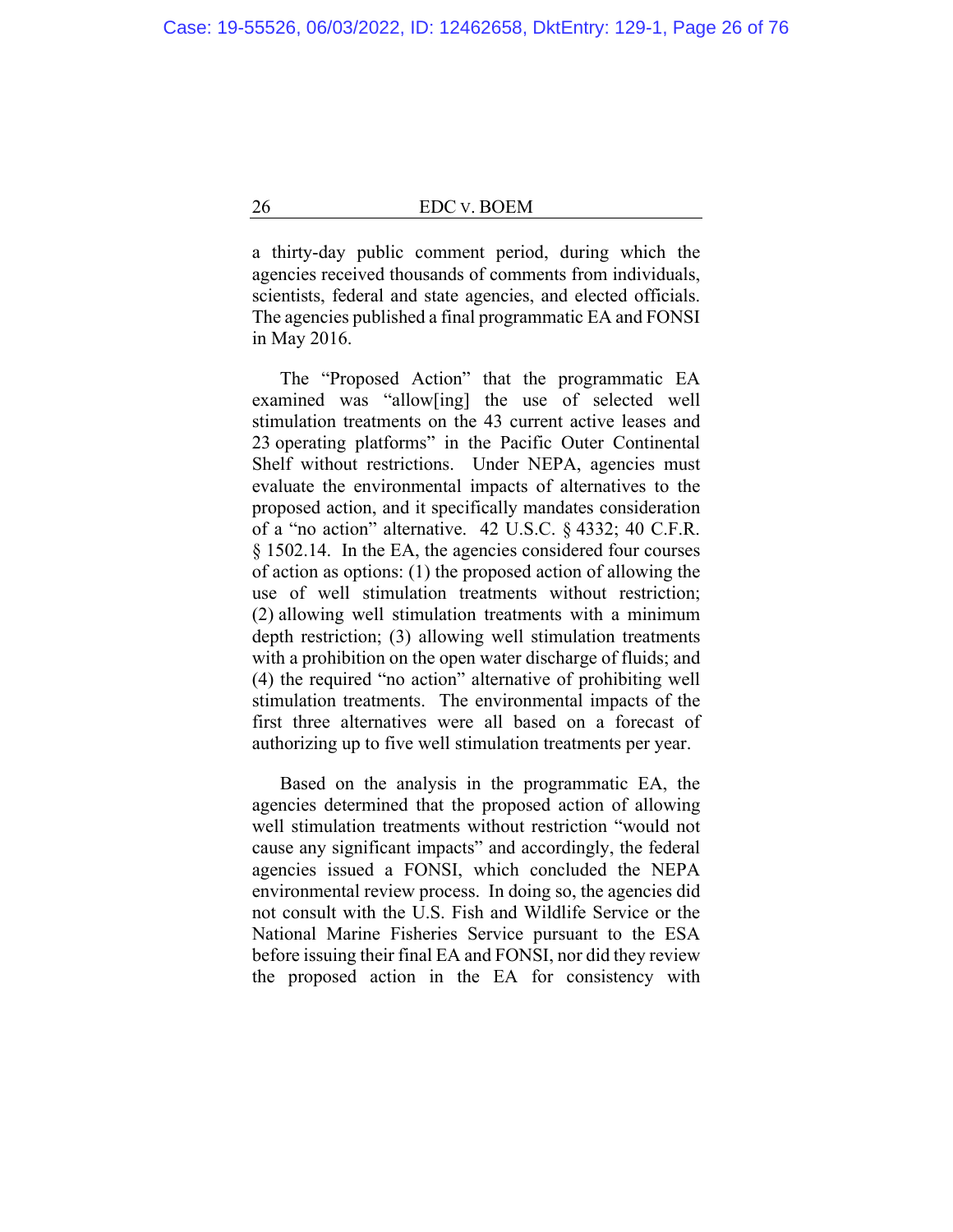a thirty-day public comment period, during which the agencies received thousands of comments from individuals, scientists, federal and state agencies, and elected officials. The agencies published a final programmatic EA and FONSI in May 2016.

The "Proposed Action" that the programmatic EA examined was "allow[ing] the use of selected well stimulation treatments on the 43 current active leases and 23 operating platforms" in the Pacific Outer Continental Shelf without restrictions. Under NEPA, agencies must evaluate the environmental impacts of alternatives to the proposed action, and it specifically mandates consideration of a "no action" alternative. 42 U.S.C. § 4332; 40 C.F.R. § 1502.14. In the EA, the agencies considered four courses of action as options: (1) the proposed action of allowing the use of well stimulation treatments without restriction; (2) allowing well stimulation treatments with a minimum depth restriction; (3) allowing well stimulation treatments with a prohibition on the open water discharge of fluids; and (4) the required "no action" alternative of prohibiting well stimulation treatments. The environmental impacts of the first three alternatives were all based on a forecast of authorizing up to five well stimulation treatments per year.

Based on the analysis in the programmatic EA, the agencies determined that the proposed action of allowing well stimulation treatments without restriction "would not cause any significant impacts" and accordingly, the federal agencies issued a FONSI, which concluded the NEPA environmental review process. In doing so, the agencies did not consult with the U.S. Fish and Wildlife Service or the National Marine Fisheries Service pursuant to the ESA before issuing their final EA and FONSI, nor did they review the proposed action in the EA for consistency with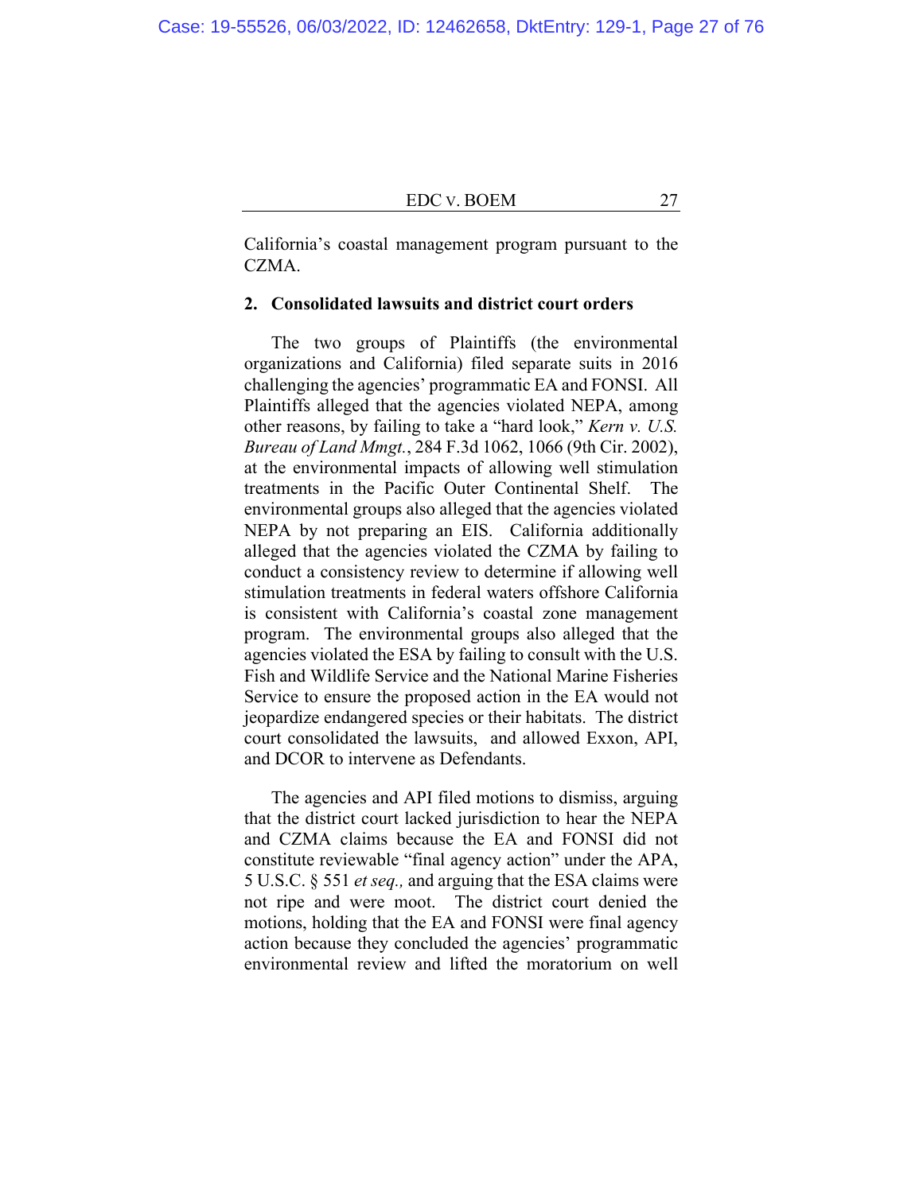California's coastal management program pursuant to the CZMA.

**2. Consolidated lawsuits and district court orders**

The two groups of Plaintiffs (the environmental organizations and California) filed separate suits in 2016 challenging the agencies' programmatic EA and FONSI. All Plaintiffs alleged that the agencies violated NEPA, among other reasons, by failing to take a "hard look," *Kern v. U.S. Bureau of Land Mgmt.*, 284 F.3d 1062, 1066 (9th Cir. 2002), at the environmental impacts of allowing well stimulation treatments in the Pacific Outer Continental Shelf. The environmental groups also alleged that the agencies violated NEPA by not preparing an EIS. California additionally alleged that the agencies violated the CZMA by failing to conduct a consistency review to determine if allowing well stimulation treatments in federal waters offshore California is consistent with California's coastal zone management program. The environmental groups also alleged that the agencies violated the ESA by failing to consult with the U.S. Fish and Wildlife Service and the National Marine Fisheries Service to ensure the proposed action in the EA would not jeopardize endangered species or their habitats. The district court consolidated the lawsuits, and allowed Exxon, API, and DCOR to intervene as Defendants.

The agencies and API filed motions to dismiss, arguing that the district court lacked jurisdiction to hear the NEPA and CZMA claims because the EA and FONSI did not constitute reviewable "final agency action" under the APA, 5 U.S.C. § 551 *et seq.,* and arguing that the ESA claims were not ripe and were moot. The district court denied the motions, holding that the EA and FONSI were final agency action because they concluded the agencies' programmatic environmental review and lifted the moratorium on well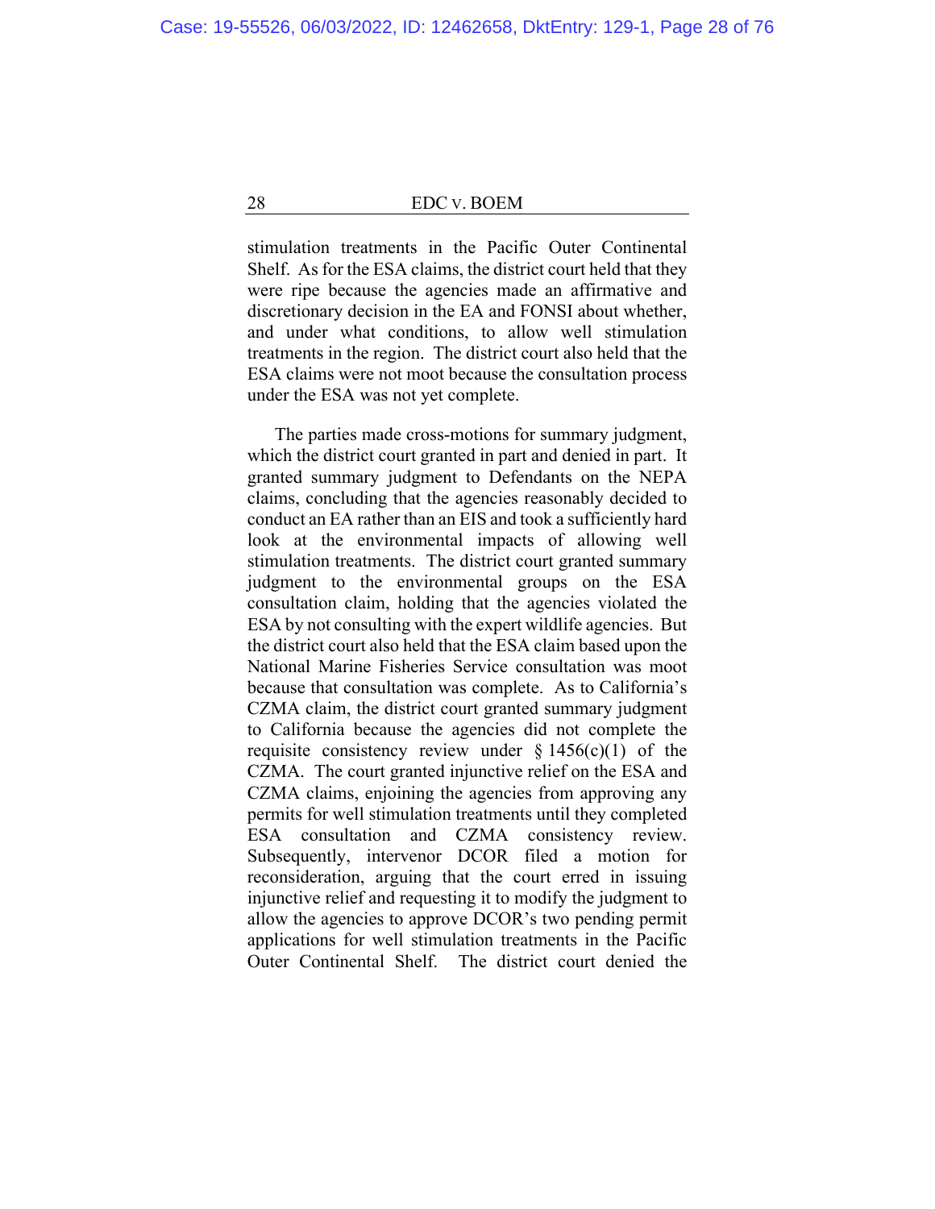stimulation treatments in the Pacific Outer Continental Shelf. As for the ESA claims, the district court held that they were ripe because the agencies made an affirmative and discretionary decision in the EA and FONSI about whether, and under what conditions, to allow well stimulation treatments in the region. The district court also held that the ESA claims were not moot because the consultation process under the ESA was not yet complete.

The parties made cross-motions for summary judgment, which the district court granted in part and denied in part. It granted summary judgment to Defendants on the NEPA claims, concluding that the agencies reasonably decided to conduct an EA rather than an EIS and took a sufficiently hard look at the environmental impacts of allowing well stimulation treatments. The district court granted summary judgment to the environmental groups on the ESA consultation claim, holding that the agencies violated the ESA by not consulting with the expert wildlife agencies. But the district court also held that the ESA claim based upon the National Marine Fisheries Service consultation was moot because that consultation was complete. As to California's CZMA claim, the district court granted summary judgment to California because the agencies did not complete the requisite consistency review under § 1456(c)(1) of the CZMA. The court granted injunctive relief on the ESA and CZMA claims, enjoining the agencies from approving any permits for well stimulation treatments until they completed ESA consultation and CZMA consistency review. Subsequently, intervenor DCOR filed a motion for reconsideration, arguing that the court erred in issuing injunctive relief and requesting it to modify the judgment to allow the agencies to approve DCOR's two pending permit applications for well stimulation treatments in the Pacific Outer Continental Shelf. The district court denied the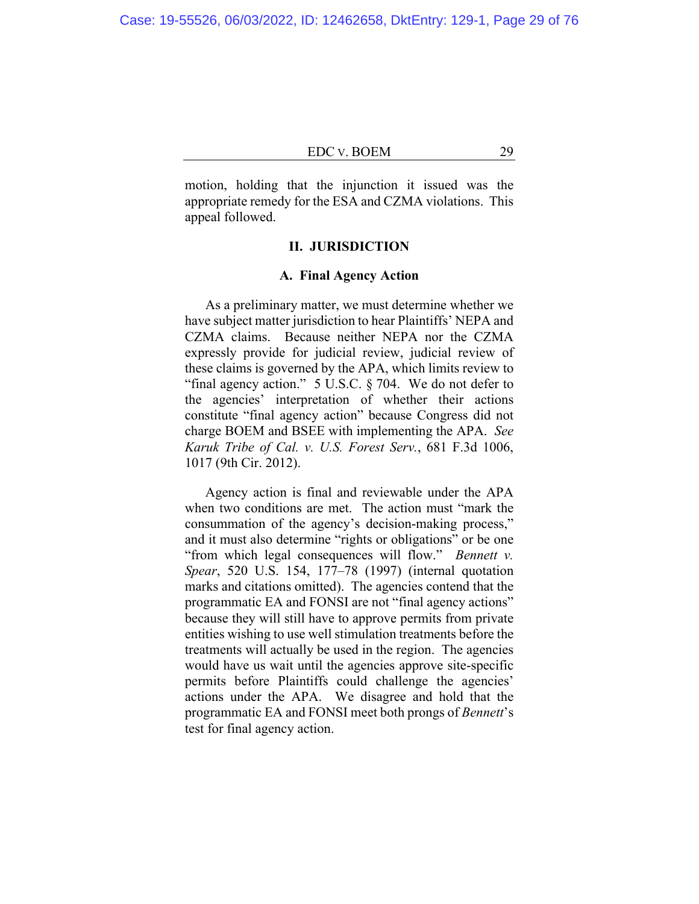motion, holding that the injunction it issued was the appropriate remedy for the ESA and CZMA violations. This appeal followed.

## II. JURISDICTION

### A. Final Agency Action

As a preliminary matter, we must determine whether we have subject matter jurisdiction to hear Plaintiffs' NEPA and CZMA claims. Because neither NEPA nor the CZMA expressly provide for judicial review, judicial review of these claims is governed by the APA, which limits review to "final agency action." 5 U.S.C. § 704. We do not defer to the agencies' interpretation of whether their actions constitute "final agency action" because Congress did not charge BOEM and BSEE with implementing the APA. *See Karuk Tribe of Cal. v. U.S. Forest Serv.*, 681 F.3d 1006, 1017 (9th Cir. 2012).

Agency action is final and reviewable under the APA when two conditions are met. The action must "mark the consummation of the agency's decision-making process," and it must also determine "rights or obligations" or be one "from which legal consequences will flow." *Bennett v. Spear*, 520 U.S. 154, 177–78 (1997) (internal quotation marks and citations omitted). The agencies contend that the programmatic EA and FONSI are not "final agency actions" because they will still have to approve permits from private entities wishing to use well stimulation treatments before the treatments will actually be used in the region. The agencies would have us wait until the agencies approve site-specific permits before Plaintiffs could challenge the agencies' actions under the APA. We disagree and hold that the programmatic EA and FONSI meet both prongs of *Bennett*'s test for final agency action.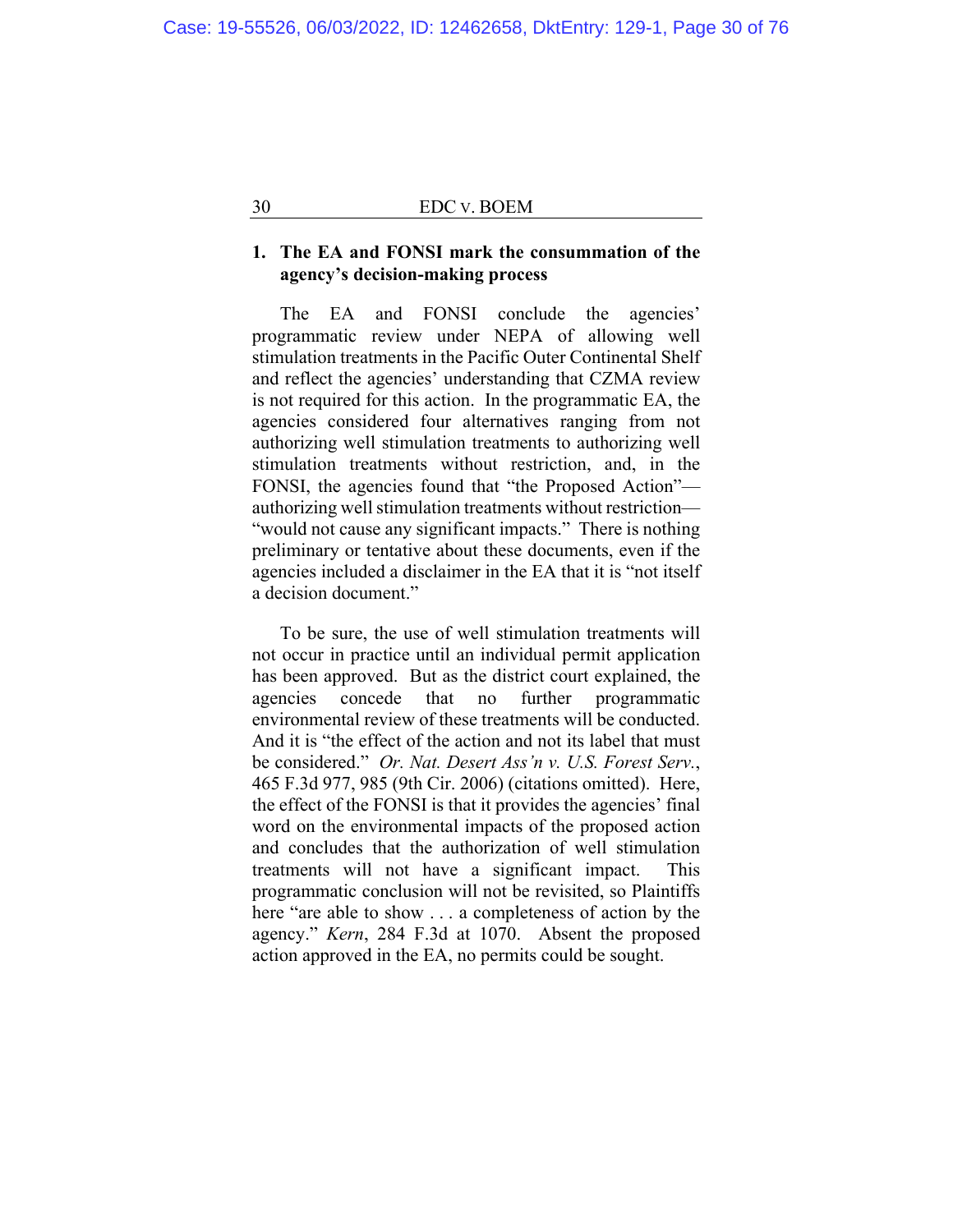### 1. The EA and FONSI mark the consummation of the agency's decision-making process

The EA and FONSI conclude the agencies' programmatic review under NEPA of allowing well stimulation treatments in the Pacific Outer Continental Shelf and reflect the agencies' understanding that CZMA review is not required for this action. In the programmatic EA, the agencies considered four alternatives ranging from not authorizing well stimulation treatments to authorizing well stimulation treatments without restriction, and, in the FONSI, the agencies found that "the Proposed Action"—authorizing well stimulation treatments without restriction—"would not cause any significant impacts." There is nothing preliminary or tentative about these documents, even if the agencies included a disclaimer in the EA that it is "not itself a decision document."

To be sure, the use of well stimulation treatments will not occur in practice until an individual permit application has been approved. But as the district court explained, the agencies concede that no further programmatic environmental review of these treatments will be conducted. And it is "the effect of the action and not its label that must be considered." *Or. Nat. Desert Ass'n v. U.S. Forest Serv.*, 465 F.3d 977, 985 (9th Cir. 2006) (citations omitted). Here, the effect of the FONSI is that it provides the agencies' final word on the environmental impacts of the proposed action and concludes that the authorization of well stimulation treatments will not have a significant impact. This programmatic conclusion will not be revisited, so Plaintiffs here "are able to show . . . a completeness of action by the agency." *Kern*, 284 F.3d at 1070. Absent the proposed action approved in the EA, no permits could be sought.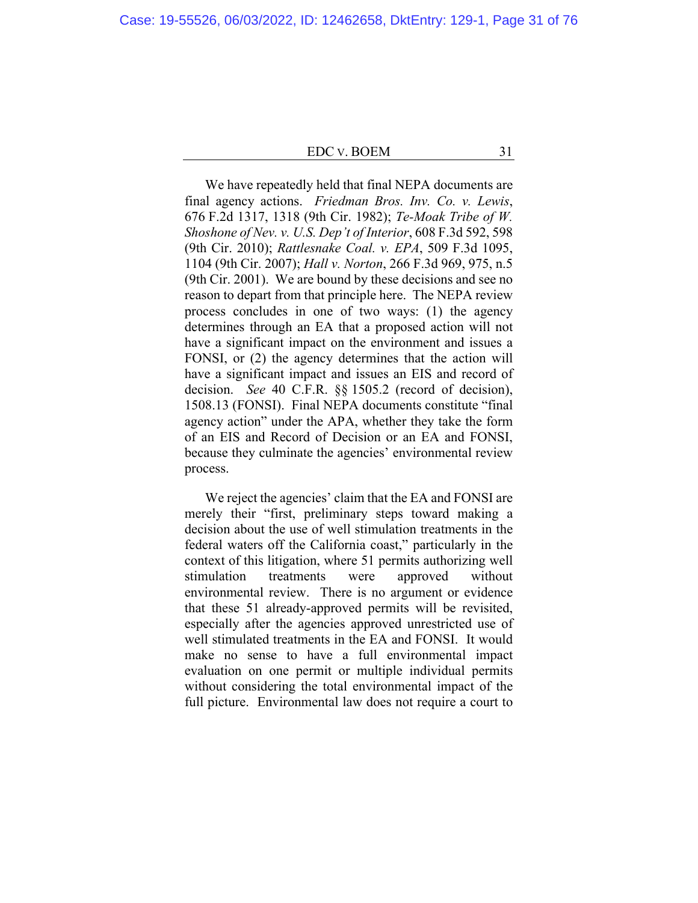We have repeatedly held that final NEPA documents are final agency actions. *Friedman Bros. Inv. Co. v. Lewis*, 676 F.2d 1317, 1318 (9th Cir. 1982); *Te-Moak Tribe of W. Shoshone of Nev. v. U.S. Dep't of Interior*, 608 F.3d 592, 598 (9th Cir. 2010); *Rattlesnake Coal. v. EPA*, 509 F.3d 1095, 1104 (9th Cir. 2007); *Hall v. Norton*, 266 F.3d 969, 975, n.5 (9th Cir. 2001). We are bound by these decisions and see no reason to depart from that principle here. The NEPA review process concludes in one of two ways: (1) the agency determines through an EA that a proposed action will not have a significant impact on the environment and issues a FONSI, or (2) the agency determines that the action will have a significant impact and issues an EIS and record of decision. *See* 40 C.F.R. §§ 1505.2 (record of decision), 1508.13 (FONSI). Final NEPA documents constitute "final agency action" under the APA, whether they take the form of an EIS and Record of Decision or an EA and FONSI, because they culminate the agencies' environmental review process.

We reject the agencies' claim that the EA and FONSI are merely their "first, preliminary steps toward making a decision about the use of well stimulation treatments in the federal waters off the California coast," particularly in the context of this litigation, where 51 permits authorizing well stimulation treatments were approved without environmental review. There is no argument or evidence that these 51 already-approved permits will be revisited, especially after the agencies approved unrestricted use of well stimulated treatments in the EA and FONSI. It would make no sense to have a full environmental impact evaluation on one permit or multiple individual permits without considering the total environmental impact of the full picture. Environmental law does not require a court to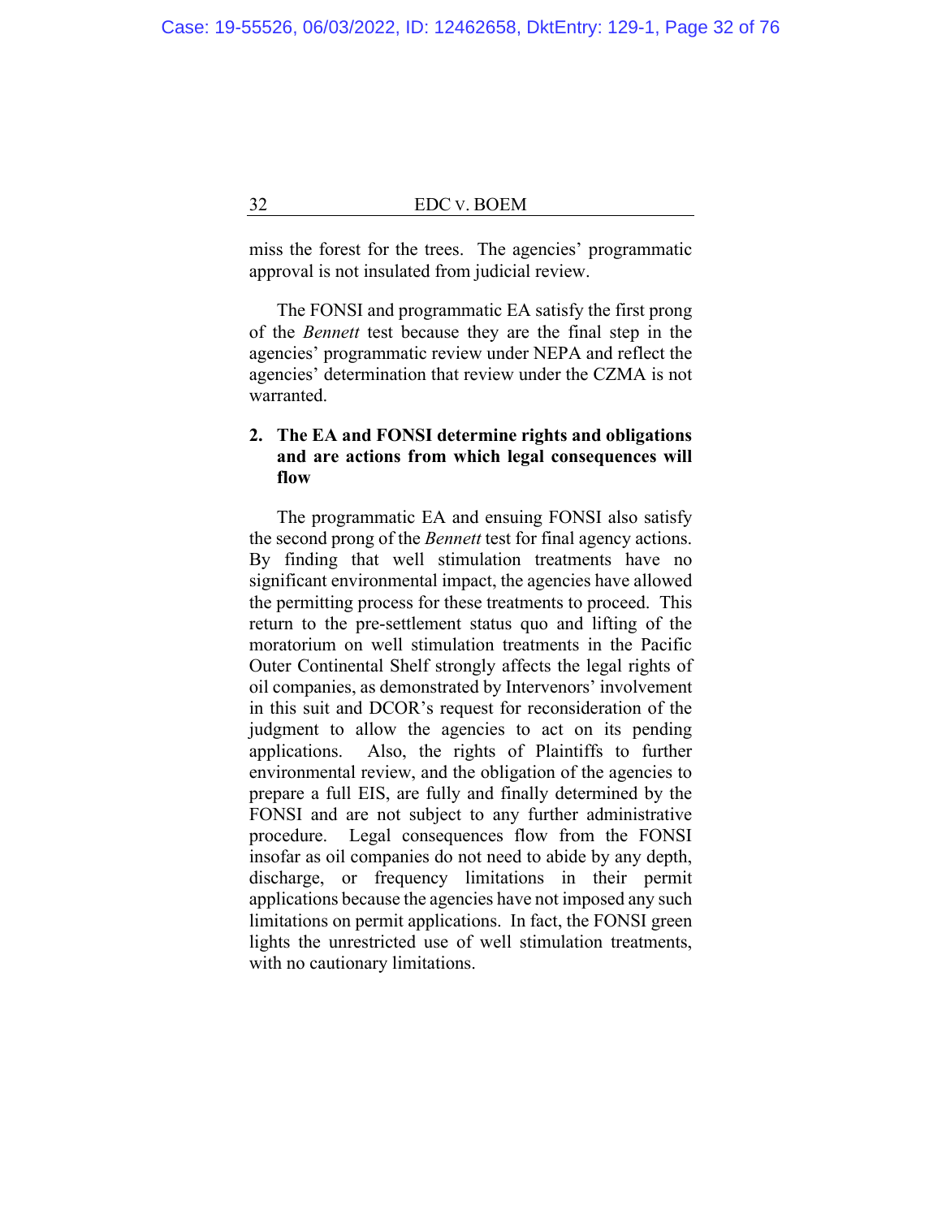miss the forest for the trees. The agencies' programmatic approval is not insulated from judicial review.

The FONSI and programmatic EA satisfy the first prong of the *Bennett* test because they are the final step in the agencies' programmatic review under NEPA and reflect the agencies' determination that review under the CZMA is not warranted.

**2. The EA and FONSI determine rights and obligations and are actions from which legal consequences will flow**

The programmatic EA and ensuing FONSI also satisfy the second prong of the *Bennett* test for final agency actions. By finding that well stimulation treatments have no significant environmental impact, the agencies have allowed the permitting process for these treatments to proceed. This return to the pre-settlement status quo and lifting of the moratorium on well stimulation treatments in the Pacific Outer Continental Shelf strongly affects the legal rights of oil companies, as demonstrated by Intervenors' involvement in this suit and DCOR's request for reconsideration of the judgment to allow the agencies to act on its pending applications. Also, the rights of Plaintiffs to further environmental review, and the obligation of the agencies to prepare a full EIS, are fully and finally determined by the FONSI and are not subject to any further administrative procedure. Legal consequences flow from the FONSI insofar as oil companies do not need to abide by any depth, discharge, or frequency limitations in their permit applications because the agencies have not imposed any such limitations on permit applications. In fact, the FONSI green lights the unrestricted use of well stimulation treatments, with no cautionary limitations.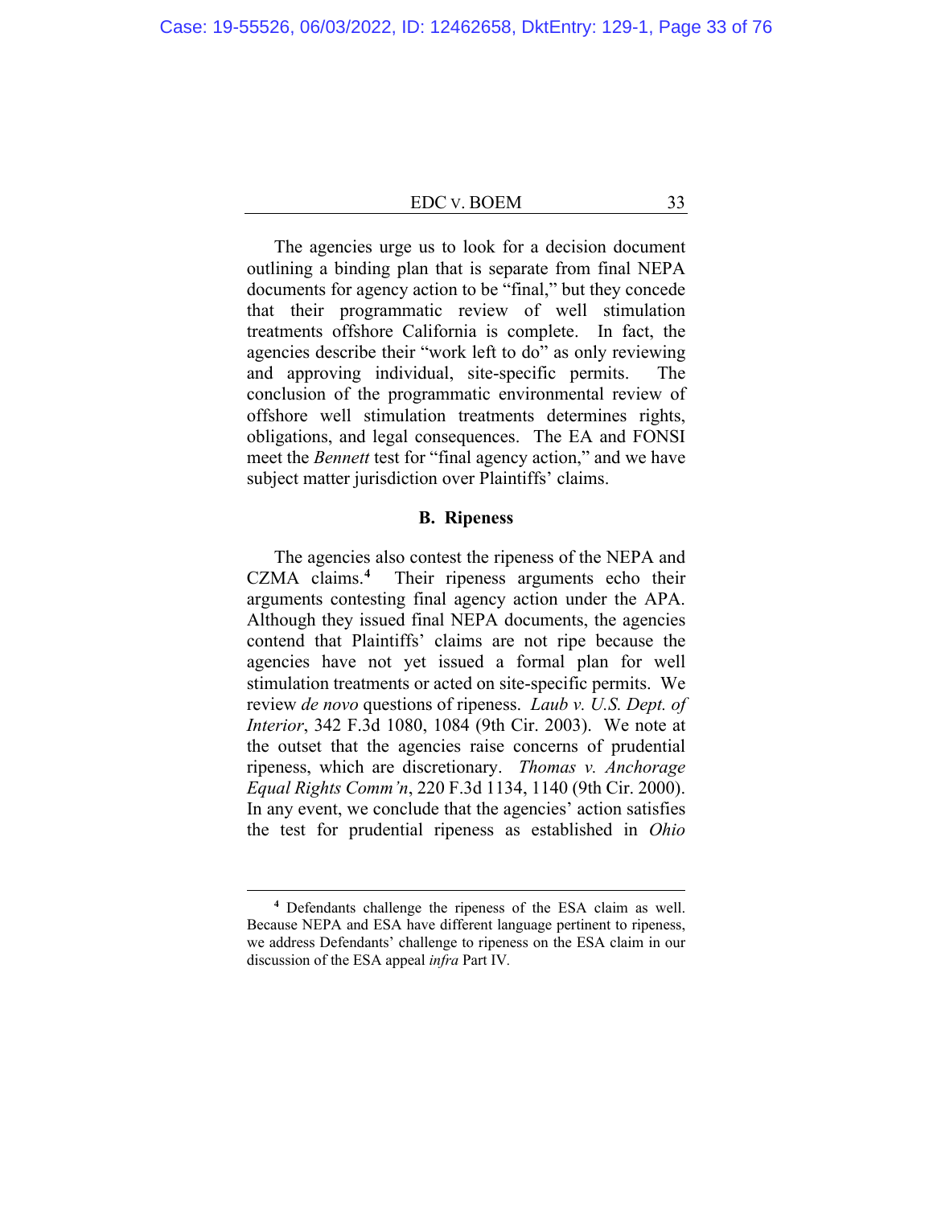The agencies urge us to look for a decision document outlining a binding plan that is separate from final NEPA documents for agency action to be "final," but they concede that their programmatic review of well stimulation treatments offshore California is complete. In fact, the agencies describe their "work left to do" as only reviewing and approving individual, site-specific permits. The conclusion of the programmatic environmental review of offshore well stimulation treatments determines rights, obligations, and legal consequences. The EA and FONSI meet the *Bennett* test for "final agency action," and we have subject matter jurisdiction over Plaintiffs' claims.

### B. Ripeness

The agencies also contest the ripeness of the NEPA and CZMA claims.[4] Their ripeness arguments echo their arguments contesting final agency action under the APA. Although they issued final NEPA documents, the agencies contend that Plaintiffs' claims are not ripe because the agencies have not yet issued a formal plan for well stimulation treatments or acted on site-specific permits. We review *de novo* questions of ripeness. *Laub v. U.S. Dept. of Interior*, 342 F.3d 1080, 1084 (9th Cir. 2003). We note at the outset that the agencies raise concerns of prudential ripeness, which are discretionary. *Thomas v. Anchorage Equal Rights Comm'n*, 220 F.3d 1134, 1140 (9th Cir. 2000). In any event, we conclude that the agencies' action satisfies the test for prudential ripeness as established in *Ohio*

---

[4] Defendants challenge the ripeness of the ESA claim as well. Because NEPA and ESA have different language pertinent to ripeness, we address Defendants' challenge to ripeness on the ESA claim in our discussion of the ESA appeal *infra* Part IV.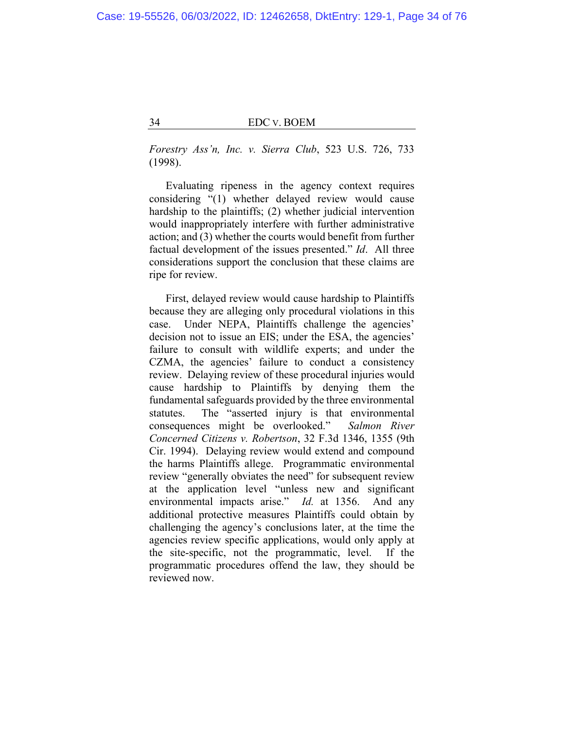*Forestry Ass'n, Inc. v. Sierra Club*, 523 U.S. 726, 733 (1998).

Evaluating ripeness in the agency context requires considering "(1) whether delayed review would cause hardship to the plaintiffs; (2) whether judicial intervention would inappropriately interfere with further administrative action; and (3) whether the courts would benefit from further factual development of the issues presented." *Id*. All three considerations support the conclusion that these claims are ripe for review.

First, delayed review would cause hardship to Plaintiffs because they are alleging only procedural violations in this case. Under NEPA, Plaintiffs challenge the agencies' decision not to issue an EIS; under the ESA, the agencies' failure to consult with wildlife experts; and under the CZMA, the agencies' failure to conduct a consistency review. Delaying review of these procedural injuries would cause hardship to Plaintiffs by denying them the fundamental safeguards provided by the three environmental statutes. The "asserted injury is that environmental consequences might be overlooked." *Salmon River Concerned Citizens v. Robertson*, 32 F.3d 1346, 1355 (9th Cir. 1994). Delaying review would extend and compound the harms Plaintiffs allege. Programmatic environmental review "generally obviates the need" for subsequent review at the application level "unless new and significant environmental impacts arise." *Id.* at 1356. And any additional protective measures Plaintiffs could obtain by challenging the agency's conclusions later, at the time the agencies review specific applications, would only apply at the site-specific, not the programmatic, level. If the programmatic procedures offend the law, they should be reviewed now.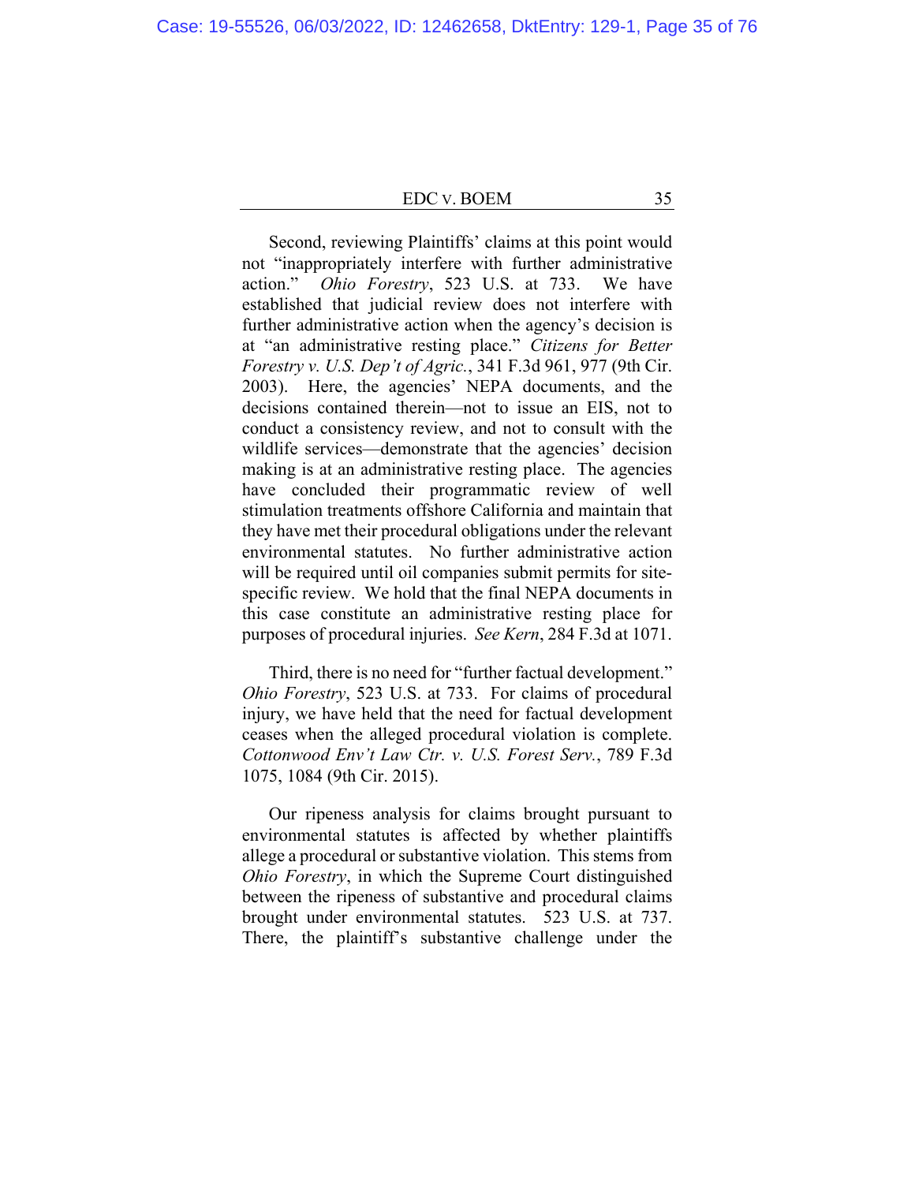Second, reviewing Plaintiffs' claims at this point would not "inappropriately interfere with further administrative action." *Ohio Forestry*, 523 U.S. at 733. We have established that judicial review does not interfere with further administrative action when the agency's decision is at "an administrative resting place." *Citizens for Better Forestry v. U.S. Dep't of Agric.*, 341 F.3d 961, 977 (9th Cir. 2003). Here, the agencies' NEPA documents, and the decisions contained therein—not to issue an EIS, not to conduct a consistency review, and not to consult with the wildlife services—demonstrate that the agencies' decision making is at an administrative resting place. The agencies have concluded their programmatic review of well stimulation treatments offshore California and maintain that they have met their procedural obligations under the relevant environmental statutes. No further administrative action will be required until oil companies submit permits for site-specific review. We hold that the final NEPA documents in this case constitute an administrative resting place for purposes of procedural injuries. *See Kern*, 284 F.3d at 1071.

Third, there is no need for "further factual development." *Ohio Forestry*, 523 U.S. at 733. For claims of procedural injury, we have held that the need for factual development ceases when the alleged procedural violation is complete. *Cottonwood Env't Law Ctr. v. U.S. Forest Serv.*, 789 F.3d 1075, 1084 (9th Cir. 2015).

Our ripeness analysis for claims brought pursuant to environmental statutes is affected by whether plaintiffs allege a procedural or substantive violation. This stems from *Ohio Forestry*, in which the Supreme Court distinguished between the ripeness of substantive and procedural claims brought under environmental statutes. 523 U.S. at 737. There, the plaintiff's substantive challenge under the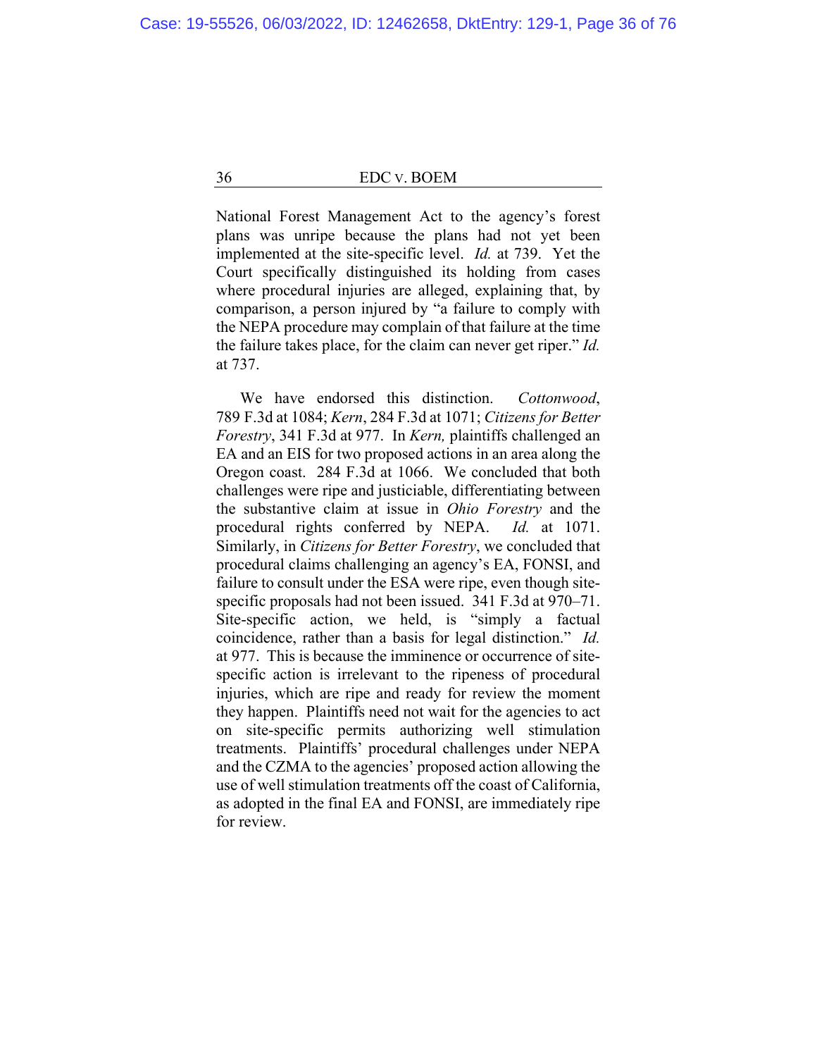National Forest Management Act to the agency's forest plans was unripe because the plans had not yet been implemented at the site-specific level. *Id.* at 739. Yet the Court specifically distinguished its holding from cases where procedural injuries are alleged, explaining that, by comparison, a person injured by "a failure to comply with the NEPA procedure may complain of that failure at the time the failure takes place, for the claim can never get riper." *Id.* at 737.

We have endorsed this distinction. *Cottonwood*, 789 F.3d at 1084; *Kern*, 284 F.3d at 1071; *Citizens for Better Forestry*, 341 F.3d at 977. In *Kern,* plaintiffs challenged an EA and an EIS for two proposed actions in an area along the Oregon coast. 284 F.3d at 1066. We concluded that both challenges were ripe and justiciable, differentiating between the substantive claim at issue in *Ohio Forestry* and the procedural rights conferred by NEPA. *Id.* at 1071. Similarly, in *Citizens for Better Forestry*, we concluded that procedural claims challenging an agency's EA, FONSI, and failure to consult under the ESA were ripe, even though site-specific proposals had not been issued. 341 F.3d at 970–71. Site-specific action, we held, is "simply a factual coincidence, rather than a basis for legal distinction." *Id.* at 977. This is because the imminence or occurrence of site-specific action is irrelevant to the ripeness of procedural injuries, which are ripe and ready for review the moment they happen. Plaintiffs need not wait for the agencies to act on site-specific permits authorizing well stimulation treatments. Plaintiffs' procedural challenges under NEPA and the CZMA to the agencies' proposed action allowing the use of well stimulation treatments off the coast of California, as adopted in the final EA and FONSI, are immediately ripe for review.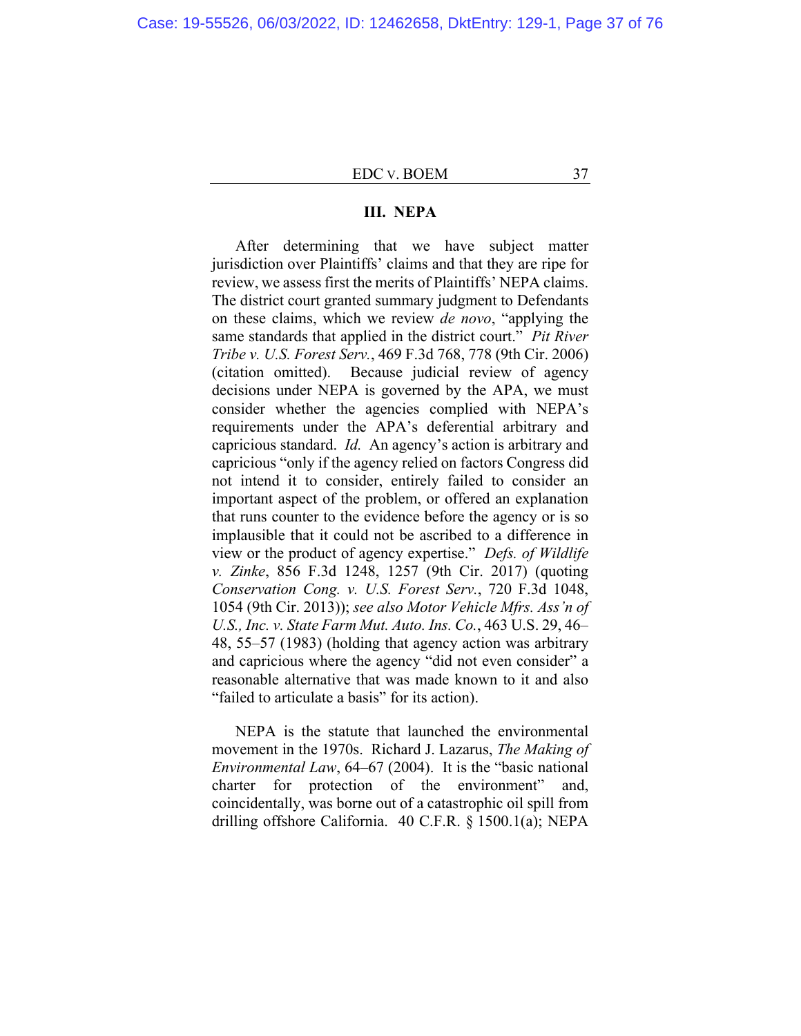### III. NEPA

After determining that we have subject matter jurisdiction over Plaintiffs' claims and that they are ripe for review, we assess first the merits of Plaintiffs' NEPA claims. The district court granted summary judgment to Defendants on these claims, which we review *de novo*, "applying the same standards that applied in the district court." *Pit River Tribe v. U.S. Forest Serv.*, 469 F.3d 768, 778 (9th Cir. 2006) (citation omitted). Because judicial review of agency decisions under NEPA is governed by the APA, we must consider whether the agencies complied with NEPA's requirements under the APA's deferential arbitrary and capricious standard. *Id.* An agency's action is arbitrary and capricious "only if the agency relied on factors Congress did not intend it to consider, entirely failed to consider an important aspect of the problem, or offered an explanation that runs counter to the evidence before the agency or is so implausible that it could not be ascribed to a difference in view or the product of agency expertise." *Defs. of Wildlife v. Zinke*, 856 F.3d 1248, 1257 (9th Cir. 2017) (quoting *Conservation Cong. v. U.S. Forest Serv.*, 720 F.3d 1048, 1054 (9th Cir. 2013)); *see also Motor Vehicle Mfrs. Ass'n of U.S., Inc. v. State Farm Mut. Auto. Ins. Co.*, 463 U.S. 29, 46–48, 55–57 (1983) (holding that agency action was arbitrary and capricious where the agency "did not even consider" a reasonable alternative that was made known to it and also "failed to articulate a basis" for its action).

NEPA is the statute that launched the environmental movement in the 1970s. Richard J. Lazarus, *The Making of Environmental Law*, 64–67 (2004). It is the "basic national charter for protection of the environment" and, coincidentally, was borne out of a catastrophic oil spill from drilling offshore California. 40 C.F.R. § 1500.1(a); NEPA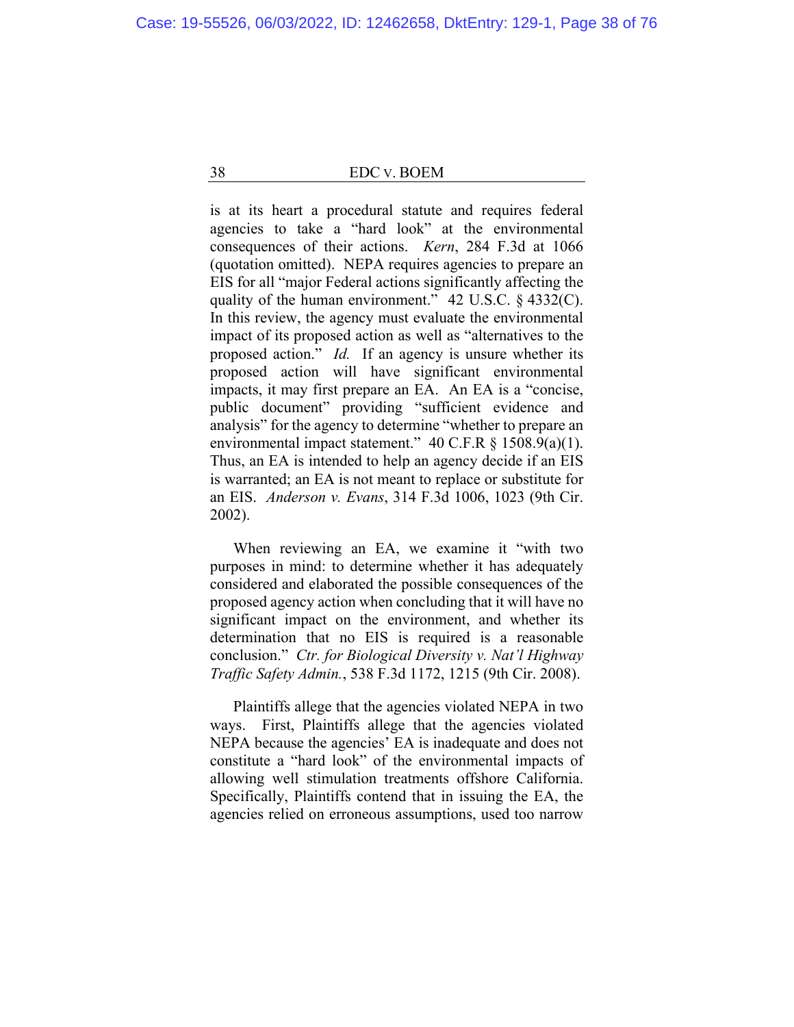is at its heart a procedural statute and requires federal agencies to take a "hard look" at the environmental consequences of their actions. *Kern*, 284 F.3d at 1066 (quotation omitted). NEPA requires agencies to prepare an EIS for all "major Federal actions significantly affecting the quality of the human environment." 42 U.S.C. § 4332(C). In this review, the agency must evaluate the environmental impact of its proposed action as well as "alternatives to the proposed action." *Id.* If an agency is unsure whether its proposed action will have significant environmental impacts, it may first prepare an EA. An EA is a "concise, public document" providing "sufficient evidence and analysis" for the agency to determine "whether to prepare an environmental impact statement." 40 C.F.R § 1508.9(a)(1). Thus, an EA is intended to help an agency decide if an EIS is warranted; an EA is not meant to replace or substitute for an EIS. *Anderson v. Evans*, 314 F.3d 1006, 1023 (9th Cir. 2002).

When reviewing an EA, we examine it "with two purposes in mind: to determine whether it has adequately considered and elaborated the possible consequences of the proposed agency action when concluding that it will have no significant impact on the environment, and whether its determination that no EIS is required is a reasonable conclusion." *Ctr. for Biological Diversity v. Nat'l Highway Traffic Safety Admin.*, 538 F.3d 1172, 1215 (9th Cir. 2008).

Plaintiffs allege that the agencies violated NEPA in two ways. First, Plaintiffs allege that the agencies violated NEPA because the agencies' EA is inadequate and does not constitute a "hard look" of the environmental impacts of allowing well stimulation treatments offshore California. Specifically, Plaintiffs contend that in issuing the EA, the agencies relied on erroneous assumptions, used too narrow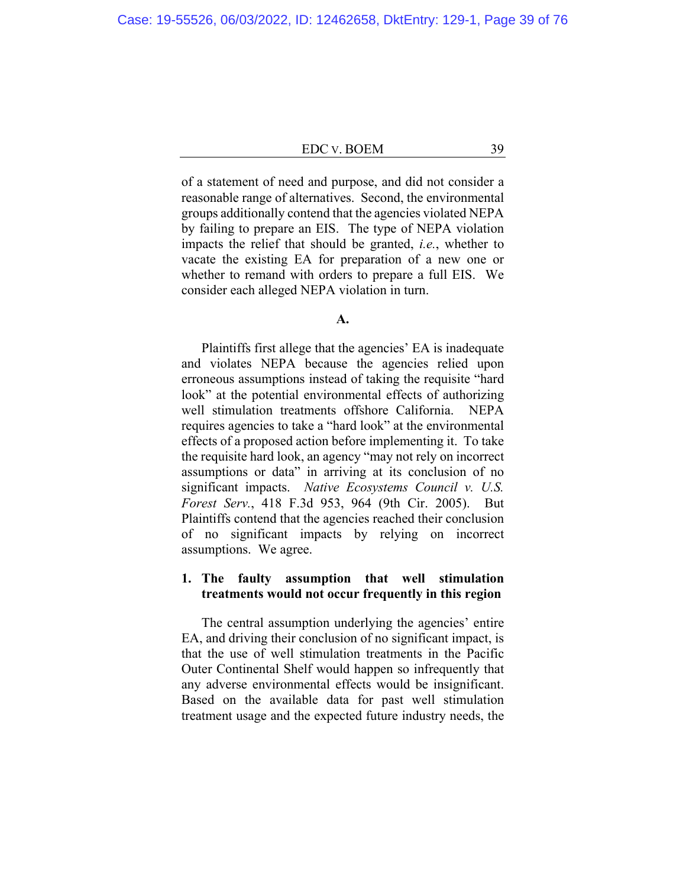of a statement of need and purpose, and did not consider a reasonable range of alternatives. Second, the environmental groups additionally contend that the agencies violated NEPA by failing to prepare an EIS. The type of NEPA violation impacts the relief that should be granted, *i.e.*, whether to vacate the existing EA for preparation of a new one or whether to remand with orders to prepare a full EIS. We consider each alleged NEPA violation in turn.

**A.**

Plaintiffs first allege that the agencies' EA is inadequate and violates NEPA because the agencies relied upon erroneous assumptions instead of taking the requisite "hard look" at the potential environmental effects of authorizing well stimulation treatments offshore California. NEPA requires agencies to take a "hard look" at the environmental effects of a proposed action before implementing it. To take the requisite hard look, an agency "may not rely on incorrect assumptions or data" in arriving at its conclusion of no significant impacts. *Native Ecosystems Council v. U.S. Forest Serv.*, 418 F.3d 953, 964 (9th Cir. 2005). But Plaintiffs contend that the agencies reached their conclusion of no significant impacts by relying on incorrect assumptions. We agree.

**1. The faulty assumption that well stimulation treatments would not occur frequently in this region**

The central assumption underlying the agencies' entire EA, and driving their conclusion of no significant impact, is that the use of well stimulation treatments in the Pacific Outer Continental Shelf would happen so infrequently that any adverse environmental effects would be insignificant. Based on the available data for past well stimulation treatment usage and the expected future industry needs, the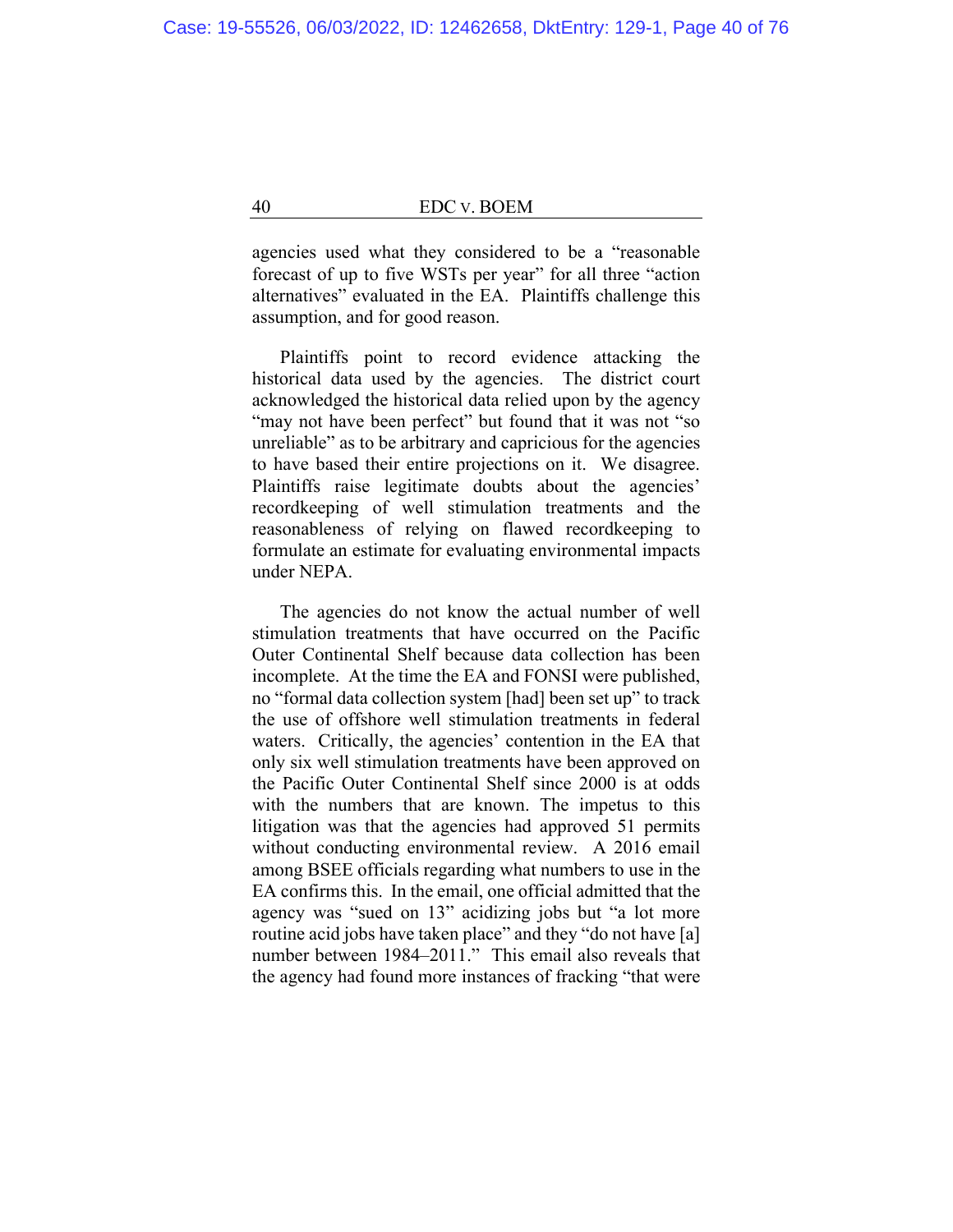agencies used what they considered to be a "reasonable forecast of up to five WSTs per year" for all three "action alternatives" evaluated in the EA. Plaintiffs challenge this assumption, and for good reason.

Plaintiffs point to record evidence attacking the historical data used by the agencies. The district court acknowledged the historical data relied upon by the agency "may not have been perfect" but found that it was not "so unreliable" as to be arbitrary and capricious for the agencies to have based their entire projections on it. We disagree. Plaintiffs raise legitimate doubts about the agencies' recordkeeping of well stimulation treatments and the reasonableness of relying on flawed recordkeeping to formulate an estimate for evaluating environmental impacts under NEPA.

The agencies do not know the actual number of well stimulation treatments that have occurred on the Pacific Outer Continental Shelf because data collection has been incomplete. At the time the EA and FONSI were published, no "formal data collection system [had] been set up" to track the use of offshore well stimulation treatments in federal waters. Critically, the agencies' contention in the EA that only six well stimulation treatments have been approved on the Pacific Outer Continental Shelf since 2000 is at odds with the numbers that are known. The impetus to this litigation was that the agencies had approved 51 permits without conducting environmental review. A 2016 email among BSEE officials regarding what numbers to use in the EA confirms this. In the email, one official admitted that the agency was "sued on 13" acidizing jobs but "a lot more routine acid jobs have taken place" and they "do not have [a] number between 1984–2011." This email also reveals that the agency had found more instances of fracking "that were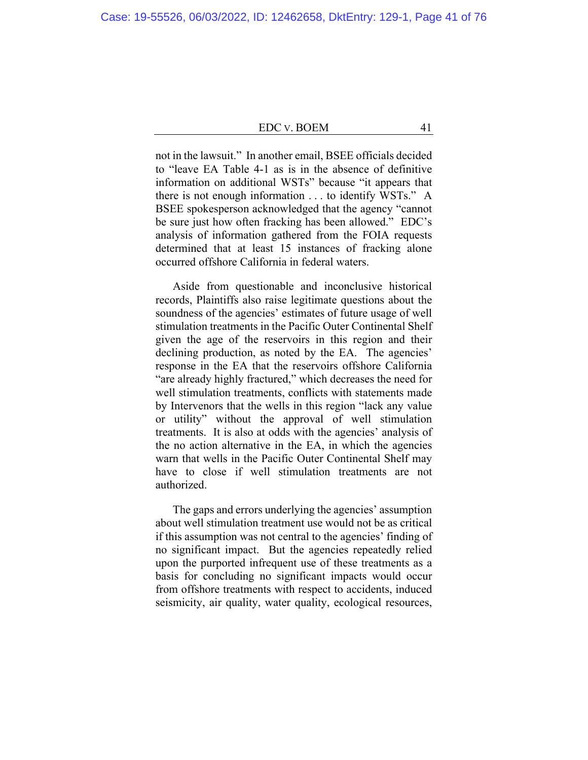not in the lawsuit." In another email, BSEE officials decided to "leave EA Table 4-1 as is in the absence of definitive information on additional WSTs" because "it appears that there is not enough information . . . to identify WSTs." A BSEE spokesperson acknowledged that the agency "cannot be sure just how often fracking has been allowed." EDC's analysis of information gathered from the FOIA requests determined that at least 15 instances of fracking alone occurred offshore California in federal waters.

Aside from questionable and inconclusive historical records, Plaintiffs also raise legitimate questions about the soundness of the agencies' estimates of future usage of well stimulation treatments in the Pacific Outer Continental Shelf given the age of the reservoirs in this region and their declining production, as noted by the EA. The agencies' response in the EA that the reservoirs offshore California "are already highly fractured," which decreases the need for well stimulation treatments, conflicts with statements made by Intervenors that the wells in this region "lack any value or utility" without the approval of well stimulation treatments. It is also at odds with the agencies' analysis of the no action alternative in the EA, in which the agencies warn that wells in the Pacific Outer Continental Shelf may have to close if well stimulation treatments are not authorized.

The gaps and errors underlying the agencies' assumption about well stimulation treatment use would not be as critical if this assumption was not central to the agencies' finding of no significant impact. But the agencies repeatedly relied upon the purported infrequent use of these treatments as a basis for concluding no significant impacts would occur from offshore treatments with respect to accidents, induced seismicity, air quality, water quality, ecological resources,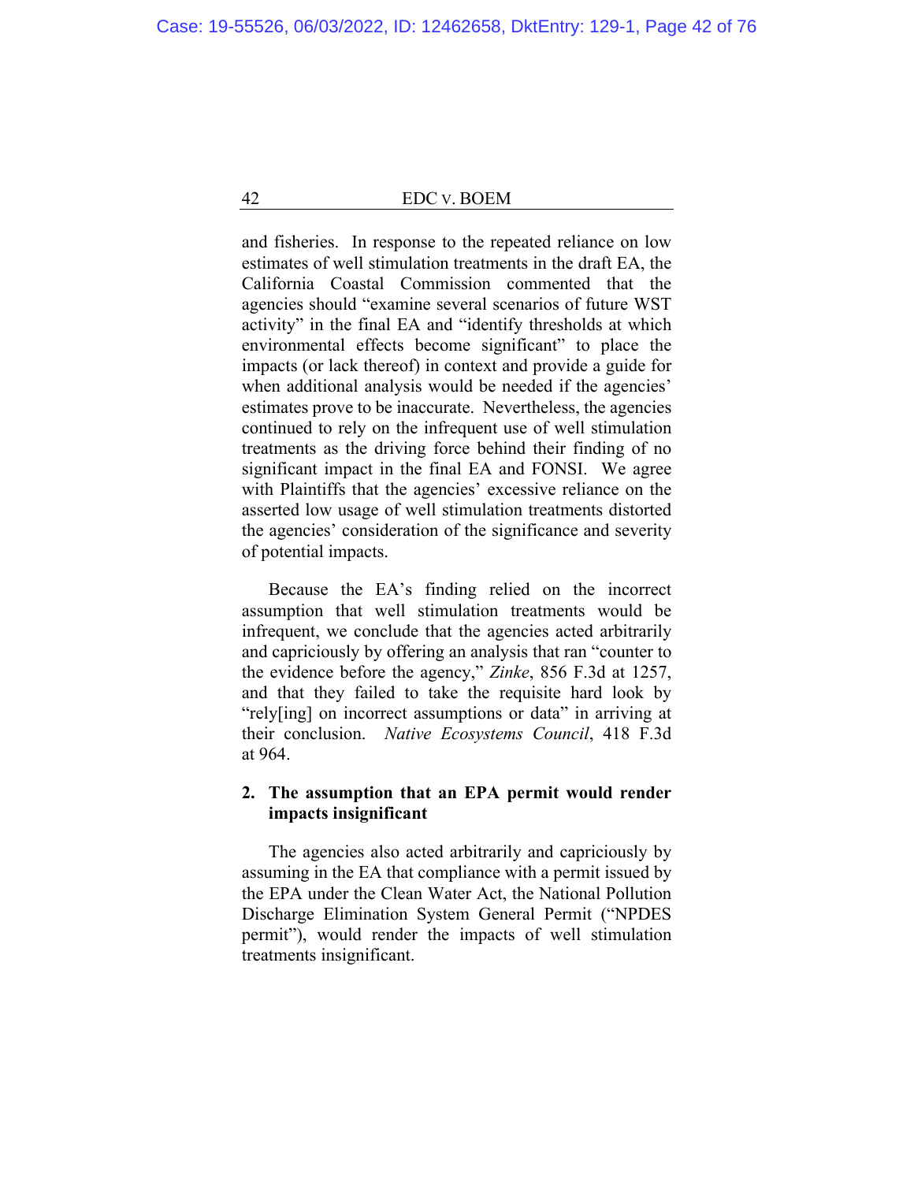and fisheries. In response to the repeated reliance on low estimates of well stimulation treatments in the draft EA, the California Coastal Commission commented that the agencies should "examine several scenarios of future WST activity" in the final EA and "identify thresholds at which environmental effects become significant" to place the impacts (or lack thereof) in context and provide a guide for when additional analysis would be needed if the agencies' estimates prove to be inaccurate. Nevertheless, the agencies continued to rely on the infrequent use of well stimulation treatments as the driving force behind their finding of no significant impact in the final EA and FONSI. We agree with Plaintiffs that the agencies' excessive reliance on the asserted low usage of well stimulation treatments distorted the agencies' consideration of the significance and severity of potential impacts.

Because the EA's finding relied on the incorrect assumption that well stimulation treatments would be infrequent, we conclude that the agencies acted arbitrarily and capriciously by offering an analysis that ran "counter to the evidence before the agency," *Zinke*, 856 F.3d at 1257, and that they failed to take the requisite hard look by "rely[ing] on incorrect assumptions or data" in arriving at their conclusion. *Native Ecosystems Council*, 418 F.3d at 964.

### 2. The assumption that an EPA permit would render impacts insignificant

The agencies also acted arbitrarily and capriciously by assuming in the EA that compliance with a permit issued by the EPA under the Clean Water Act, the National Pollution Discharge Elimination System General Permit ("NPDES permit"), would render the impacts of well stimulation treatments insignificant.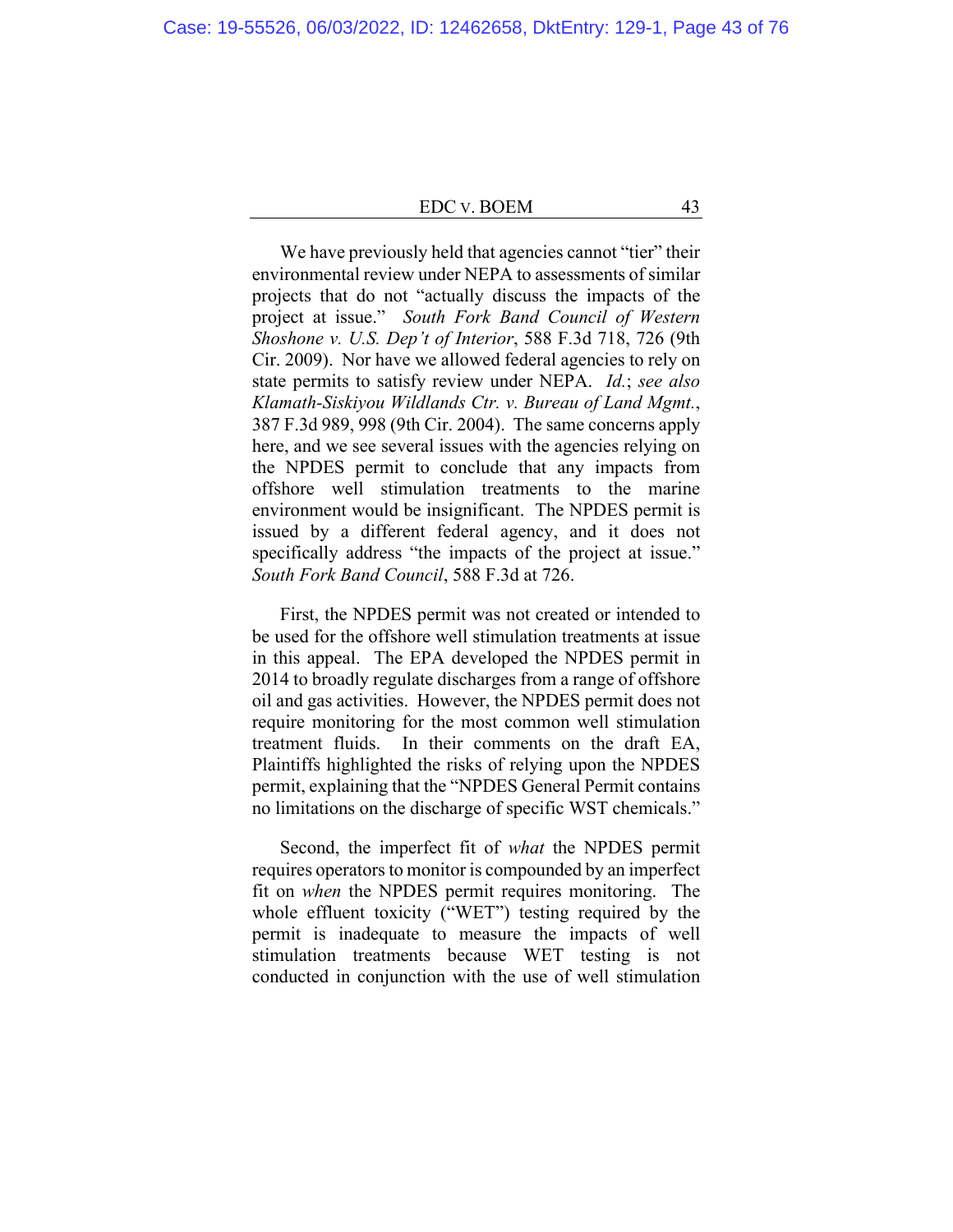We have previously held that agencies cannot "tier" their environmental review under NEPA to assessments of similar projects that do not "actually discuss the impacts of the project at issue." *South Fork Band Council of Western Shoshone v. U.S. Dep't of Interior*, 588 F.3d 718, 726 (9th Cir. 2009). Nor have we allowed federal agencies to rely on state permits to satisfy review under NEPA. *Id.*; *see also Klamath-Siskiyou Wildlands Ctr. v. Bureau of Land Mgmt.*, 387 F.3d 989, 998 (9th Cir. 2004). The same concerns apply here, and we see several issues with the agencies relying on the NPDES permit to conclude that any impacts from offshore well stimulation treatments to the marine environment would be insignificant. The NPDES permit is issued by a different federal agency, and it does not specifically address "the impacts of the project at issue." *South Fork Band Council*, 588 F.3d at 726.

First, the NPDES permit was not created or intended to be used for the offshore well stimulation treatments at issue in this appeal. The EPA developed the NPDES permit in 2014 to broadly regulate discharges from a range of offshore oil and gas activities. However, the NPDES permit does not require monitoring for the most common well stimulation treatment fluids. In their comments on the draft EA, Plaintiffs highlighted the risks of relying upon the NPDES permit, explaining that the "NPDES General Permit contains no limitations on the discharge of specific WST chemicals."

Second, the imperfect fit of *what* the NPDES permit requires operators to monitor is compounded by an imperfect fit on *when* the NPDES permit requires monitoring. The whole effluent toxicity ("WET") testing required by the permit is inadequate to measure the impacts of well stimulation treatments because WET testing is not conducted in conjunction with the use of well stimulation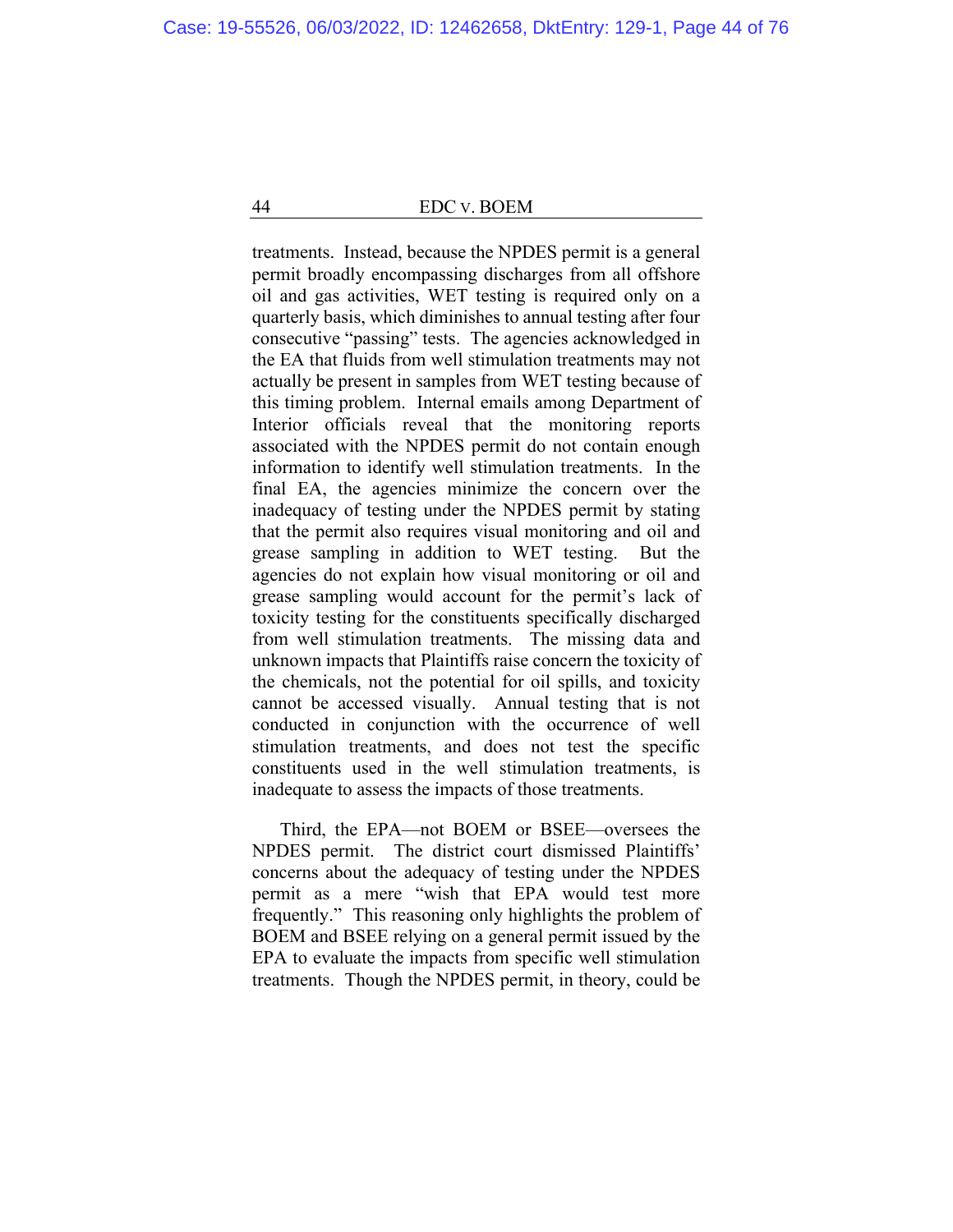treatments. Instead, because the NPDES permit is a general permit broadly encompassing discharges from all offshore oil and gas activities, WET testing is required only on a quarterly basis, which diminishes to annual testing after four consecutive "passing" tests. The agencies acknowledged in the EA that fluids from well stimulation treatments may not actually be present in samples from WET testing because of this timing problem. Internal emails among Department of Interior officials reveal that the monitoring reports associated with the NPDES permit do not contain enough information to identify well stimulation treatments. In the final EA, the agencies minimize the concern over the inadequacy of testing under the NPDES permit by stating that the permit also requires visual monitoring and oil and grease sampling in addition to WET testing. But the agencies do not explain how visual monitoring or oil and grease sampling would account for the permit's lack of toxicity testing for the constituents specifically discharged from well stimulation treatments. The missing data and unknown impacts that Plaintiffs raise concern the toxicity of the chemicals, not the potential for oil spills, and toxicity cannot be accessed visually. Annual testing that is not conducted in conjunction with the occurrence of well stimulation treatments, and does not test the specific constituents used in the well stimulation treatments, is inadequate to assess the impacts of those treatments.

Third, the EPA—not BOEM or BSEE—oversees the NPDES permit. The district court dismissed Plaintiffs' concerns about the adequacy of testing under the NPDES permit as a mere "wish that EPA would test more frequently." This reasoning only highlights the problem of BOEM and BSEE relying on a general permit issued by the EPA to evaluate the impacts from specific well stimulation treatments. Though the NPDES permit, in theory, could be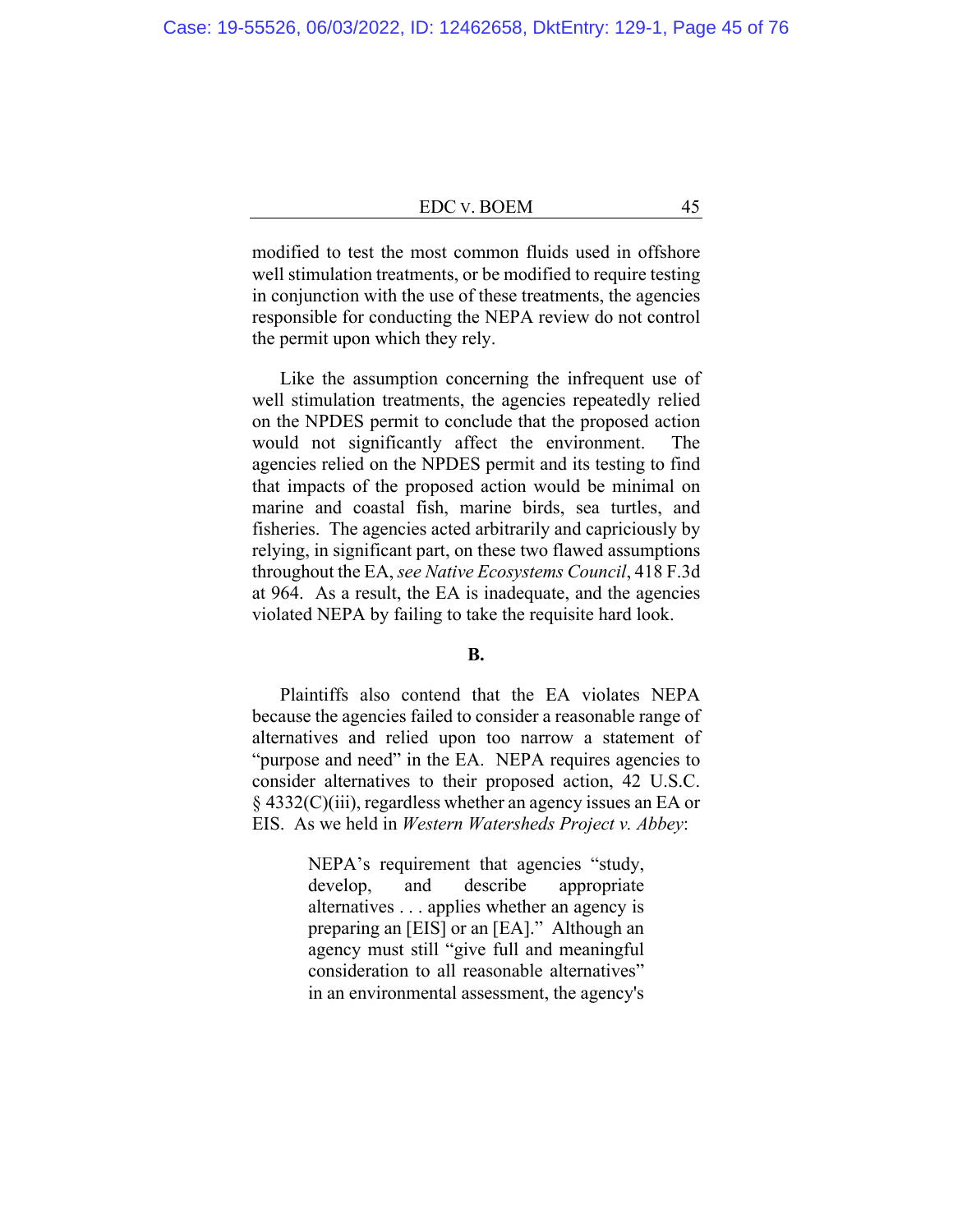modified to test the most common fluids used in offshore well stimulation treatments, or be modified to require testing in conjunction with the use of these treatments, the agencies responsible for conducting the NEPA review do not control the permit upon which they rely.

Like the assumption concerning the infrequent use of well stimulation treatments, the agencies repeatedly relied on the NPDES permit to conclude that the proposed action would not significantly affect the environment. The agencies relied on the NPDES permit and its testing to find that impacts of the proposed action would be minimal on marine and coastal fish, marine birds, sea turtles, and fisheries. The agencies acted arbitrarily and capriciously by relying, in significant part, on these two flawed assumptions throughout the EA, *see Native Ecosystems Council*, 418 F.3d at 964. As a result, the EA is inadequate, and the agencies violated NEPA by failing to take the requisite hard look.

**B.**

Plaintiffs also contend that the EA violates NEPA because the agencies failed to consider a reasonable range of alternatives and relied upon too narrow a statement of "purpose and need" in the EA. NEPA requires agencies to consider alternatives to their proposed action, 42 U.S.C. § 4332(C)(iii), regardless whether an agency issues an EA or EIS. As we held in *Western Watersheds Project v. Abbey*:

> NEPA's requirement that agencies "study, develop, and describe appropriate alternatives . . . applies whether an agency is preparing an [EIS] or an [EA]." Although an agency must still "give full and meaningful consideration to all reasonable alternatives" in an environmental assessment, the agency's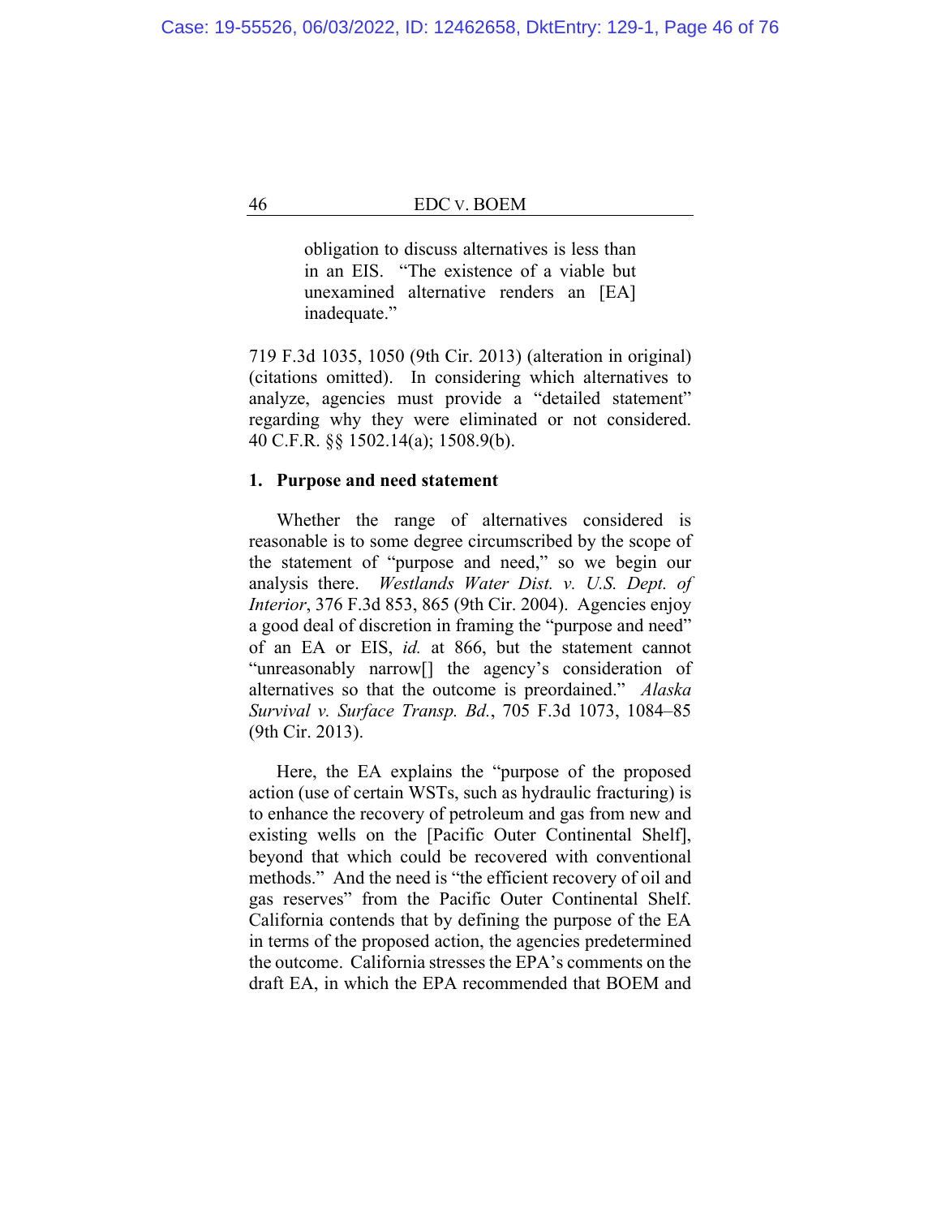> obligation to discuss alternatives is less than in an EIS. "The existence of a viable but unexamined alternative renders an [EA] inadequate."

719 F.3d 1035, 1050 (9th Cir. 2013) (alteration in original) (citations omitted). In considering which alternatives to analyze, agencies must provide a "detailed statement" regarding why they were eliminated or not considered. 40 C.F.R. §§ 1502.14(a); 1508.9(b).

**1. Purpose and need statement**

Whether the range of alternatives considered is reasonable is to some degree circumscribed by the scope of the statement of "purpose and need," so we begin our analysis there. *Westlands Water Dist. v. U.S. Dept. of Interior*, 376 F.3d 853, 865 (9th Cir. 2004). Agencies enjoy a good deal of discretion in framing the "purpose and need" of an EA or EIS, *id.* at 866, but the statement cannot "unreasonably narrow[] the agency's consideration of alternatives so that the outcome is preordained." *Alaska Survival v. Surface Transp. Bd.*, 705 F.3d 1073, 1084–85 (9th Cir. 2013).

Here, the EA explains the "purpose of the proposed action (use of certain WSTs, such as hydraulic fracturing) is to enhance the recovery of petroleum and gas from new and existing wells on the [Pacific Outer Continental Shelf], beyond that which could be recovered with conventional methods." And the need is "the efficient recovery of oil and gas reserves" from the Pacific Outer Continental Shelf. California contends that by defining the purpose of the EA in terms of the proposed action, the agencies predetermined the outcome. California stresses the EPA's comments on the draft EA, in which the EPA recommended that BOEM and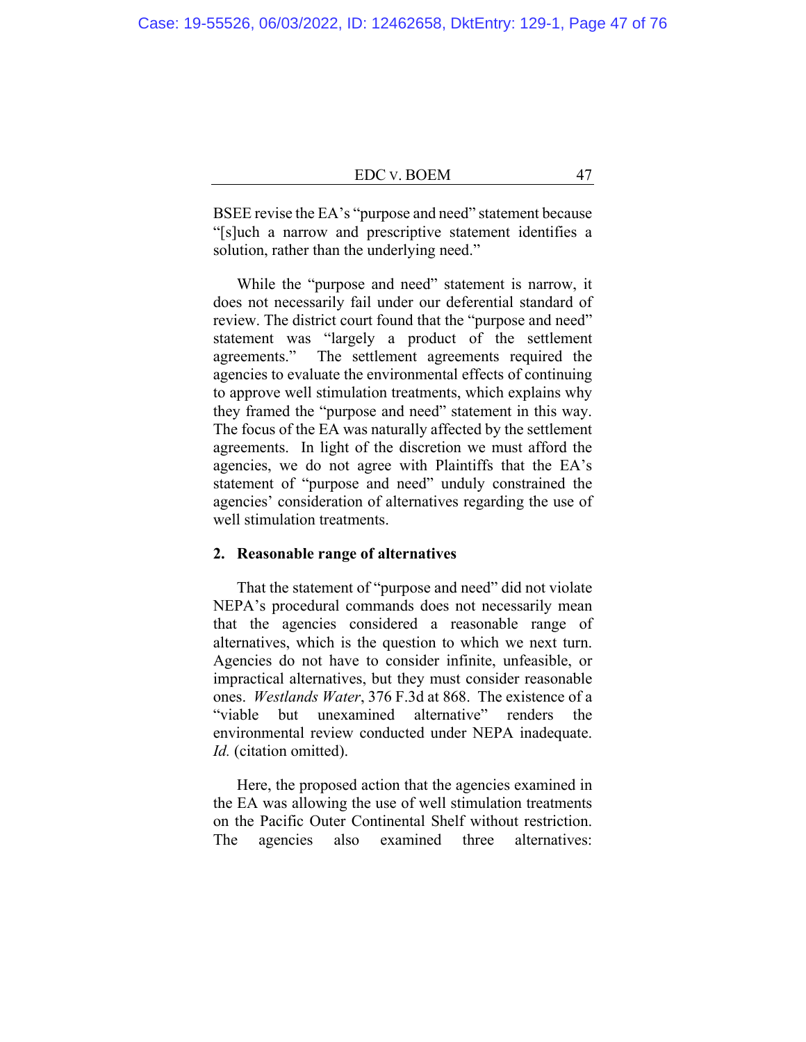BSEE revise the EA's "purpose and need" statement because "[s]uch a narrow and prescriptive statement identifies a solution, rather than the underlying need."

While the "purpose and need" statement is narrow, it does not necessarily fail under our deferential standard of review. The district court found that the "purpose and need" statement was "largely a product of the settlement agreements." The settlement agreements required the agencies to evaluate the environmental effects of continuing to approve well stimulation treatments, which explains why they framed the "purpose and need" statement in this way. The focus of the EA was naturally affected by the settlement agreements. In light of the discretion we must afford the agencies, we do not agree with Plaintiffs that the EA's statement of "purpose and need" unduly constrained the agencies' consideration of alternatives regarding the use of well stimulation treatments.

**2. Reasonable range of alternatives**

That the statement of "purpose and need" did not violate NEPA's procedural commands does not necessarily mean that the agencies considered a reasonable range of alternatives, which is the question to which we next turn. Agencies do not have to consider infinite, unfeasible, or impractical alternatives, but they must consider reasonable ones. *Westlands Water*, 376 F.3d at 868. The existence of a "viable but unexamined alternative" renders the environmental review conducted under NEPA inadequate. *Id.* (citation omitted).

Here, the proposed action that the agencies examined in the EA was allowing the use of well stimulation treatments on the Pacific Outer Continental Shelf without restriction. The agencies also examined three alternatives: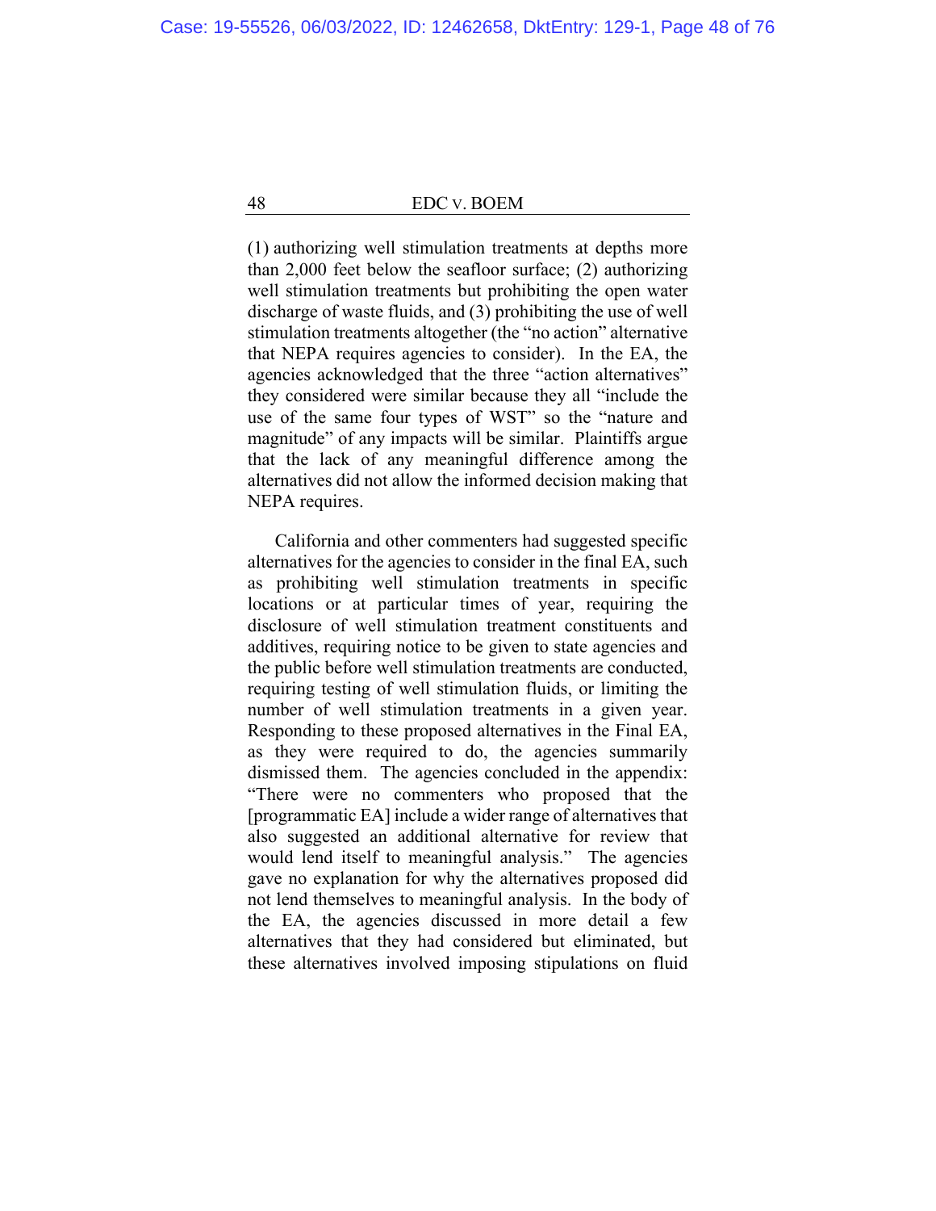(1) authorizing well stimulation treatments at depths more than 2,000 feet below the seafloor surface; (2) authorizing well stimulation treatments but prohibiting the open water discharge of waste fluids, and (3) prohibiting the use of well stimulation treatments altogether (the "no action" alternative that NEPA requires agencies to consider). In the EA, the agencies acknowledged that the three "action alternatives" they considered were similar because they all "include the use of the same four types of WST" so the "nature and magnitude" of any impacts will be similar. Plaintiffs argue that the lack of any meaningful difference among the alternatives did not allow the informed decision making that NEPA requires.

California and other commenters had suggested specific alternatives for the agencies to consider in the final EA, such as prohibiting well stimulation treatments in specific locations or at particular times of year, requiring the disclosure of well stimulation treatment constituents and additives, requiring notice to be given to state agencies and the public before well stimulation treatments are conducted, requiring testing of well stimulation fluids, or limiting the number of well stimulation treatments in a given year. Responding to these proposed alternatives in the Final EA, as they were required to do, the agencies summarily dismissed them. The agencies concluded in the appendix: "There were no commenters who proposed that the [programmatic EA] include a wider range of alternatives that also suggested an additional alternative for review that would lend itself to meaningful analysis." The agencies gave no explanation for why the alternatives proposed did not lend themselves to meaningful analysis. In the body of the EA, the agencies discussed in more detail a few alternatives that they had considered but eliminated, but these alternatives involved imposing stipulations on fluid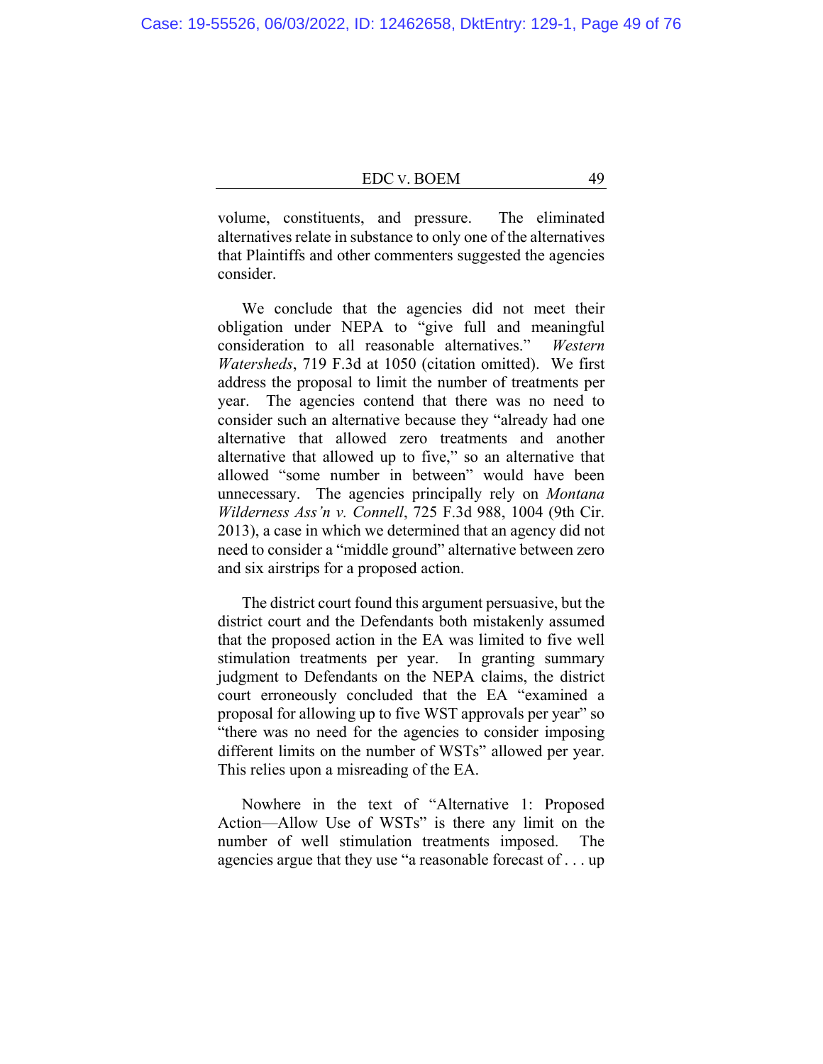volume, constituents, and pressure. The eliminated alternatives relate in substance to only one of the alternatives that Plaintiffs and other commenters suggested the agencies consider.

We conclude that the agencies did not meet their obligation under NEPA to "give full and meaningful consideration to all reasonable alternatives." *Western Watersheds*, 719 F.3d at 1050 (citation omitted). We first address the proposal to limit the number of treatments per year. The agencies contend that there was no need to consider such an alternative because they "already had one alternative that allowed zero treatments and another alternative that allowed up to five," so an alternative that allowed "some number in between" would have been unnecessary. The agencies principally rely on *Montana Wilderness Ass'n v. Connell*, 725 F.3d 988, 1004 (9th Cir. 2013), a case in which we determined that an agency did not need to consider a "middle ground" alternative between zero and six airstrips for a proposed action.

The district court found this argument persuasive, but the district court and the Defendants both mistakenly assumed that the proposed action in the EA was limited to five well stimulation treatments per year. In granting summary judgment to Defendants on the NEPA claims, the district court erroneously concluded that the EA "examined a proposal for allowing up to five WST approvals per year" so "there was no need for the agencies to consider imposing different limits on the number of WSTs" allowed per year. This relies upon a misreading of the EA.

Nowhere in the text of "Alternative 1: Proposed Action—Allow Use of WSTs" is there any limit on the number of well stimulation treatments imposed. The agencies argue that they use "a reasonable forecast of . . . up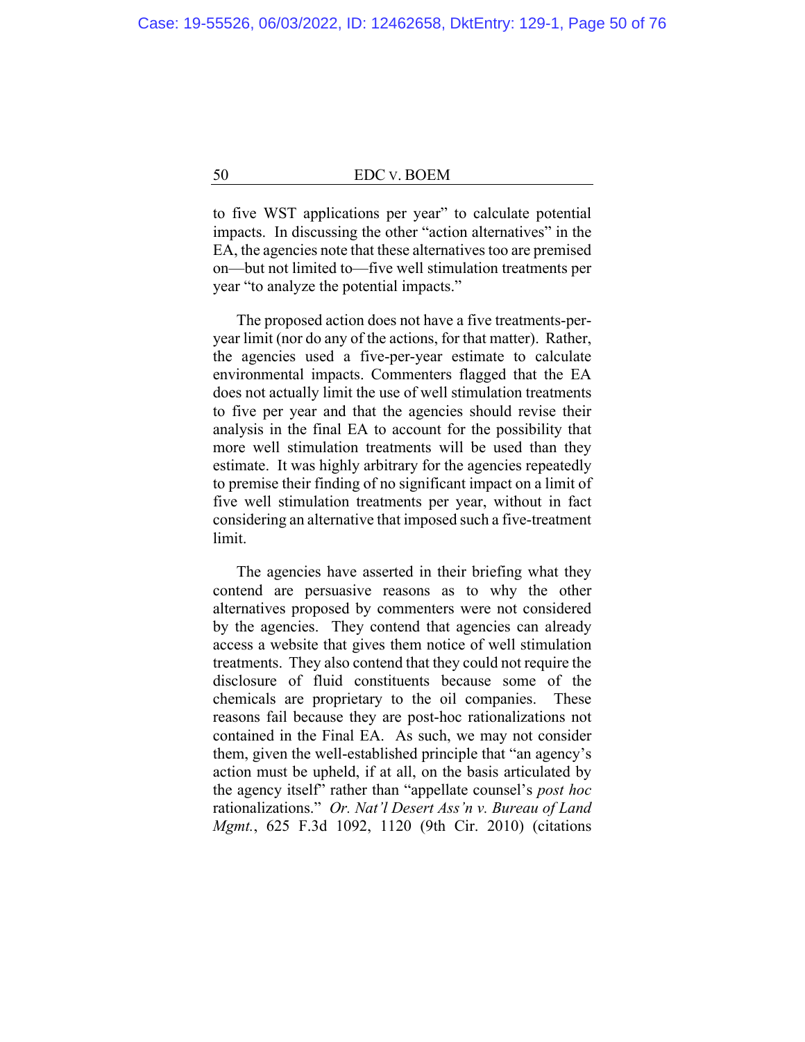to five WST applications per year" to calculate potential impacts. In discussing the other "action alternatives" in the EA, the agencies note that these alternatives too are premised on—but not limited to—five well stimulation treatments per year "to analyze the potential impacts."

The proposed action does not have a five treatments-per-year limit (nor do any of the actions, for that matter). Rather, the agencies used a five-per-year estimate to calculate environmental impacts. Commenters flagged that the EA does not actually limit the use of well stimulation treatments to five per year and that the agencies should revise their analysis in the final EA to account for the possibility that more well stimulation treatments will be used than they estimate. It was highly arbitrary for the agencies repeatedly to premise their finding of no significant impact on a limit of five well stimulation treatments per year, without in fact considering an alternative that imposed such a five-treatment limit.

The agencies have asserted in their briefing what they contend are persuasive reasons as to why the other alternatives proposed by commenters were not considered by the agencies. They contend that agencies can already access a website that gives them notice of well stimulation treatments. They also contend that they could not require the disclosure of fluid constituents because some of the chemicals are proprietary to the oil companies. These reasons fail because they are post-hoc rationalizations not contained in the Final EA. As such, we may not consider them, given the well-established principle that "an agency's action must be upheld, if at all, on the basis articulated by the agency itself" rather than "appellate counsel's *post hoc* rationalizations." *Or. Nat'l Desert Ass'n v. Bureau of Land Mgmt.*, 625 F.3d 1092, 1120 (9th Cir. 2010) (citations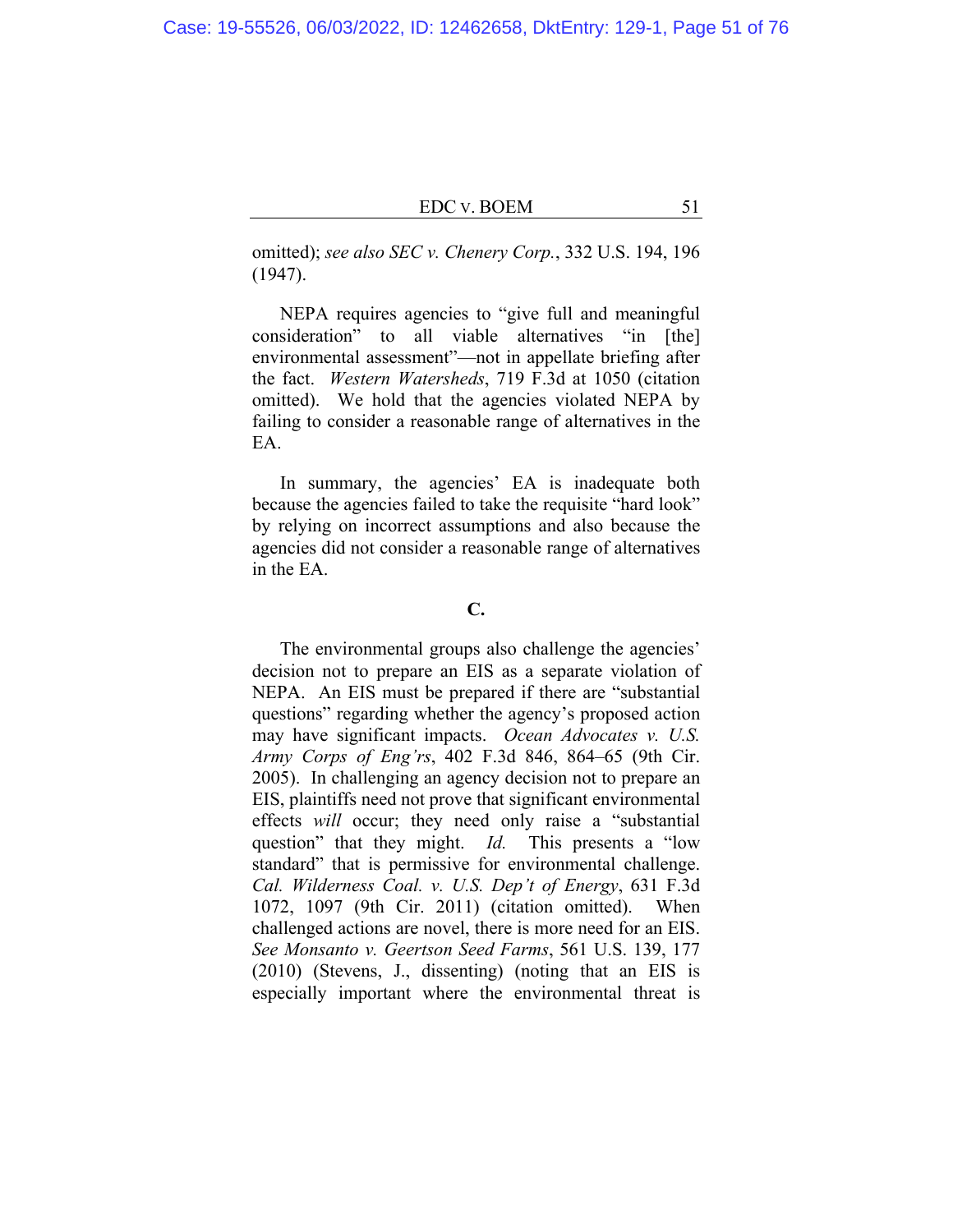omitted); *see also SEC v. Chenery Corp.*, 332 U.S. 194, 196 (1947).

NEPA requires agencies to "give full and meaningful consideration" to all viable alternatives "in [the] environmental assessment"—not in appellate briefing after the fact. *Western Watersheds*, 719 F.3d at 1050 (citation omitted). We hold that the agencies violated NEPA by failing to consider a reasonable range of alternatives in the EA.

In summary, the agencies' EA is inadequate both because the agencies failed to take the requisite "hard look" by relying on incorrect assumptions and also because the agencies did not consider a reasonable range of alternatives in the EA.

**C.**

The environmental groups also challenge the agencies' decision not to prepare an EIS as a separate violation of NEPA. An EIS must be prepared if there are "substantial questions" regarding whether the agency's proposed action may have significant impacts. *Ocean Advocates v. U.S. Army Corps of Eng'rs*, 402 F.3d 846, 864–65 (9th Cir. 2005). In challenging an agency decision not to prepare an EIS, plaintiffs need not prove that significant environmental effects *will* occur; they need only raise a "substantial question" that they might. *Id.* This presents a "low standard" that is permissive for environmental challenge. *Cal. Wilderness Coal. v. U.S. Dep't of Energy*, 631 F.3d 1072, 1097 (9th Cir. 2011) (citation omitted). When challenged actions are novel, there is more need for an EIS. *See Monsanto v. Geertson Seed Farms*, 561 U.S. 139, 177 (2010) (Stevens, J., dissenting) (noting that an EIS is especially important where the environmental threat is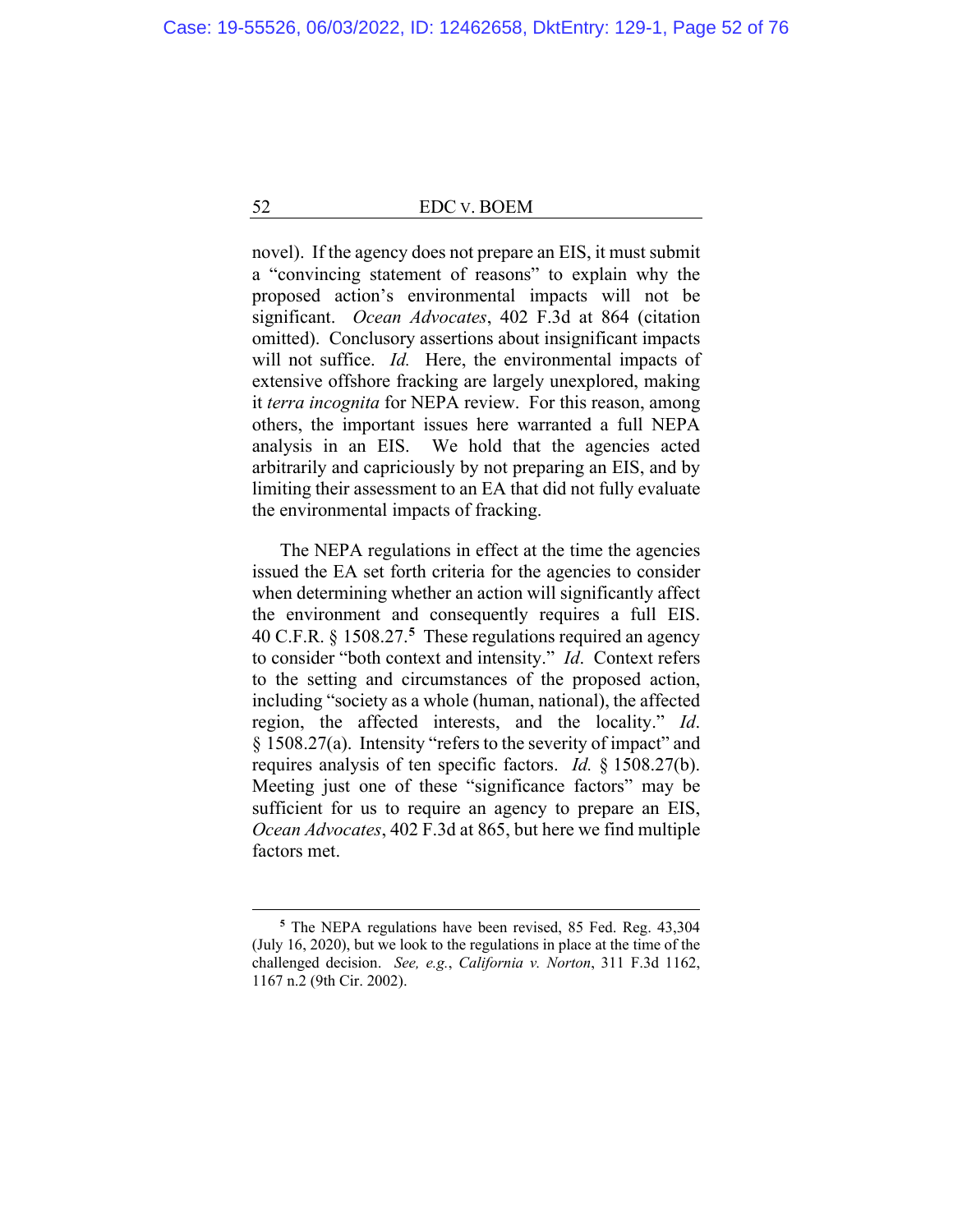novel). If the agency does not prepare an EIS, it must submit a "convincing statement of reasons" to explain why the proposed action's environmental impacts will not be significant. *Ocean Advocates*, 402 F.3d at 864 (citation omitted). Conclusory assertions about insignificant impacts will not suffice. *Id.* Here, the environmental impacts of extensive offshore fracking are largely unexplored, making it *terra incognita* for NEPA review. For this reason, among others, the important issues here warranted a full NEPA analysis in an EIS. We hold that the agencies acted arbitrarily and capriciously by not preparing an EIS, and by limiting their assessment to an EA that did not fully evaluate the environmental impacts of fracking.

The NEPA regulations in effect at the time the agencies issued the EA set forth criteria for the agencies to consider when determining whether an action will significantly affect the environment and consequently requires a full EIS. 40 C.F.R. § 1508.27.[5] These regulations required an agency to consider "both context and intensity." *Id*. Context refers to the setting and circumstances of the proposed action, including "society as a whole (human, national), the affected region, the affected interests, and the locality." *Id*. § 1508.27(a). Intensity "refers to the severity of impact" and requires analysis of ten specific factors. *Id.* § 1508.27(b). Meeting just one of these "significance factors" may be sufficient for us to require an agency to prepare an EIS, *Ocean Advocates*, 402 F.3d at 865, but here we find multiple factors met.

---

[5] The NEPA regulations have been revised, 85 Fed. Reg. 43,304 (July 16, 2020), but we look to the regulations in place at the time of the challenged decision. *See, e.g.*, *California v. Norton*, 311 F.3d 1162, 1167 n.2 (9th Cir. 2002).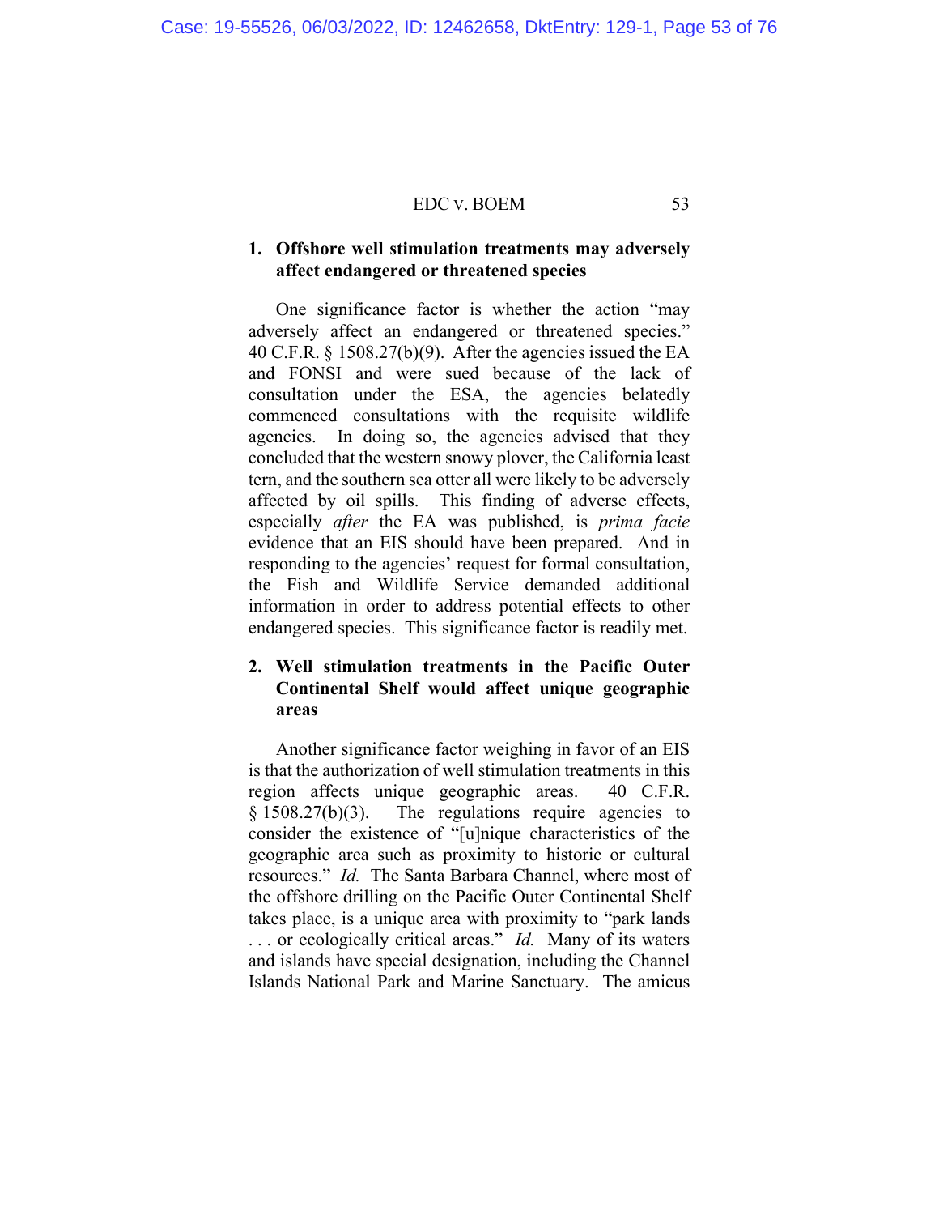### 1. Offshore well stimulation treatments may adversely affect endangered or threatened species

One significance factor is whether the action "may adversely affect an endangered or threatened species." 40 C.F.R. § 1508.27(b)(9). After the agencies issued the EA and FONSI and were sued because of the lack of consultation under the ESA, the agencies belatedly commenced consultations with the requisite wildlife agencies. In doing so, the agencies advised that they concluded that the western snowy plover, the California least tern, and the southern sea otter all were likely to be adversely affected by oil spills. This finding of adverse effects, especially *after* the EA was published, is *prima facie* evidence that an EIS should have been prepared. And in responding to the agencies' request for formal consultation, the Fish and Wildlife Service demanded additional information in order to address potential effects to other endangered species. This significance factor is readily met.

### 2. Well stimulation treatments in the Pacific Outer Continental Shelf would affect unique geographic areas

Another significance factor weighing in favor of an EIS is that the authorization of well stimulation treatments in this region affects unique geographic areas. 40 C.F.R. § 1508.27(b)(3). The regulations require agencies to consider the existence of "[u]nique characteristics of the geographic area such as proximity to historic or cultural resources." *Id.* The Santa Barbara Channel, where most of the offshore drilling on the Pacific Outer Continental Shelf takes place, is a unique area with proximity to "park lands . . . or ecologically critical areas." *Id.* Many of its waters and islands have special designation, including the Channel Islands National Park and Marine Sanctuary. The amicus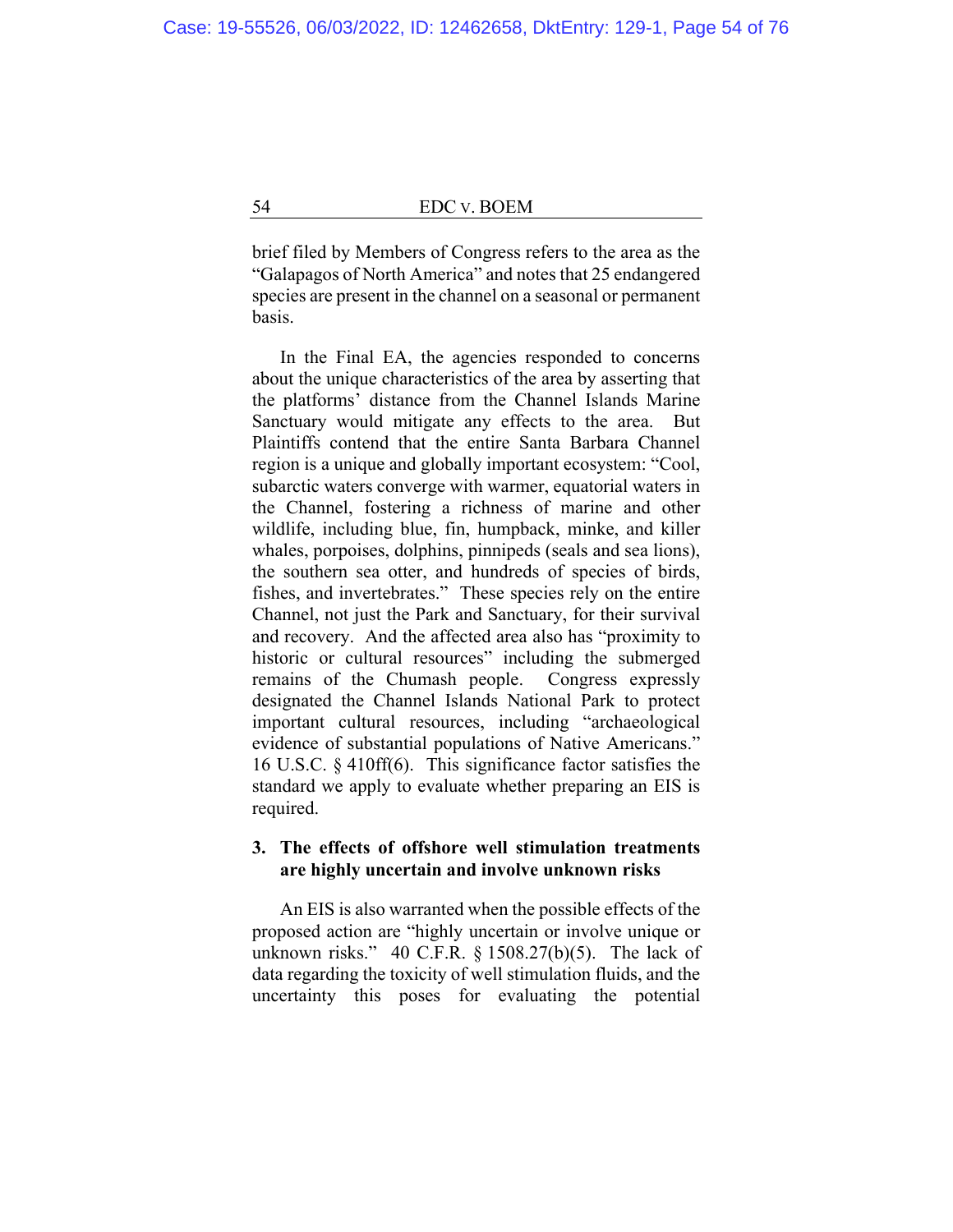brief filed by Members of Congress refers to the area as the "Galapagos of North America" and notes that 25 endangered species are present in the channel on a seasonal or permanent basis.

In the Final EA, the agencies responded to concerns about the unique characteristics of the area by asserting that the platforms' distance from the Channel Islands Marine Sanctuary would mitigate any effects to the area. But Plaintiffs contend that the entire Santa Barbara Channel region is a unique and globally important ecosystem: "Cool, subarctic waters converge with warmer, equatorial waters in the Channel, fostering a richness of marine and other wildlife, including blue, fin, humpback, minke, and killer whales, porpoises, dolphins, pinnipeds (seals and sea lions), the southern sea otter, and hundreds of species of birds, fishes, and invertebrates." These species rely on the entire Channel, not just the Park and Sanctuary, for their survival and recovery. And the affected area also has "proximity to historic or cultural resources" including the submerged remains of the Chumash people. Congress expressly designated the Channel Islands National Park to protect important cultural resources, including "archaeological evidence of substantial populations of Native Americans." 16 U.S.C. § 410ff(6). This significance factor satisfies the standard we apply to evaluate whether preparing an EIS is required.

### 3. The effects of offshore well stimulation treatments are highly uncertain and involve unknown risks

An EIS is also warranted when the possible effects of the proposed action are "highly uncertain or involve unique or unknown risks." 40 C.F.R. § 1508.27(b)(5). The lack of data regarding the toxicity of well stimulation fluids, and the uncertainty this poses for evaluating the potential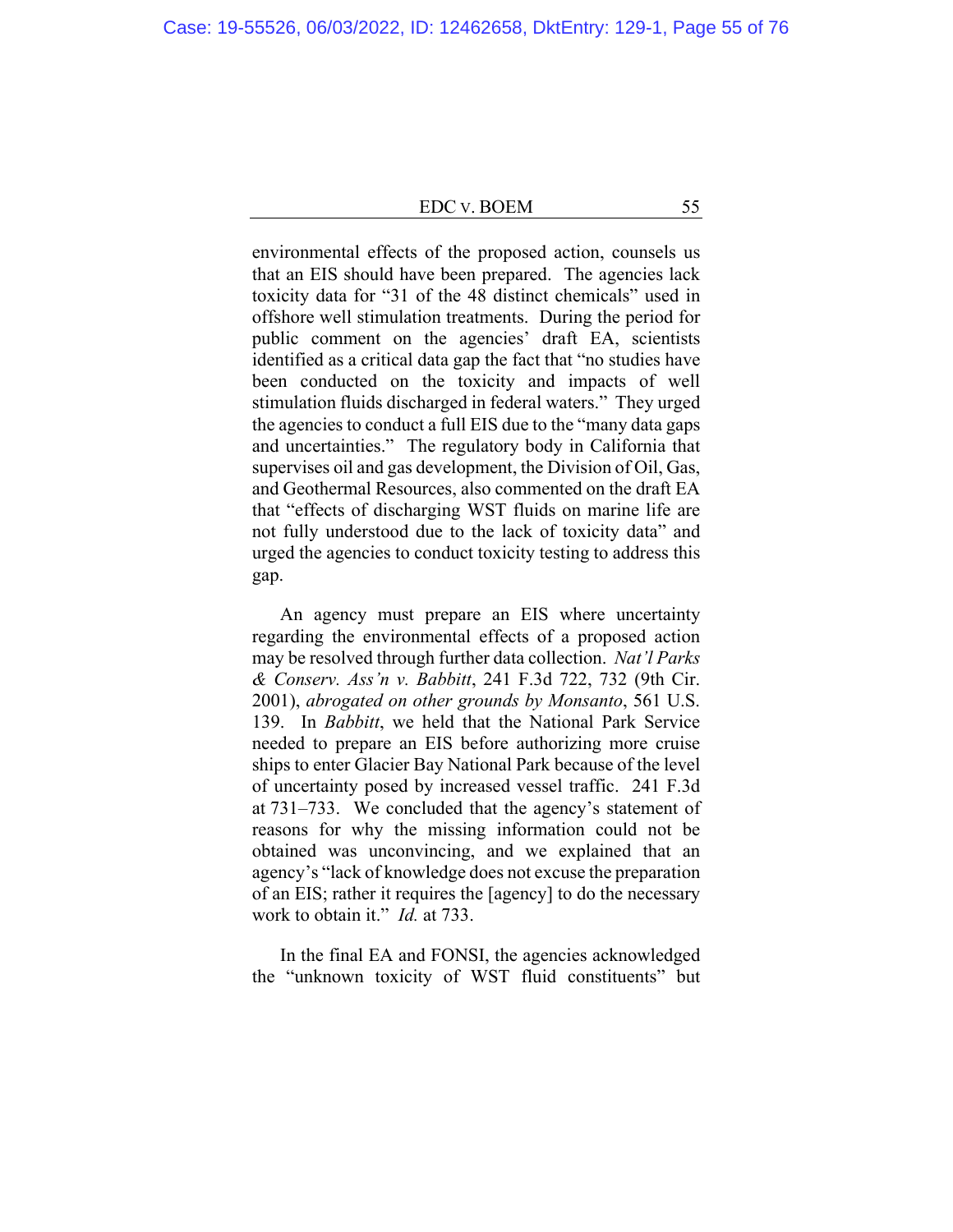environmental effects of the proposed action, counsels us that an EIS should have been prepared. The agencies lack toxicity data for "31 of the 48 distinct chemicals" used in offshore well stimulation treatments. During the period for public comment on the agencies' draft EA, scientists identified as a critical data gap the fact that "no studies have been conducted on the toxicity and impacts of well stimulation fluids discharged in federal waters." They urged the agencies to conduct a full EIS due to the "many data gaps and uncertainties." The regulatory body in California that supervises oil and gas development, the Division of Oil, Gas, and Geothermal Resources, also commented on the draft EA that "effects of discharging WST fluids on marine life are not fully understood due to the lack of toxicity data" and urged the agencies to conduct toxicity testing to address this gap.

An agency must prepare an EIS where uncertainty regarding the environmental effects of a proposed action may be resolved through further data collection. *Nat'l Parks & Conserv. Ass'n v. Babbitt*, 241 F.3d 722, 732 (9th Cir. 2001), *abrogated on other grounds by Monsanto*, 561 U.S. 139. In *Babbitt*, we held that the National Park Service needed to prepare an EIS before authorizing more cruise ships to enter Glacier Bay National Park because of the level of uncertainty posed by increased vessel traffic. 241 F.3d at 731–733. We concluded that the agency's statement of reasons for why the missing information could not be obtained was unconvincing, and we explained that an agency's "lack of knowledge does not excuse the preparation of an EIS; rather it requires the [agency] to do the necessary work to obtain it." *Id.* at 733.

In the final EA and FONSI, the agencies acknowledged the "unknown toxicity of WST fluid constituents" but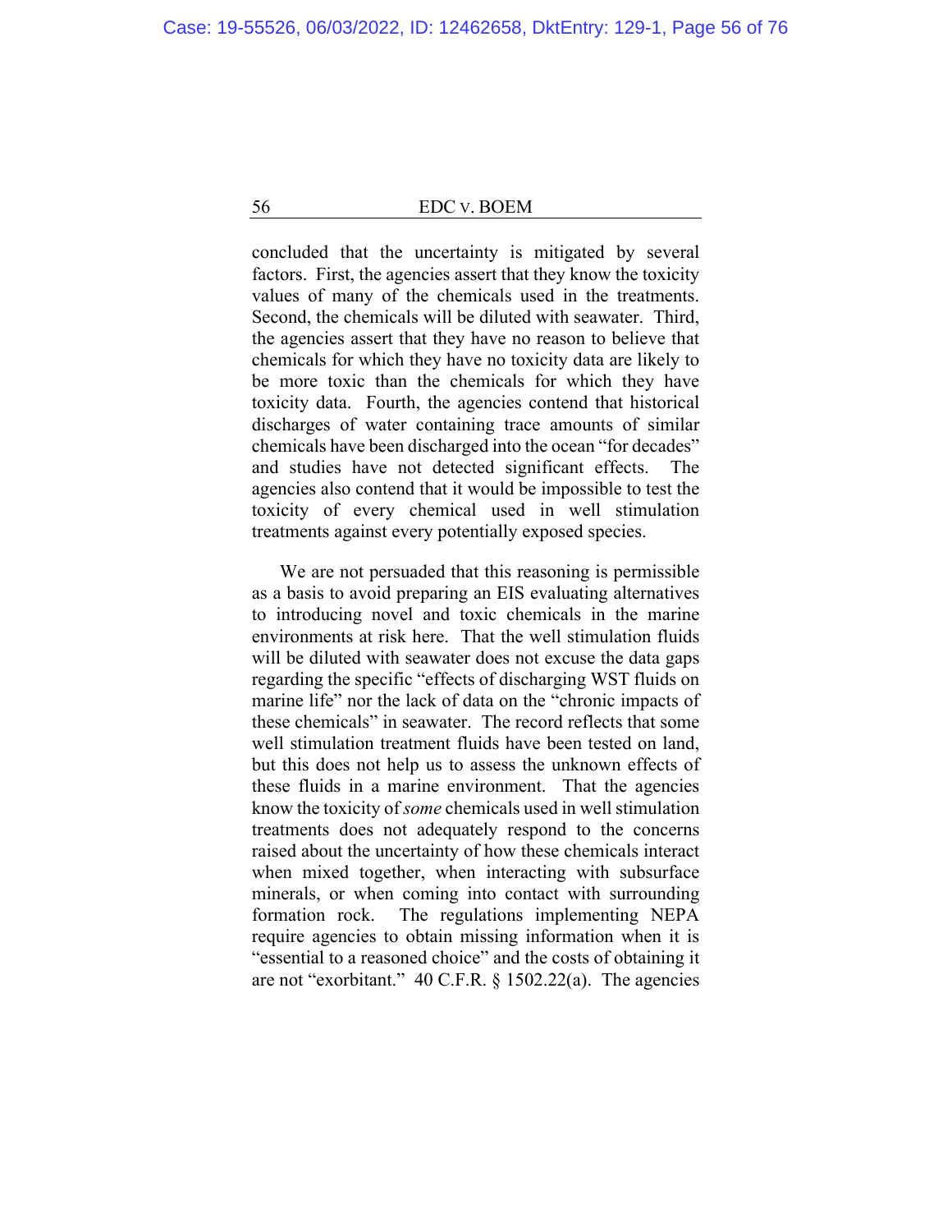concluded that the uncertainty is mitigated by several factors. First, the agencies assert that they know the toxicity values of many of the chemicals used in the treatments. Second, the chemicals will be diluted with seawater. Third, the agencies assert that they have no reason to believe that chemicals for which they have no toxicity data are likely to be more toxic than the chemicals for which they have toxicity data. Fourth, the agencies contend that historical discharges of water containing trace amounts of similar chemicals have been discharged into the ocean "for decades" and studies have not detected significant effects. The agencies also contend that it would be impossible to test the toxicity of every chemical used in well stimulation treatments against every potentially exposed species.

We are not persuaded that this reasoning is permissible as a basis to avoid preparing an EIS evaluating alternatives to introducing novel and toxic chemicals in the marine environments at risk here. That the well stimulation fluids will be diluted with seawater does not excuse the data gaps regarding the specific "effects of discharging WST fluids on marine life" nor the lack of data on the "chronic impacts of these chemicals" in seawater. The record reflects that some well stimulation treatment fluids have been tested on land, but this does not help us to assess the unknown effects of these fluids in a marine environment. That the agencies know the toxicity of *some* chemicals used in well stimulation treatments does not adequately respond to the concerns raised about the uncertainty of how these chemicals interact when mixed together, when interacting with subsurface minerals, or when coming into contact with surrounding formation rock. The regulations implementing NEPA require agencies to obtain missing information when it is "essential to a reasoned choice" and the costs of obtaining it are not "exorbitant." 40 C.F.R. § 1502.22(a). The agencies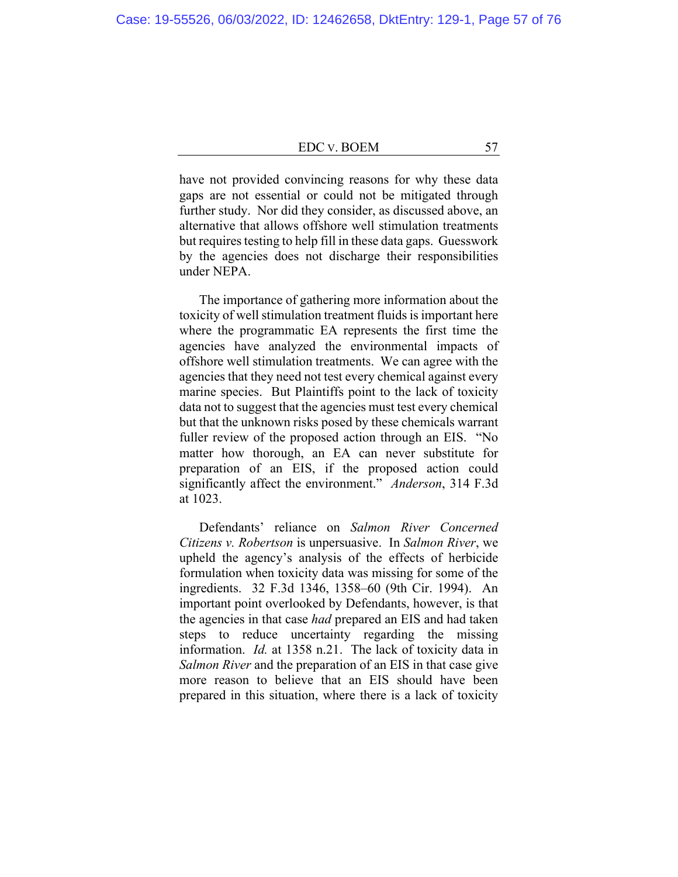have not provided convincing reasons for why these data gaps are not essential or could not be mitigated through further study. Nor did they consider, as discussed above, an alternative that allows offshore well stimulation treatments but requires testing to help fill in these data gaps. Guesswork by the agencies does not discharge their responsibilities under NEPA.

The importance of gathering more information about the toxicity of well stimulation treatment fluids is important here where the programmatic EA represents the first time the agencies have analyzed the environmental impacts of offshore well stimulation treatments. We can agree with the agencies that they need not test every chemical against every marine species. But Plaintiffs point to the lack of toxicity data not to suggest that the agencies must test every chemical but that the unknown risks posed by these chemicals warrant fuller review of the proposed action through an EIS. "No matter how thorough, an EA can never substitute for preparation of an EIS, if the proposed action could significantly affect the environment." *Anderson*, 314 F.3d at 1023.

Defendants' reliance on *Salmon River Concerned Citizens v. Robertson* is unpersuasive. In *Salmon River*, we upheld the agency's analysis of the effects of herbicide formulation when toxicity data was missing for some of the ingredients. 32 F.3d 1346, 1358–60 (9th Cir. 1994). An important point overlooked by Defendants, however, is that the agencies in that case *had* prepared an EIS and had taken steps to reduce uncertainty regarding the missing information. *Id.* at 1358 n.21. The lack of toxicity data in *Salmon River* and the preparation of an EIS in that case give more reason to believe that an EIS should have been prepared in this situation, where there is a lack of toxicity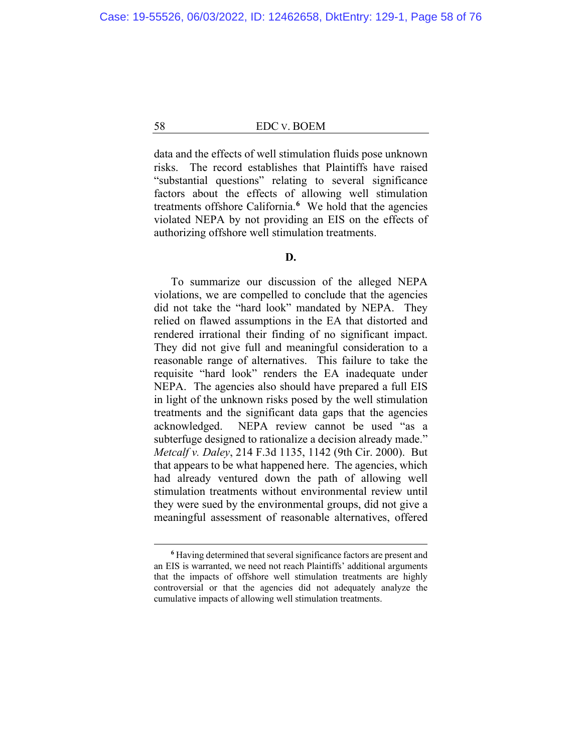data and the effects of well stimulation fluids pose unknown risks. The record establishes that Plaintiffs have raised "substantial questions" relating to several significance factors about the effects of allowing well stimulation treatments offshore California.[6] We hold that the agencies violated NEPA by not providing an EIS on the effects of authorizing offshore well stimulation treatments.

**D.**

To summarize our discussion of the alleged NEPA violations, we are compelled to conclude that the agencies did not take the "hard look" mandated by NEPA. They relied on flawed assumptions in the EA that distorted and rendered irrational their finding of no significant impact. They did not give full and meaningful consideration to a reasonable range of alternatives. This failure to take the requisite "hard look" renders the EA inadequate under NEPA. The agencies also should have prepared a full EIS in light of the unknown risks posed by the well stimulation treatments and the significant data gaps that the agencies acknowledged. NEPA review cannot be used "as a subterfuge designed to rationalize a decision already made." *Metcalf v. Daley*, 214 F.3d 1135, 1142 (9th Cir. 2000). But that appears to be what happened here. The agencies, which had already ventured down the path of allowing well stimulation treatments without environmental review until they were sued by the environmental groups, did not give a meaningful assessment of reasonable alternatives, offered

---

[6] Having determined that several significance factors are present and an EIS is warranted, we need not reach Plaintiffs' additional arguments that the impacts of offshore well stimulation treatments are highly controversial or that the agencies did not adequately analyze the cumulative impacts of allowing well stimulation treatments.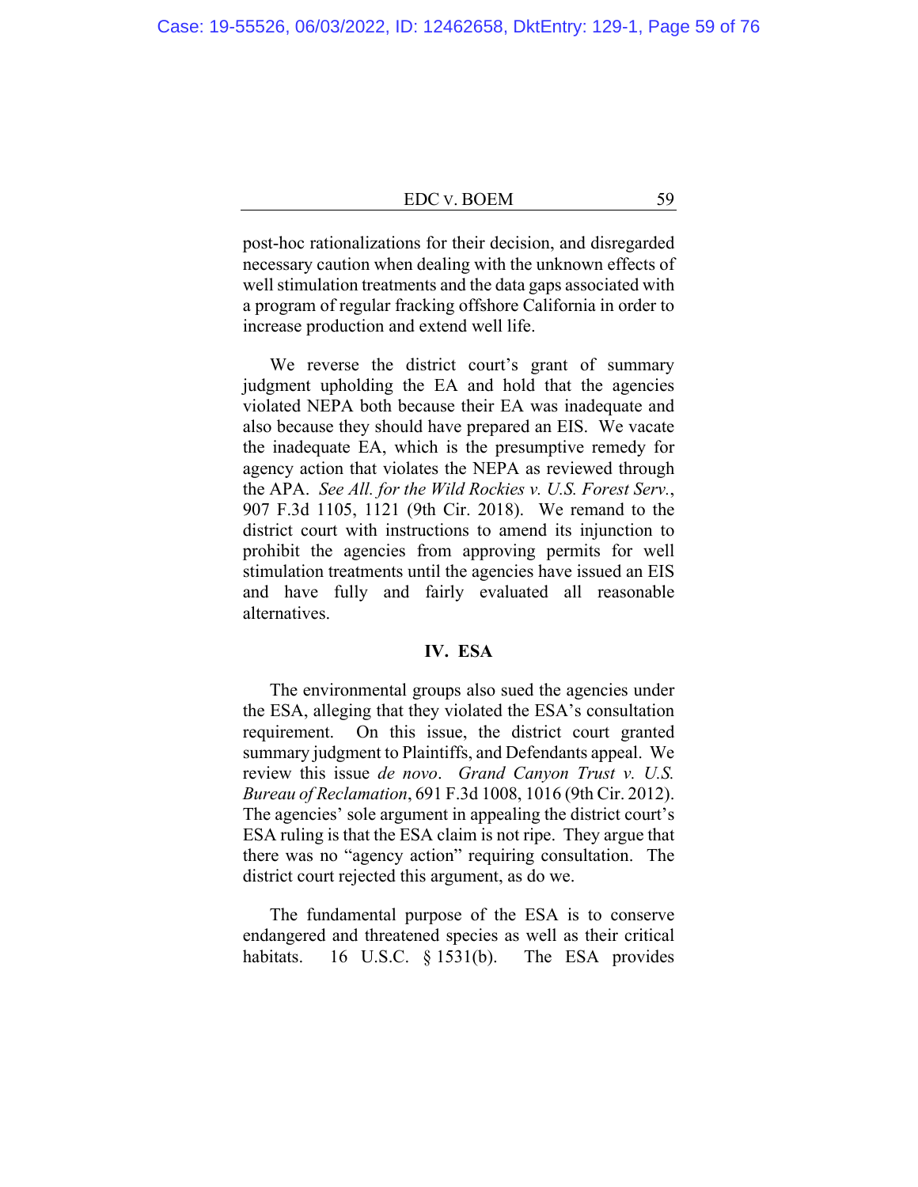post-hoc rationalizations for their decision, and disregarded necessary caution when dealing with the unknown effects of well stimulation treatments and the data gaps associated with a program of regular fracking offshore California in order to increase production and extend well life.

We reverse the district court's grant of summary judgment upholding the EA and hold that the agencies violated NEPA both because their EA was inadequate and also because they should have prepared an EIS. We vacate the inadequate EA, which is the presumptive remedy for agency action that violates the NEPA as reviewed through the APA. *See All. for the Wild Rockies v. U.S. Forest Serv.*, 907 F.3d 1105, 1121 (9th Cir. 2018). We remand to the district court with instructions to amend its injunction to prohibit the agencies from approving permits for well stimulation treatments until the agencies have issued an EIS and have fully and fairly evaluated all reasonable alternatives.

## IV. ESA

The environmental groups also sued the agencies under the ESA, alleging that they violated the ESA's consultation requirement. On this issue, the district court granted summary judgment to Plaintiffs, and Defendants appeal. We review this issue *de novo*. *Grand Canyon Trust v. U.S. Bureau of Reclamation*, 691 F.3d 1008, 1016 (9th Cir. 2012). The agencies' sole argument in appealing the district court's ESA ruling is that the ESA claim is not ripe. They argue that there was no "agency action" requiring consultation. The district court rejected this argument, as do we.

The fundamental purpose of the ESA is to conserve endangered and threatened species as well as their critical habitats. 16 U.S.C. § 1531(b). The ESA provides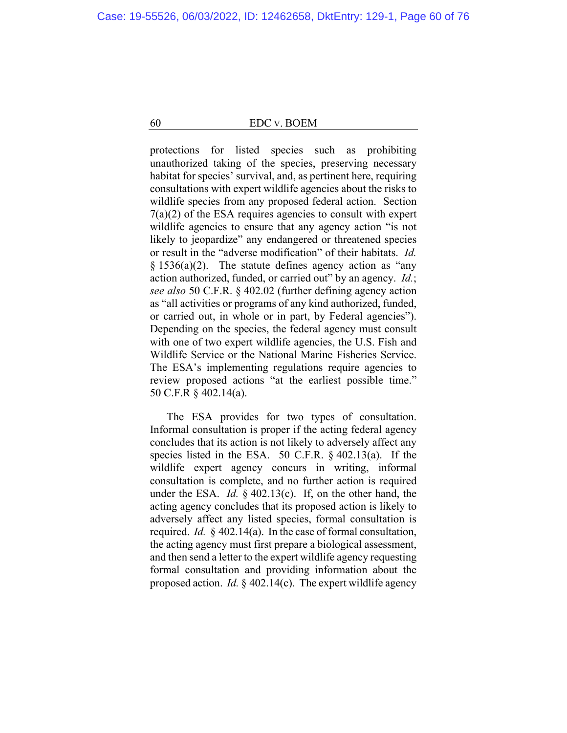protections for listed species such as prohibiting unauthorized taking of the species, preserving necessary habitat for species' survival, and, as pertinent here, requiring consultations with expert wildlife agencies about the risks to wildlife species from any proposed federal action. Section 7(a)(2) of the ESA requires agencies to consult with expert wildlife agencies to ensure that any agency action "is not likely to jeopardize" any endangered or threatened species or result in the "adverse modification" of their habitats. *Id.* § 1536(a)(2). The statute defines agency action as "any action authorized, funded, or carried out" by an agency. *Id.*; *see also* 50 C.F.R. § 402.02 (further defining agency action as "all activities or programs of any kind authorized, funded, or carried out, in whole or in part, by Federal agencies"). Depending on the species, the federal agency must consult with one of two expert wildlife agencies, the U.S. Fish and Wildlife Service or the National Marine Fisheries Service. The ESA's implementing regulations require agencies to review proposed actions "at the earliest possible time." 50 C.F.R § 402.14(a).

The ESA provides for two types of consultation. Informal consultation is proper if the acting federal agency concludes that its action is not likely to adversely affect any species listed in the ESA. 50 C.F.R. § 402.13(a). If the wildlife expert agency concurs in writing, informal consultation is complete, and no further action is required under the ESA. *Id.* § 402.13(c). If, on the other hand, the acting agency concludes that its proposed action is likely to adversely affect any listed species, formal consultation is required. *Id.* § 402.14(a). In the case of formal consultation, the acting agency must first prepare a biological assessment, and then send a letter to the expert wildlife agency requesting formal consultation and providing information about the proposed action. *Id.* § 402.14(c). The expert wildlife agency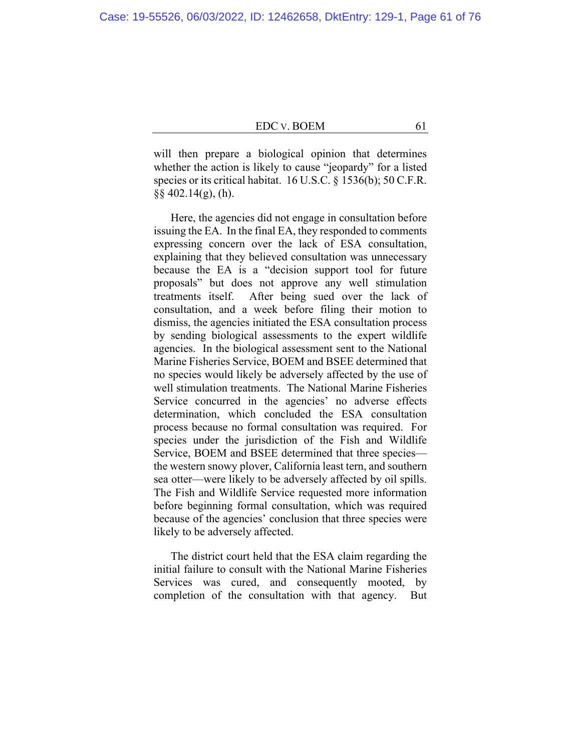will then prepare a biological opinion that determines whether the action is likely to cause "jeopardy" for a listed species or its critical habitat. 16 U.S.C. § 1536(b); 50 C.F.R. §§ 402.14(g), (h).

Here, the agencies did not engage in consultation before issuing the EA. In the final EA, they responded to comments expressing concern over the lack of ESA consultation, explaining that they believed consultation was unnecessary because the EA is a "decision support tool for future proposals" but does not approve any well stimulation treatments itself. After being sued over the lack of consultation, and a week before filing their motion to dismiss, the agencies initiated the ESA consultation process by sending biological assessments to the expert wildlife agencies. In the biological assessment sent to the National Marine Fisheries Service, BOEM and BSEE determined that no species would likely be adversely affected by the use of well stimulation treatments. The National Marine Fisheries Service concurred in the agencies' no adverse effects determination, which concluded the ESA consultation process because no formal consultation was required. For species under the jurisdiction of the Fish and Wildlife Service, BOEM and BSEE determined that three species—the western snowy plover, California least tern, and southern sea otter—were likely to be adversely affected by oil spills. The Fish and Wildlife Service requested more information before beginning formal consultation, which was required because of the agencies' conclusion that three species were likely to be adversely affected.

The district court held that the ESA claim regarding the initial failure to consult with the National Marine Fisheries Services was cured, and consequently mooted, by completion of the consultation with that agency. But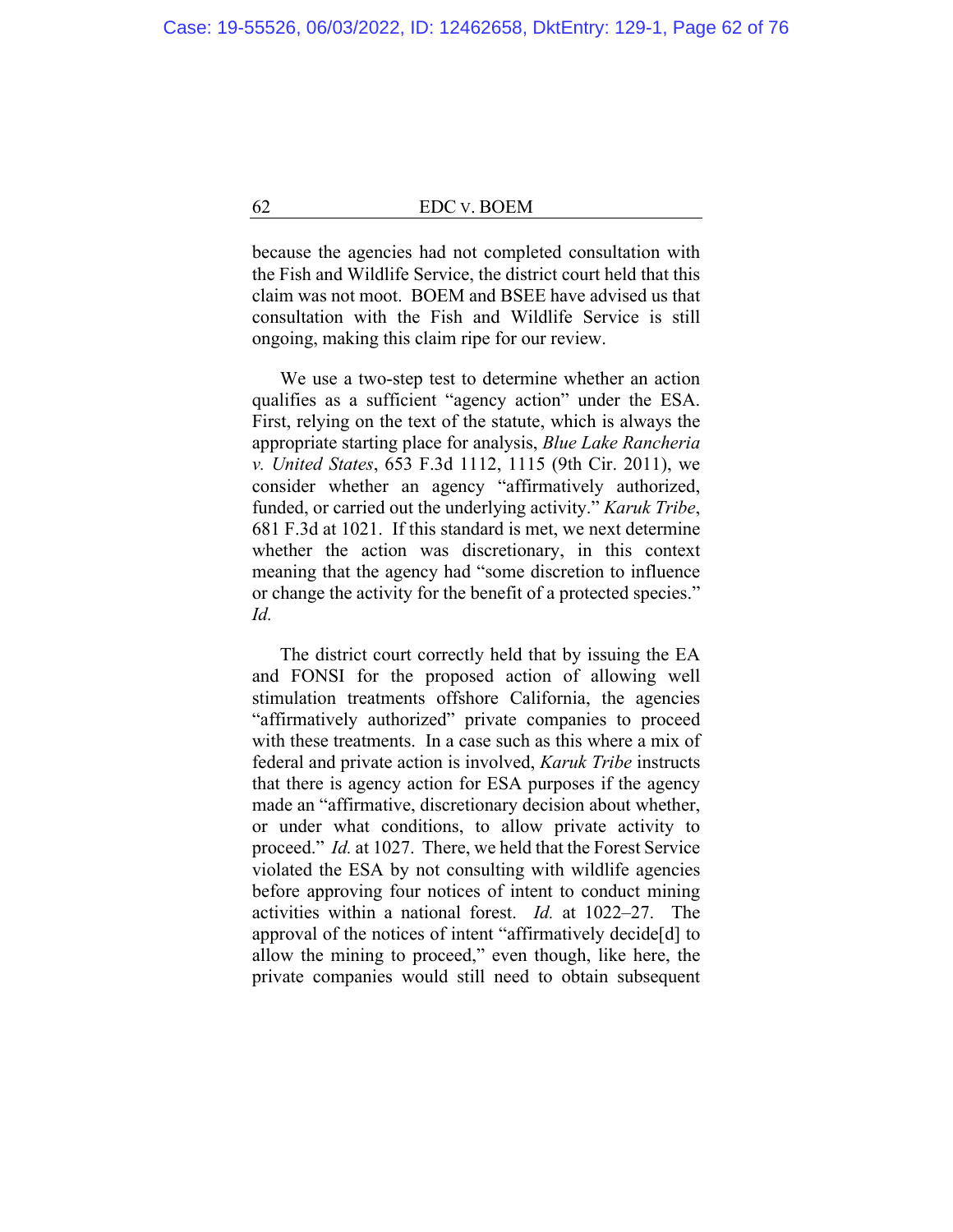because the agencies had not completed consultation with the Fish and Wildlife Service, the district court held that this claim was not moot. BOEM and BSEE have advised us that consultation with the Fish and Wildlife Service is still ongoing, making this claim ripe for our review.

We use a two-step test to determine whether an action qualifies as a sufficient "agency action" under the ESA. First, relying on the text of the statute, which is always the appropriate starting place for analysis, *Blue Lake Rancheria v. United States*, 653 F.3d 1112, 1115 (9th Cir. 2011), we consider whether an agency "affirmatively authorized, funded, or carried out the underlying activity." *Karuk Tribe*, 681 F.3d at 1021. If this standard is met, we next determine whether the action was discretionary, in this context meaning that the agency had "some discretion to influence or change the activity for the benefit of a protected species." *Id.*

The district court correctly held that by issuing the EA and FONSI for the proposed action of allowing well stimulation treatments offshore California, the agencies "affirmatively authorized" private companies to proceed with these treatments. In a case such as this where a mix of federal and private action is involved, *Karuk Tribe* instructs that there is agency action for ESA purposes if the agency made an "affirmative, discretionary decision about whether, or under what conditions, to allow private activity to proceed." *Id.* at 1027. There, we held that the Forest Service violated the ESA by not consulting with wildlife agencies before approving four notices of intent to conduct mining activities within a national forest. *Id.* at 1022–27. The approval of the notices of intent "affirmatively decide[d] to allow the mining to proceed," even though, like here, the private companies would still need to obtain subsequent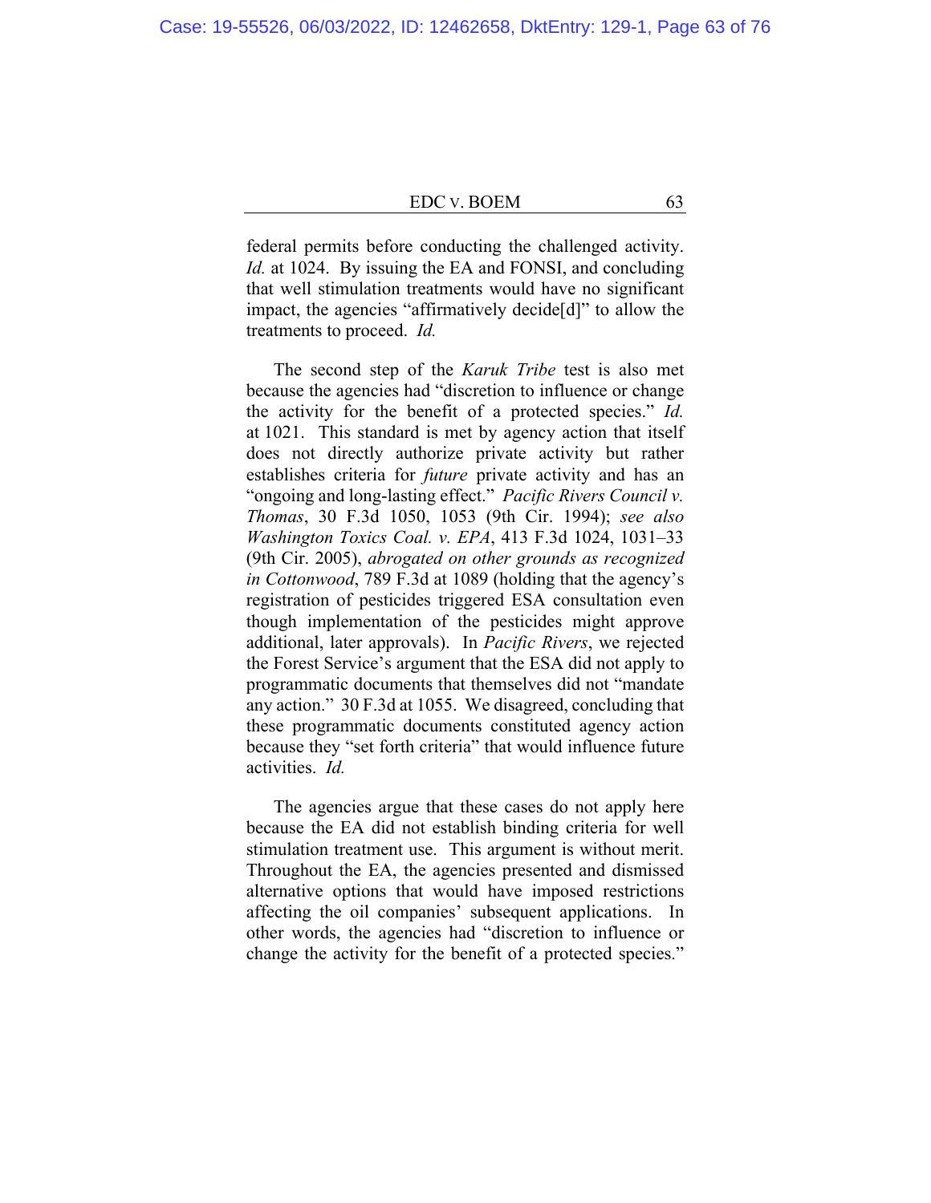federal permits before conducting the challenged activity. *Id.* at 1024. By issuing the EA and FONSI, and concluding that well stimulation treatments would have no significant impact, the agencies "affirmatively decide[d]" to allow the treatments to proceed. *Id.*

The second step of the *Karuk Tribe* test is also met because the agencies had "discretion to influence or change the activity for the benefit of a protected species." *Id.* at 1021. This standard is met by agency action that itself does not directly authorize private activity but rather establishes criteria for *future* private activity and has an "ongoing and long-lasting effect." *Pacific Rivers Council v. Thomas*, 30 F.3d 1050, 1053 (9th Cir. 1994); *see also Washington Toxics Coal. v. EPA*, 413 F.3d 1024, 1031–33 (9th Cir. 2005), *abrogated on other grounds as recognized in Cottonwood*, 789 F.3d at 1089 (holding that the agency's registration of pesticides triggered ESA consultation even though implementation of the pesticides might approve additional, later approvals). In *Pacific Rivers*, we rejected the Forest Service's argument that the ESA did not apply to programmatic documents that themselves did not "mandate any action." 30 F.3d at 1055. We disagreed, concluding that these programmatic documents constituted agency action because they "set forth criteria" that would influence future activities. *Id.*

The agencies argue that these cases do not apply here because the EA did not establish binding criteria for well stimulation treatment use. This argument is without merit. Throughout the EA, the agencies presented and dismissed alternative options that would have imposed restrictions affecting the oil companies' subsequent applications. In other words, the agencies had "discretion to influence or change the activity for the benefit of a protected species."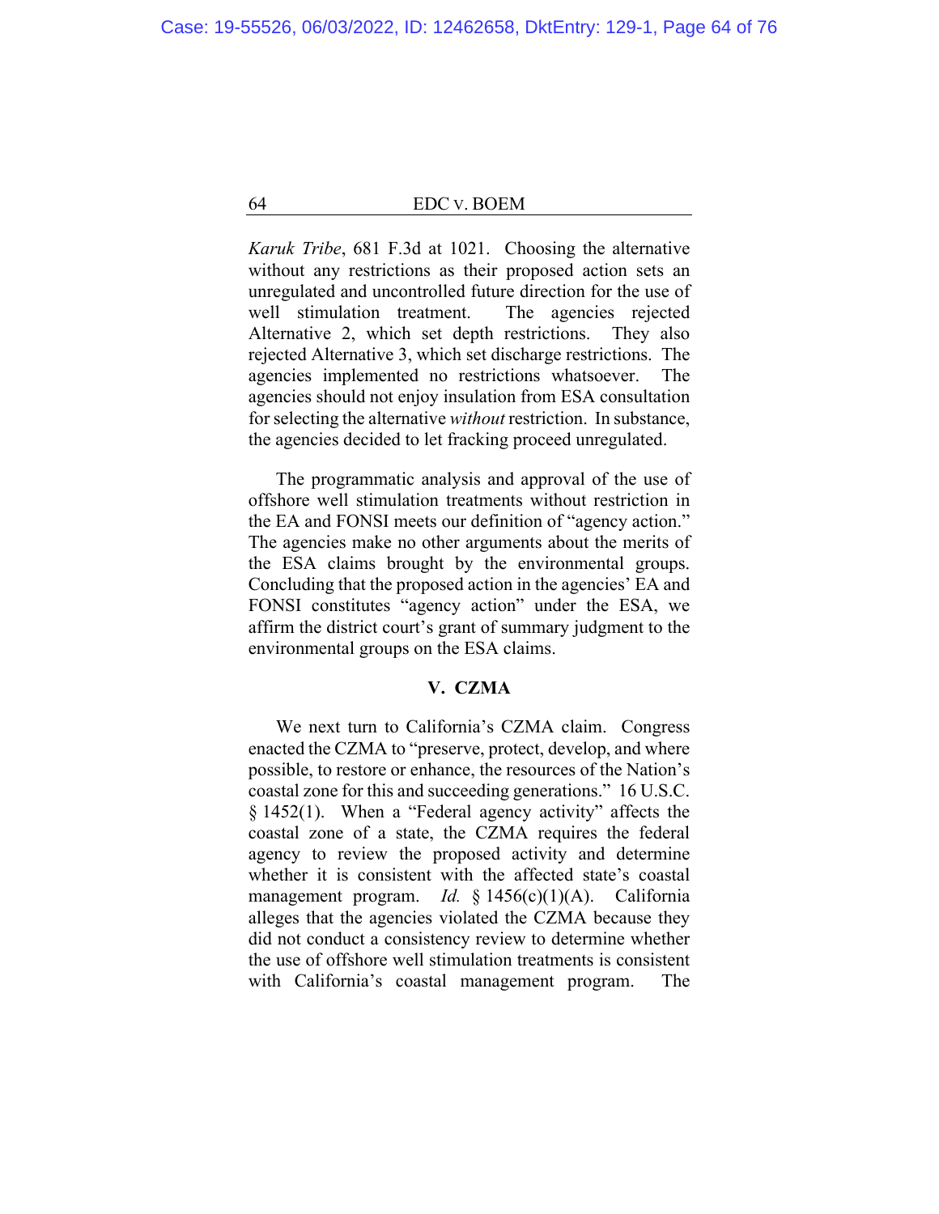*Karuk Tribe*, 681 F.3d at 1021. Choosing the alternative without any restrictions as their proposed action sets an unregulated and uncontrolled future direction for the use of well stimulation treatment. The agencies rejected Alternative 2, which set depth restrictions. They also rejected Alternative 3, which set discharge restrictions. The agencies implemented no restrictions whatsoever. The agencies should not enjoy insulation from ESA consultation for selecting the alternative *without* restriction. In substance, the agencies decided to let fracking proceed unregulated.

The programmatic analysis and approval of the use of offshore well stimulation treatments without restriction in the EA and FONSI meets our definition of "agency action." The agencies make no other arguments about the merits of the ESA claims brought by the environmental groups. Concluding that the proposed action in the agencies' EA and FONSI constitutes "agency action" under the ESA, we affirm the district court's grant of summary judgment to the environmental groups on the ESA claims.

## V. CZMA

We next turn to California's CZMA claim. Congress enacted the CZMA to "preserve, protect, develop, and where possible, to restore or enhance, the resources of the Nation's coastal zone for this and succeeding generations." 16 U.S.C. § 1452(1). When a "Federal agency activity" affects the coastal zone of a state, the CZMA requires the federal agency to review the proposed activity and determine whether it is consistent with the affected state's coastal management program. *Id.* § 1456(c)(1)(A). California alleges that the agencies violated the CZMA because they did not conduct a consistency review to determine whether the use of offshore well stimulation treatments is consistent with California's coastal management program. The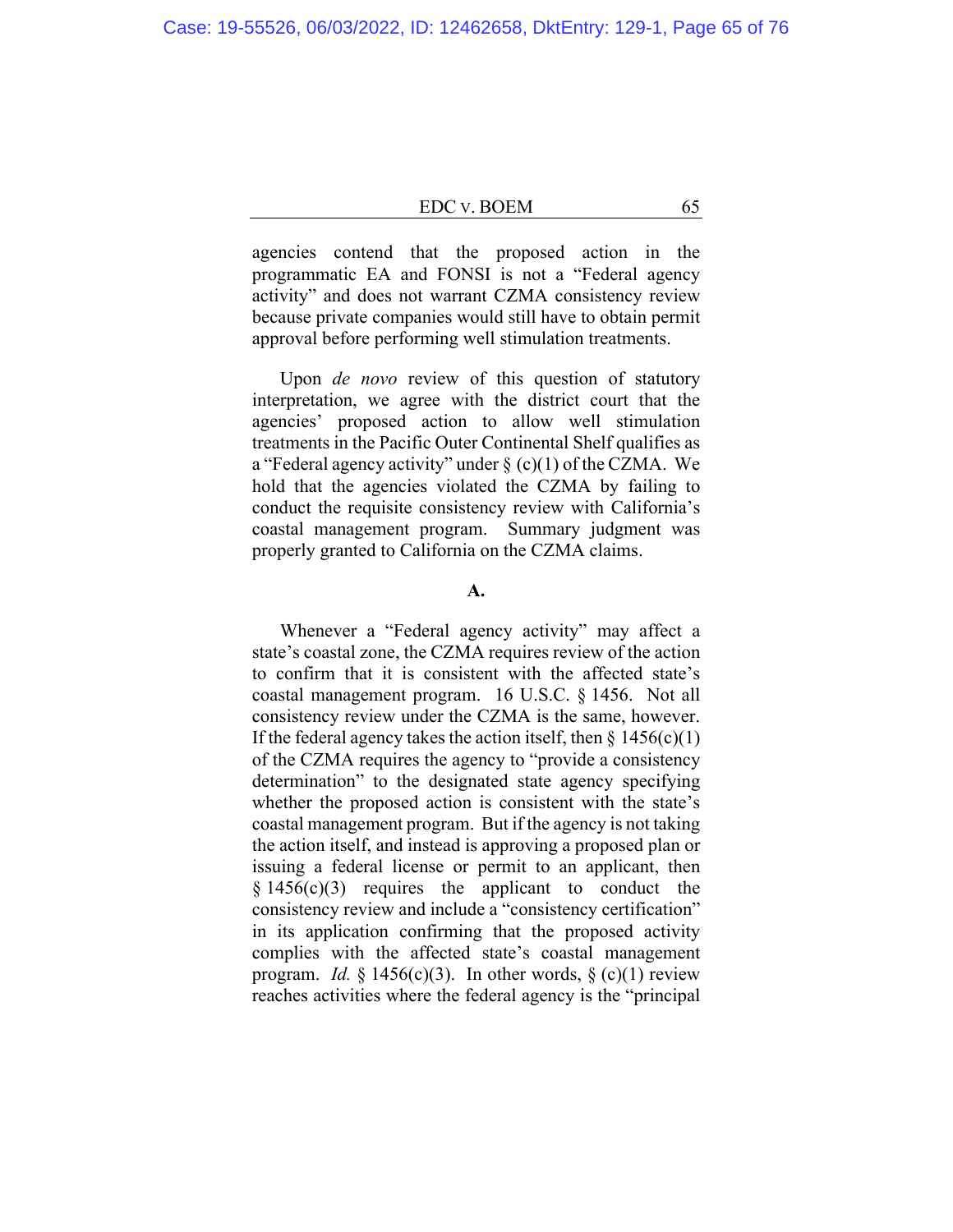agencies contend that the proposed action in the programmatic EA and FONSI is not a "Federal agency activity" and does not warrant CZMA consistency review because private companies would still have to obtain permit approval before performing well stimulation treatments.

Upon *de novo* review of this question of statutory interpretation, we agree with the district court that the agencies' proposed action to allow well stimulation treatments in the Pacific Outer Continental Shelf qualifies as a "Federal agency activity" under § (c)(1) of the CZMA. We hold that the agencies violated the CZMA by failing to conduct the requisite consistency review with California's coastal management program. Summary judgment was properly granted to California on the CZMA claims.

**A.**

Whenever a "Federal agency activity" may affect a state's coastal zone, the CZMA requires review of the action to confirm that it is consistent with the affected state's coastal management program. 16 U.S.C. § 1456. Not all consistency review under the CZMA is the same, however. If the federal agency takes the action itself, then § 1456(c)(1) of the CZMA requires the agency to "provide a consistency determination" to the designated state agency specifying whether the proposed action is consistent with the state's coastal management program. But if the agency is not taking the action itself, and instead is approving a proposed plan or issuing a federal license or permit to an applicant, then § 1456(c)(3) requires the applicant to conduct the consistency review and include a "consistency certification" in its application confirming that the proposed activity complies with the affected state's coastal management program. *Id.* § 1456(c)(3). In other words, § (c)(1) review reaches activities where the federal agency is the "principal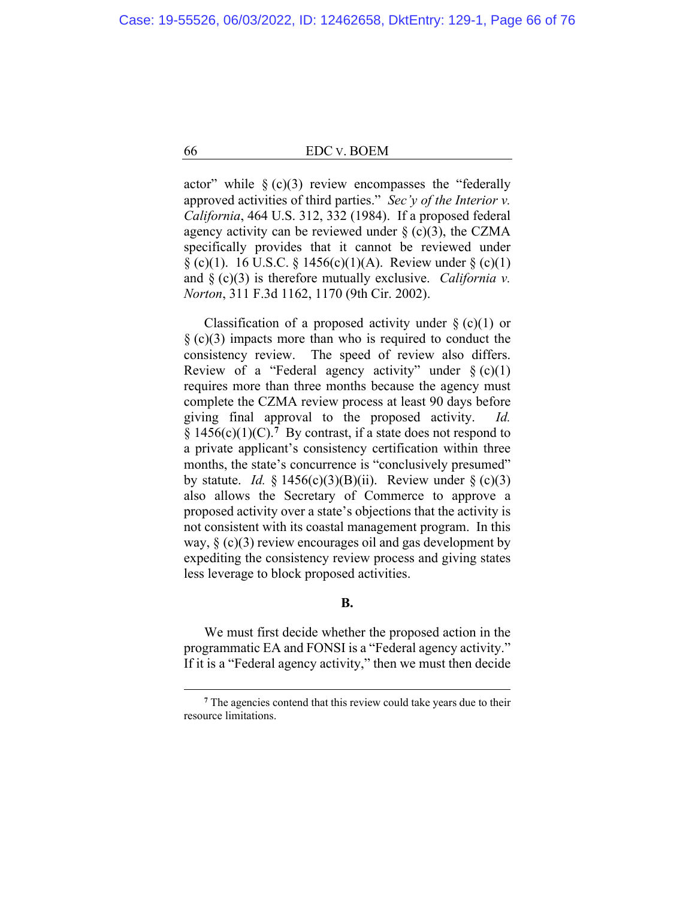actor" while § (c)(3) review encompasses the "federally approved activities of third parties." *Sec'y of the Interior v. California*, 464 U.S. 312, 332 (1984). If a proposed federal agency activity can be reviewed under § (c)(3), the CZMA specifically provides that it cannot be reviewed under § (c)(1). 16 U.S.C. § 1456(c)(1)(A). Review under § (c)(1) and § (c)(3) is therefore mutually exclusive. *California v. Norton*, 311 F.3d 1162, 1170 (9th Cir. 2002).

Classification of a proposed activity under § (c)(1) or § (c)(3) impacts more than who is required to conduct the consistency review. The speed of review also differs. Review of a "Federal agency activity" under § (c)(1) requires more than three months because the agency must complete the CZMA review process at least 90 days before giving final approval to the proposed activity. *Id.* § 1456(c)(1)(C).[7] By contrast, if a state does not respond to a private applicant's consistency certification within three months, the state's concurrence is "conclusively presumed" by statute. *Id.* § 1456(c)(3)(B)(ii). Review under § (c)(3) also allows the Secretary of Commerce to approve a proposed activity over a state's objections that the activity is not consistent with its coastal management program. In this way, § (c)(3) review encourages oil and gas development by expediting the consistency review process and giving states less leverage to block proposed activities.

**B.**

We must first decide whether the proposed action in the programmatic EA and FONSI is a "Federal agency activity." If it is a "Federal agency activity," then we must then decide

---

[7] The agencies contend that this review could take years due to their resource limitations.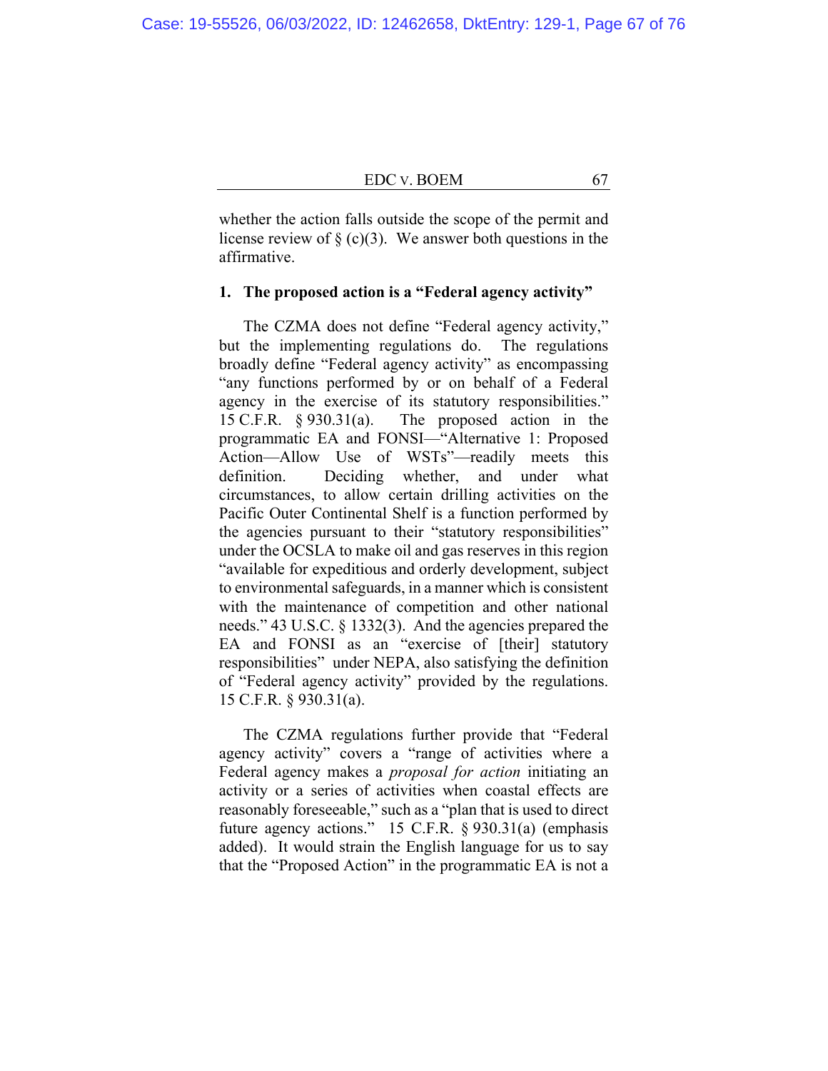whether the action falls outside the scope of the permit and license review of § (c)(3). We answer both questions in the affirmative.

### 1. The proposed action is a "Federal agency activity"

The CZMA does not define "Federal agency activity," but the implementing regulations do. The regulations broadly define "Federal agency activity" as encompassing "any functions performed by or on behalf of a Federal agency in the exercise of its statutory responsibilities." 15 C.F.R. § 930.31(a). The proposed action in the programmatic EA and FONSI—"Alternative 1: Proposed Action—Allow Use of WSTs"—readily meets this definition. Deciding whether, and under what circumstances, to allow certain drilling activities on the Pacific Outer Continental Shelf is a function performed by the agencies pursuant to their "statutory responsibilities" under the OCSLA to make oil and gas reserves in this region "available for expeditious and orderly development, subject to environmental safeguards, in a manner which is consistent with the maintenance of competition and other national needs." 43 U.S.C. § 1332(3). And the agencies prepared the EA and FONSI as an "exercise of [their] statutory responsibilities" under NEPA, also satisfying the definition of "Federal agency activity" provided by the regulations. 15 C.F.R. § 930.31(a).

The CZMA regulations further provide that "Federal agency activity" covers a "range of activities where a Federal agency makes a *proposal for action* initiating an activity or a series of activities when coastal effects are reasonably foreseeable," such as a "plan that is used to direct future agency actions." 15 C.F.R. § 930.31(a) (emphasis added). It would strain the English language for us to say that the "Proposed Action" in the programmatic EA is not a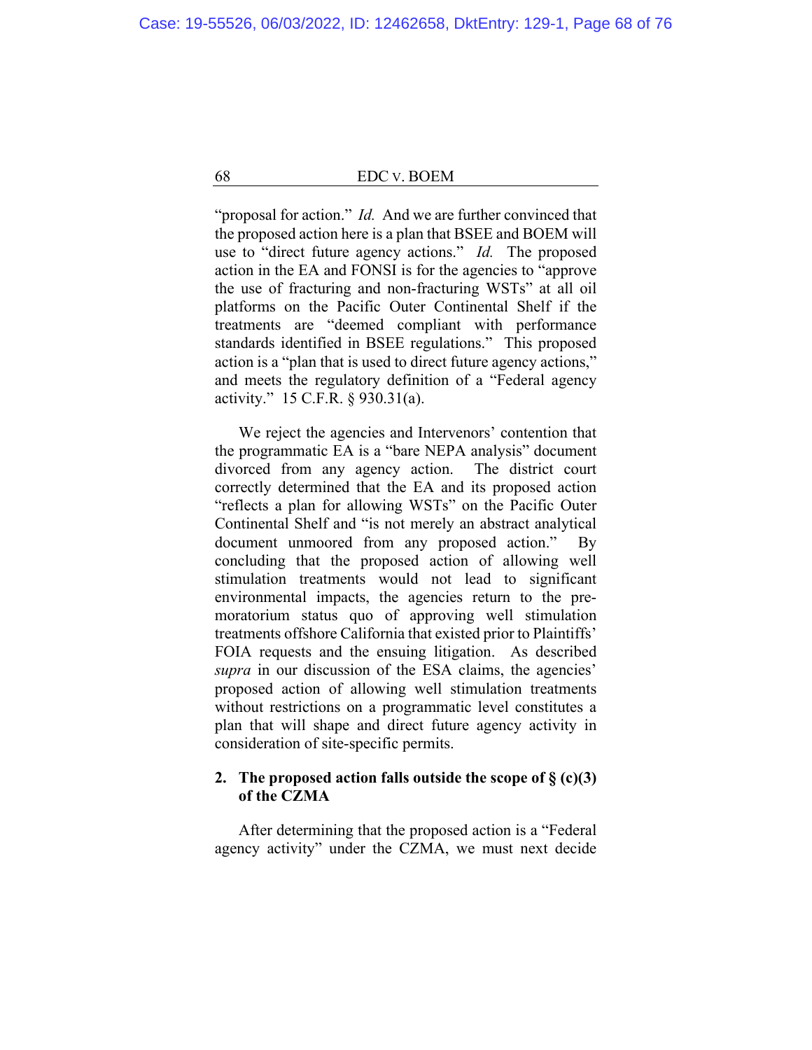"proposal for action." *Id.* And we are further convinced that the proposed action here is a plan that BSEE and BOEM will use to "direct future agency actions." *Id.* The proposed action in the EA and FONSI is for the agencies to "approve the use of fracturing and non-fracturing WSTs" at all oil platforms on the Pacific Outer Continental Shelf if the treatments are "deemed compliant with performance standards identified in BSEE regulations." This proposed action is a "plan that is used to direct future agency actions," and meets the regulatory definition of a "Federal agency activity." 15 C.F.R. § 930.31(a).

We reject the agencies and Intervenors' contention that the programmatic EA is a "bare NEPA analysis" document divorced from any agency action. The district court correctly determined that the EA and its proposed action "reflects a plan for allowing WSTs" on the Pacific Outer Continental Shelf and "is not merely an abstract analytical document unmoored from any proposed action." By concluding that the proposed action of allowing well stimulation treatments would not lead to significant environmental impacts, the agencies return to the pre-moratorium status quo of approving well stimulation treatments offshore California that existed prior to Plaintiffs' FOIA requests and the ensuing litigation. As described *supra* in our discussion of the ESA claims, the agencies' proposed action of allowing well stimulation treatments without restrictions on a programmatic level constitutes a plan that will shape and direct future agency activity in consideration of site-specific permits.

**2. The proposed action falls outside the scope of § (c)(3) of the CZMA**

After determining that the proposed action is a "Federal agency activity" under the CZMA, we must next decide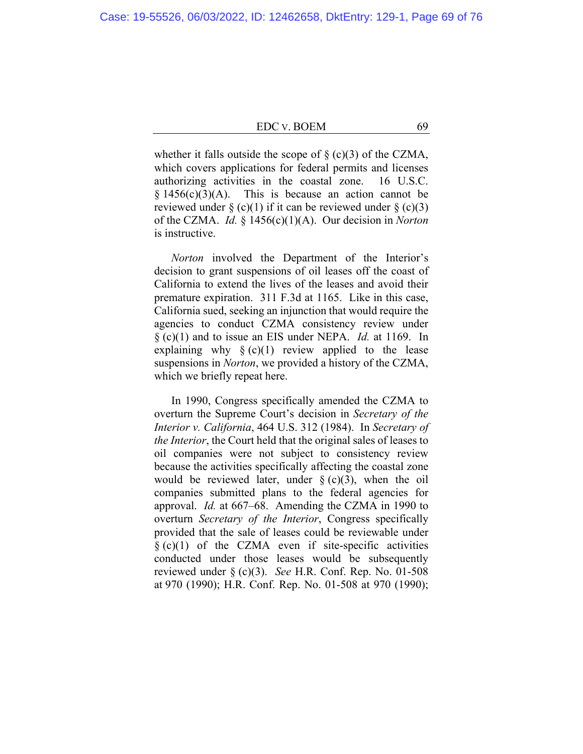whether it falls outside the scope of § (c)(3) of the CZMA, which covers applications for federal permits and licenses authorizing activities in the coastal zone. 16 U.S.C. § 1456(c)(3)(A). This is because an action cannot be reviewed under § (c)(1) if it can be reviewed under § (c)(3) of the CZMA. *Id.* § 1456(c)(1)(A). Our decision in *Norton* is instructive.

*Norton* involved the Department of the Interior's decision to grant suspensions of oil leases off the coast of California to extend the lives of the leases and avoid their premature expiration. 311 F.3d at 1165. Like in this case, California sued, seeking an injunction that would require the agencies to conduct CZMA consistency review under § (c)(1) and to issue an EIS under NEPA. *Id.* at 1169. In explaining why § (c)(1) review applied to the lease suspensions in *Norton*, we provided a history of the CZMA, which we briefly repeat here.

In 1990, Congress specifically amended the CZMA to overturn the Supreme Court's decision in *Secretary of the Interior v. California*, 464 U.S. 312 (1984). In *Secretary of the Interior*, the Court held that the original sales of leases to oil companies were not subject to consistency review because the activities specifically affecting the coastal zone would be reviewed later, under § (c)(3), when the oil companies submitted plans to the federal agencies for approval. *Id.* at 667–68. Amending the CZMA in 1990 to overturn *Secretary of the Interior*, Congress specifically provided that the sale of leases could be reviewable under § (c)(1) of the CZMA even if site-specific activities conducted under those leases would be subsequently reviewed under § (c)(3). *See* H.R. Conf. Rep. No. 01-508 at 970 (1990); H.R. Conf. Rep. No. 01-508 at 970 (1990);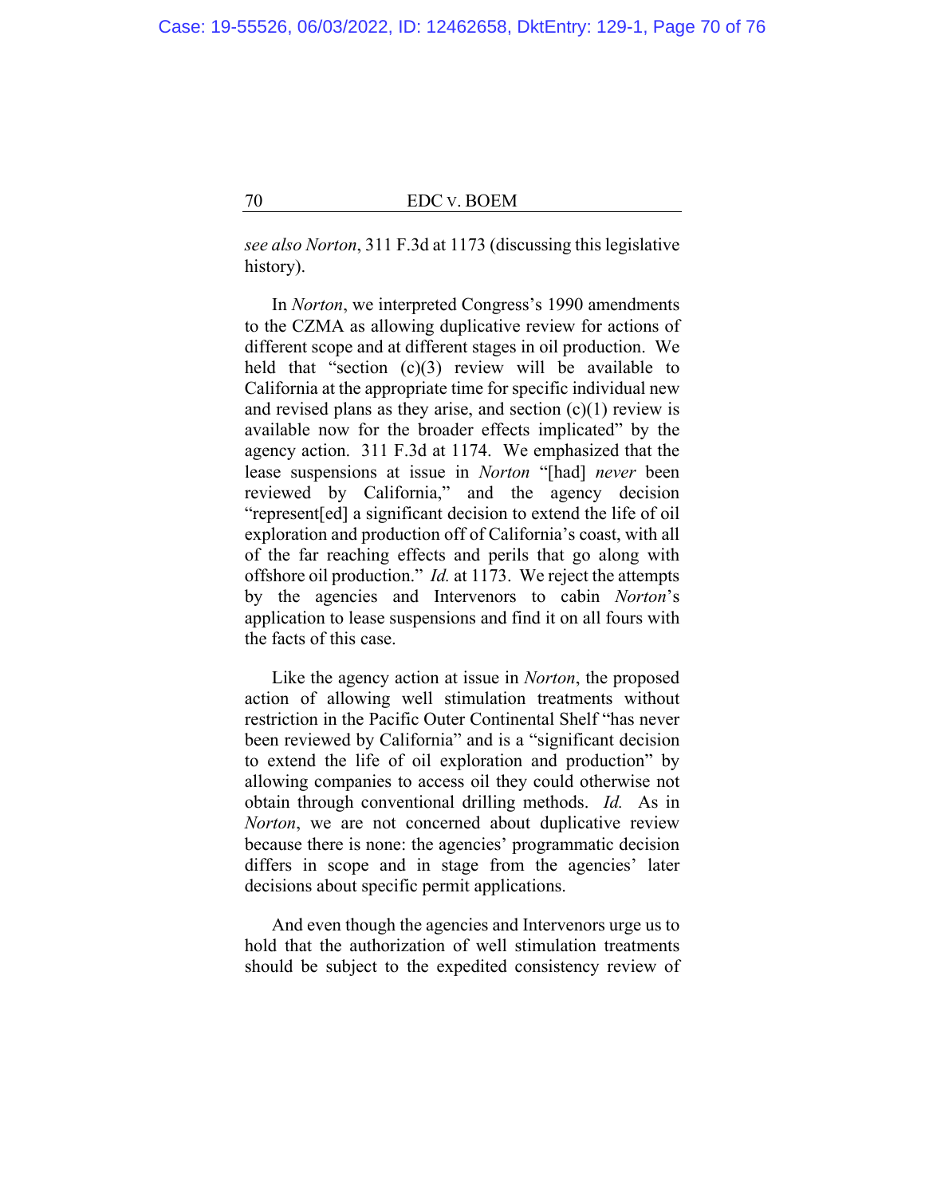*see also Norton*, 311 F.3d at 1173 (discussing this legislative history).

In *Norton*, we interpreted Congress's 1990 amendments to the CZMA as allowing duplicative review for actions of different scope and at different stages in oil production. We held that "section (c)(3) review will be available to California at the appropriate time for specific individual new and revised plans as they arise, and section (c)(1) review is available now for the broader effects implicated" by the agency action. 311 F.3d at 1174. We emphasized that the lease suspensions at issue in *Norton* "[had] *never* been reviewed by California," and the agency decision "represent[ed] a significant decision to extend the life of oil exploration and production off of California's coast, with all of the far reaching effects and perils that go along with offshore oil production." *Id.* at 1173. We reject the attempts by the agencies and Intervenors to cabin *Norton*'s application to lease suspensions and find it on all fours with the facts of this case.

Like the agency action at issue in *Norton*, the proposed action of allowing well stimulation treatments without restriction in the Pacific Outer Continental Shelf "has never been reviewed by California" and is a "significant decision to extend the life of oil exploration and production" by allowing companies to access oil they could otherwise not obtain through conventional drilling methods. *Id.* As in *Norton*, we are not concerned about duplicative review because there is none: the agencies' programmatic decision differs in scope and in stage from the agencies' later decisions about specific permit applications.

And even though the agencies and Intervenors urge us to hold that the authorization of well stimulation treatments should be subject to the expedited consistency review of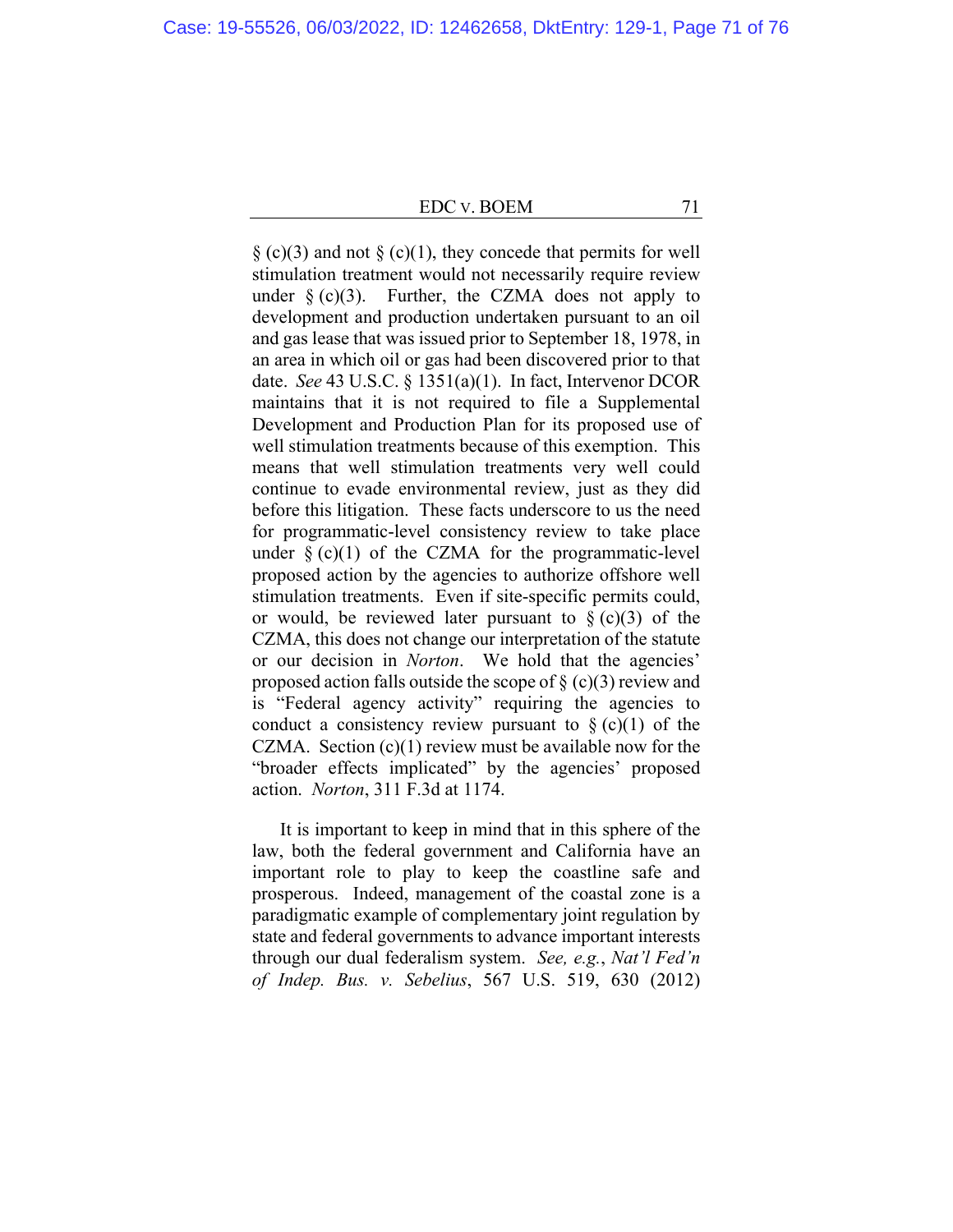§ (c)(3) and not § (c)(1), they concede that permits for well stimulation treatment would not necessarily require review under § (c)(3). Further, the CZMA does not apply to development and production undertaken pursuant to an oil and gas lease that was issued prior to September 18, 1978, in an area in which oil or gas had been discovered prior to that date. *See* 43 U.S.C. § 1351(a)(1). In fact, Intervenor DCOR maintains that it is not required to file a Supplemental Development and Production Plan for its proposed use of well stimulation treatments because of this exemption. This means that well stimulation treatments very well could continue to evade environmental review, just as they did before this litigation. These facts underscore to us the need for programmatic-level consistency review to take place under § (c)(1) of the CZMA for the programmatic-level proposed action by the agencies to authorize offshore well stimulation treatments. Even if site-specific permits could, or would, be reviewed later pursuant to § (c)(3) of the CZMA, this does not change our interpretation of the statute or our decision in *Norton*. We hold that the agencies' proposed action falls outside the scope of § (c)(3) review and is "Federal agency activity" requiring the agencies to conduct a consistency review pursuant to § (c)(1) of the CZMA. Section (c)(1) review must be available now for the "broader effects implicated" by the agencies' proposed action. *Norton*, 311 F.3d at 1174.

It is important to keep in mind that in this sphere of the law, both the federal government and California have an important role to play to keep the coastline safe and prosperous. Indeed, management of the coastal zone is a paradigmatic example of complementary joint regulation by state and federal governments to advance important interests through our dual federalism system. *See, e.g.*, *Nat'l Fed'n of Indep. Bus. v. Sebelius*, 567 U.S. 519, 630 (2012)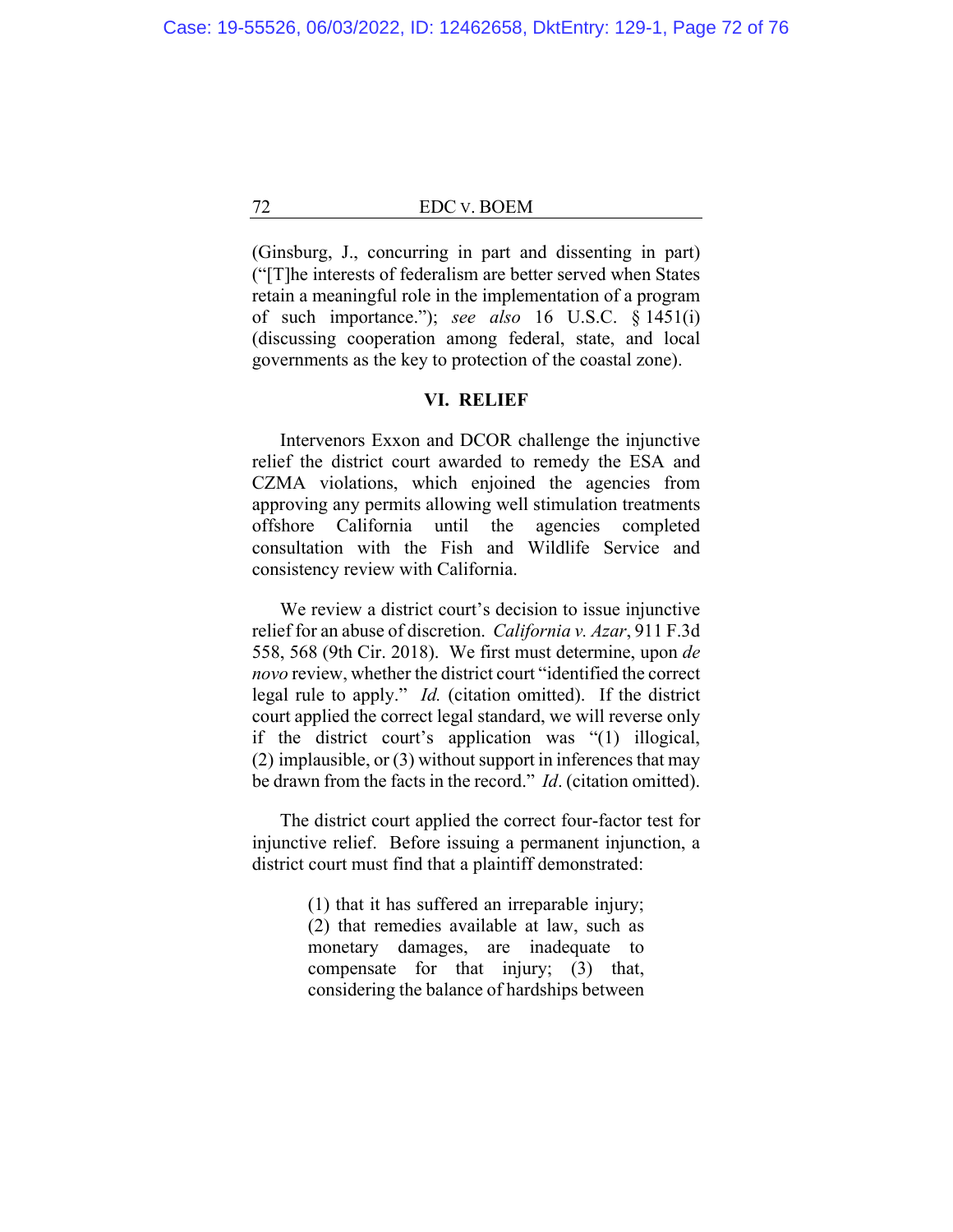(Ginsburg, J., concurring in part and dissenting in part) ("[T]he interests of federalism are better served when States retain a meaningful role in the implementation of a program of such importance."); *see also* 16 U.S.C. § 1451(i) (discussing cooperation among federal, state, and local governments as the key to protection of the coastal zone).

## VI. RELIEF

Intervenors Exxon and DCOR challenge the injunctive relief the district court awarded to remedy the ESA and CZMA violations, which enjoined the agencies from approving any permits allowing well stimulation treatments offshore California until the agencies completed consultation with the Fish and Wildlife Service and consistency review with California.

We review a district court's decision to issue injunctive relief for an abuse of discretion. *California v. Azar*, 911 F.3d 558, 568 (9th Cir. 2018). We first must determine, upon *de novo* review, whether the district court "identified the correct legal rule to apply." *Id.* (citation omitted). If the district court applied the correct legal standard, we will reverse only if the district court's application was "(1) illogical, (2) implausible, or (3) without support in inferences that may be drawn from the facts in the record." *Id*. (citation omitted).

The district court applied the correct four-factor test for injunctive relief. Before issuing a permanent injunction, a district court must find that a plaintiff demonstrated:

> (1) that it has suffered an irreparable injury; (2) that remedies available at law, such as monetary damages, are inadequate to compensate for that injury; (3) that, considering the balance of hardships between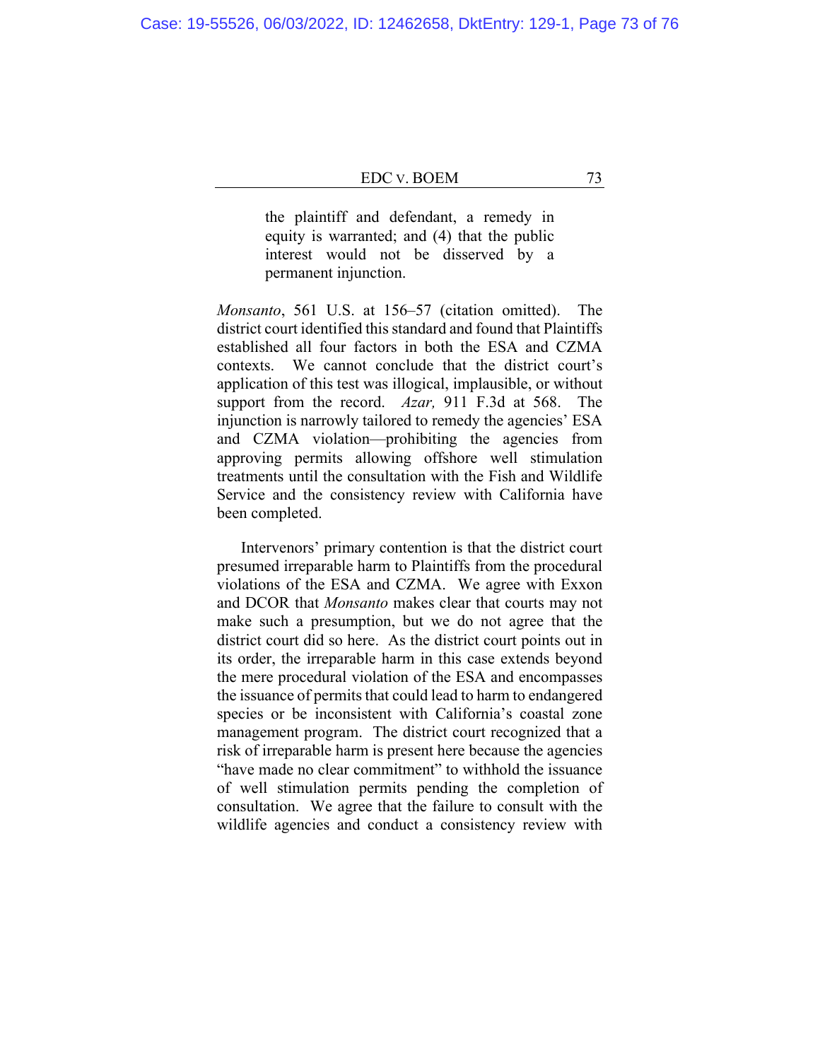> the plaintiff and defendant, a remedy in equity is warranted; and (4) that the public interest would not be disserved by a permanent injunction.

*Monsanto*, 561 U.S. at 156–57 (citation omitted). The district court identified this standard and found that Plaintiffs established all four factors in both the ESA and CZMA contexts. We cannot conclude that the district court's application of this test was illogical, implausible, or without support from the record. *Azar,* 911 F.3d at 568. The injunction is narrowly tailored to remedy the agencies' ESA and CZMA violation—prohibiting the agencies from approving permits allowing offshore well stimulation treatments until the consultation with the Fish and Wildlife Service and the consistency review with California have been completed.

Intervenors' primary contention is that the district court presumed irreparable harm to Plaintiffs from the procedural violations of the ESA and CZMA. We agree with Exxon and DCOR that *Monsanto* makes clear that courts may not make such a presumption, but we do not agree that the district court did so here. As the district court points out in its order, the irreparable harm in this case extends beyond the mere procedural violation of the ESA and encompasses the issuance of permits that could lead to harm to endangered species or be inconsistent with California's coastal zone management program. The district court recognized that a risk of irreparable harm is present here because the agencies "have made no clear commitment" to withhold the issuance of well stimulation permits pending the completion of consultation. We agree that the failure to consult with the wildlife agencies and conduct a consistency review with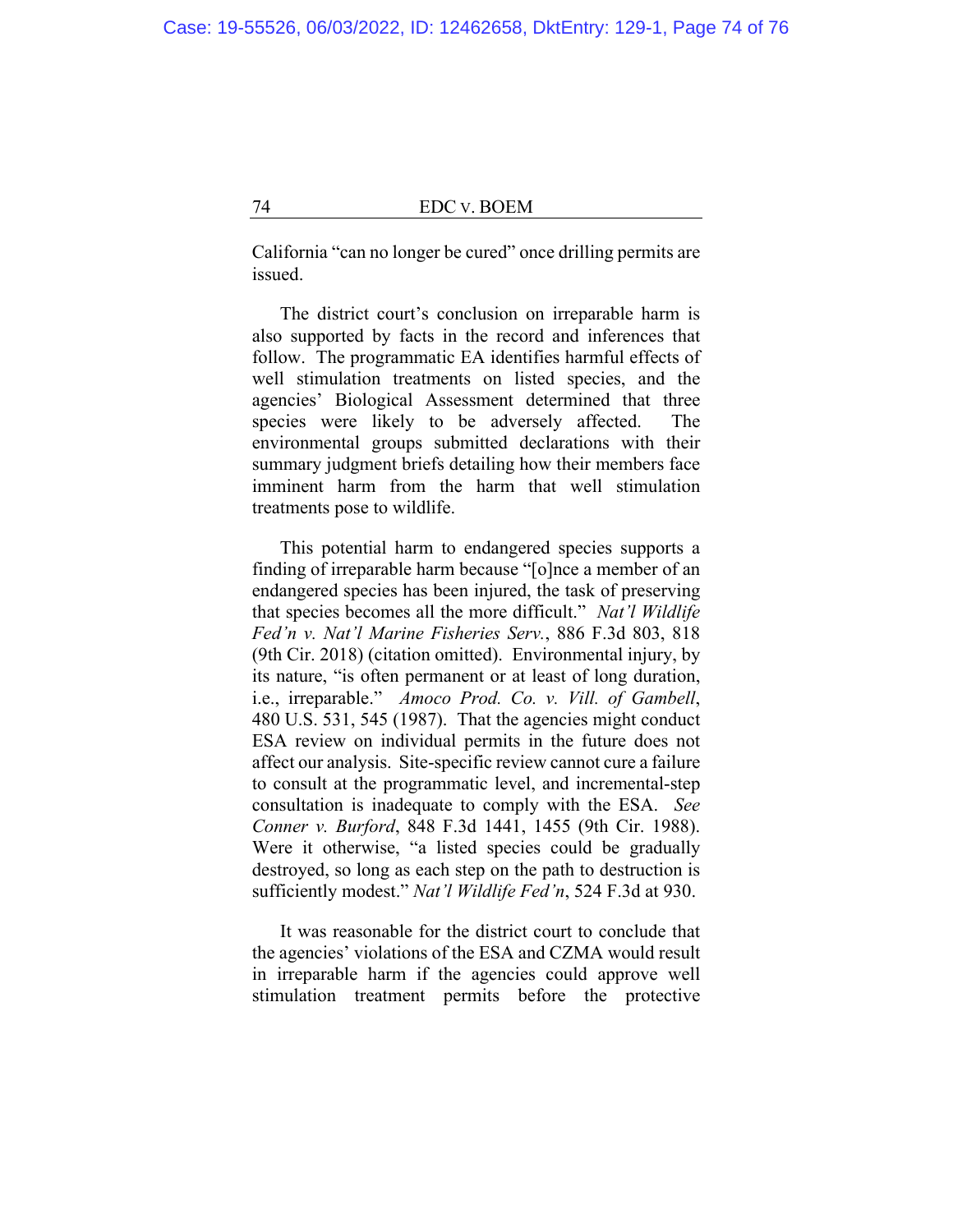California "can no longer be cured" once drilling permits are issued.

The district court's conclusion on irreparable harm is also supported by facts in the record and inferences that follow. The programmatic EA identifies harmful effects of well stimulation treatments on listed species, and the agencies' Biological Assessment determined that three species were likely to be adversely affected. The environmental groups submitted declarations with their summary judgment briefs detailing how their members face imminent harm from the harm that well stimulation treatments pose to wildlife.

This potential harm to endangered species supports a finding of irreparable harm because "[o]nce a member of an endangered species has been injured, the task of preserving that species becomes all the more difficult." *Nat'l Wildlife Fed'n v. Nat'l Marine Fisheries Serv.*, 886 F.3d 803, 818 (9th Cir. 2018) (citation omitted). Environmental injury, by its nature, "is often permanent or at least of long duration, i.e., irreparable." *Amoco Prod. Co. v. Vill. of Gambell*, 480 U.S. 531, 545 (1987). That the agencies might conduct ESA review on individual permits in the future does not affect our analysis. Site-specific review cannot cure a failure to consult at the programmatic level, and incremental-step consultation is inadequate to comply with the ESA. *See Conner v. Burford*, 848 F.3d 1441, 1455 (9th Cir. 1988). Were it otherwise, "a listed species could be gradually destroyed, so long as each step on the path to destruction is sufficiently modest." *Nat'l Wildlife Fed'n*, 524 F.3d at 930.

It was reasonable for the district court to conclude that the agencies' violations of the ESA and CZMA would result in irreparable harm if the agencies could approve well stimulation treatment permits before the protective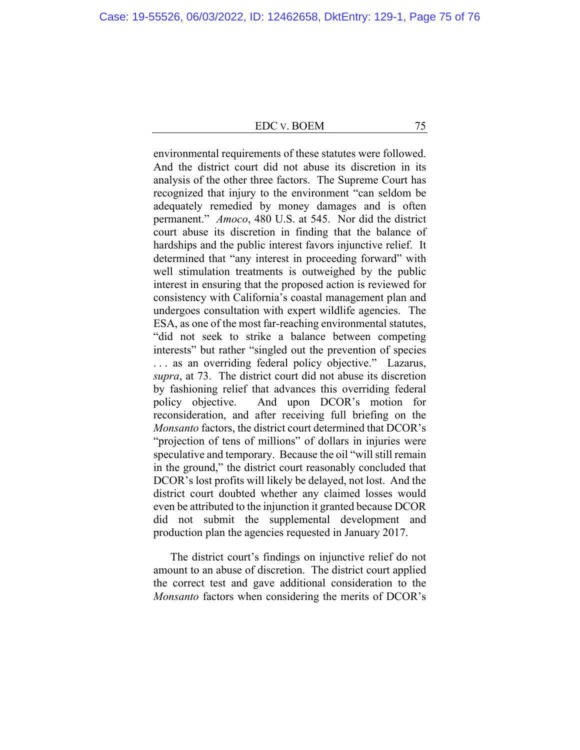environmental requirements of these statutes were followed. And the district court did not abuse its discretion in its analysis of the other three factors. The Supreme Court has recognized that injury to the environment "can seldom be adequately remedied by money damages and is often permanent." *Amoco*, 480 U.S. at 545. Nor did the district court abuse its discretion in finding that the balance of hardships and the public interest favors injunctive relief. It determined that "any interest in proceeding forward" with well stimulation treatments is outweighed by the public interest in ensuring that the proposed action is reviewed for consistency with California's coastal management plan and undergoes consultation with expert wildlife agencies. The ESA, as one of the most far-reaching environmental statutes, "did not seek to strike a balance between competing interests" but rather "singled out the prevention of species . . . as an overriding federal policy objective." Lazarus, *supra*, at 73. The district court did not abuse its discretion by fashioning relief that advances this overriding federal policy objective. And upon DCOR's motion for reconsideration, and after receiving full briefing on the *Monsanto* factors, the district court determined that DCOR's "projection of tens of millions" of dollars in injuries were speculative and temporary. Because the oil "will still remain in the ground," the district court reasonably concluded that DCOR's lost profits will likely be delayed, not lost. And the district court doubted whether any claimed losses would even be attributed to the injunction it granted because DCOR did not submit the supplemental development and production plan the agencies requested in January 2017.

The district court's findings on injunctive relief do not amount to an abuse of discretion. The district court applied the correct test and gave additional consideration to the *Monsanto* factors when considering the merits of DCOR's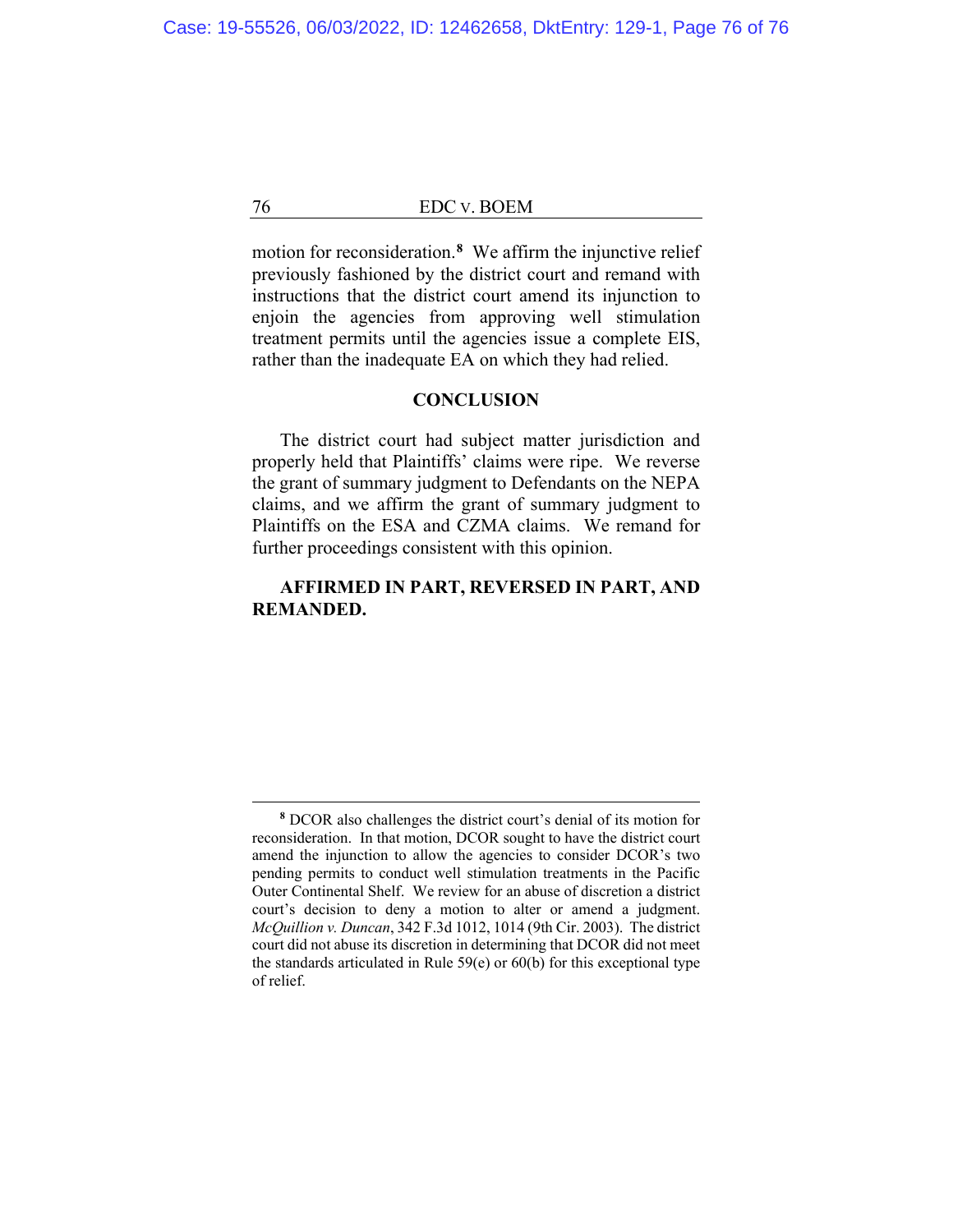motion for reconsideration.[8] We affirm the injunctive relief previously fashioned by the district court and remand with instructions that the district court amend its injunction to enjoin the agencies from approving well stimulation treatment permits until the agencies issue a complete EIS, rather than the inadequate EA on which they had relied.

## CONCLUSION

The district court had subject matter jurisdiction and properly held that Plaintiffs' claims were ripe. We reverse the grant of summary judgment to Defendants on the NEPA claims, and we affirm the grant of summary judgment to Plaintiffs on the ESA and CZMA claims. We remand for further proceedings consistent with this opinion.

**AFFIRMED IN PART, REVERSED IN PART, AND REMANDED.**

---

[8] DCOR also challenges the district court's denial of its motion for reconsideration. In that motion, DCOR sought to have the district court amend the injunction to allow the agencies to consider DCOR's two pending permits to conduct well stimulation treatments in the Pacific Outer Continental Shelf. We review for an abuse of discretion a district court's decision to deny a motion to alter or amend a judgment. *McQuillion v. Duncan*, 342 F.3d 1012, 1014 (9th Cir. 2003). The district court did not abuse its discretion in determining that DCOR did not meet the standards articulated in Rule 59(e) or 60(b) for this exceptional type of relief.